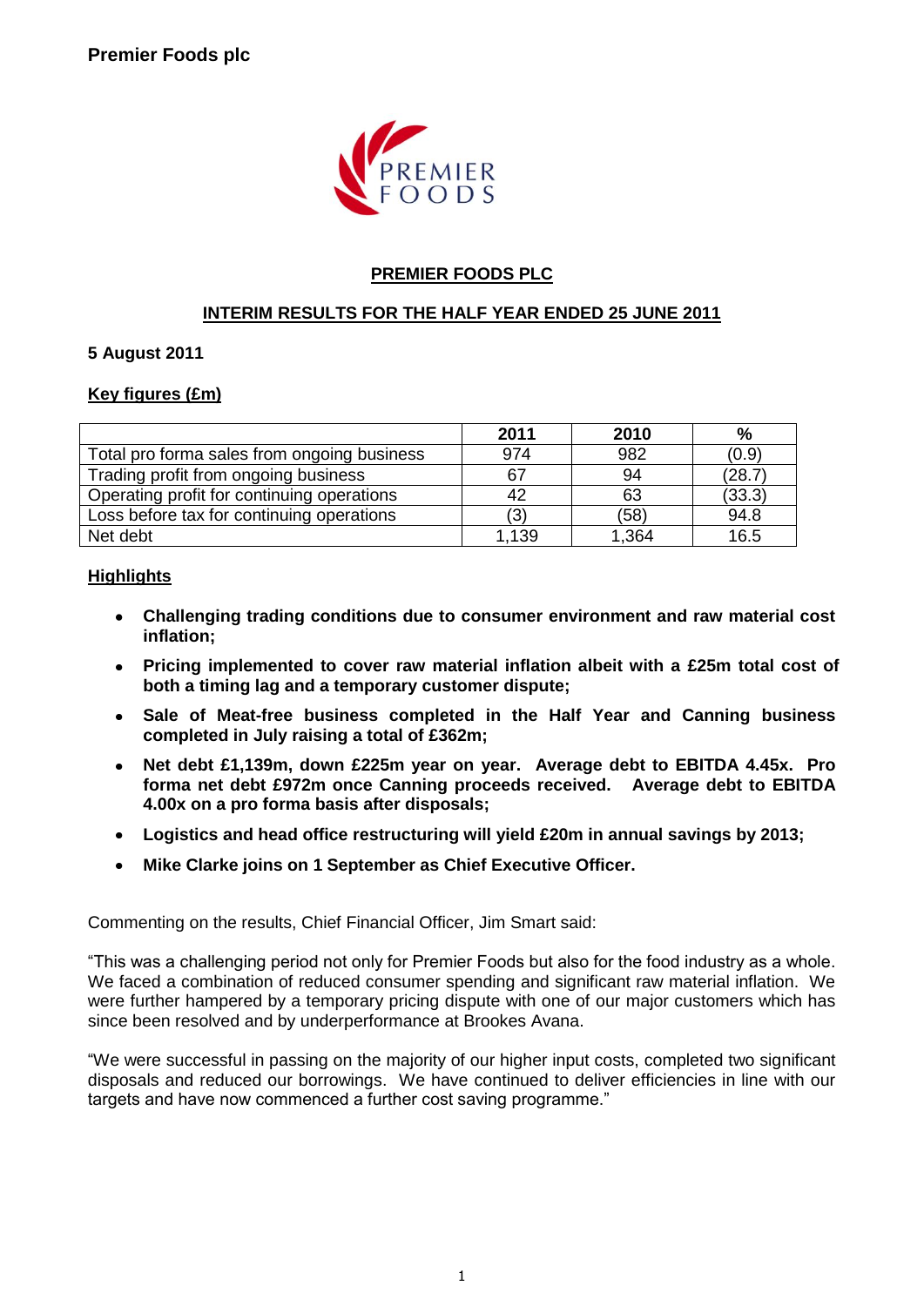**Premier Foods plc**

# PREMIER FOODS PLC

## INTERIM RESULTS FOR THE HALF YEAR ENDED 25 JUNE 2011

**5 August 2011**

**Key figures (£m)**

| | 2011 | 2010 | % |
|---|---|---|---|
| Total pro forma sales from ongoing business | 974 | 982 | (0.9) |
| Trading profit from ongoing business | 67 | 94 | (28.7) |
| Operating profit for continuing operations | 42 | 63 | (33.3) |
| Loss before tax for continuing operations | (3) | (58) | 94.8 |
| Net debt | 1,139 | 1,364 | 16.5 |

**Highlights**

- **Challenging trading conditions due to consumer environment and raw material cost inflation;**
- **Pricing implemented to cover raw material inflation albeit with a £25m total cost of both a timing lag and a temporary customer dispute;**
- **Sale of Meat-free business completed in the Half Year and Canning business completed in July raising a total of £362m;**
- **Net debt £1,139m, down £225m year on year. Average debt to EBITDA 4.45x. Pro forma net debt £972m once Canning proceeds received. Average debt to EBITDA 4.00x on a pro forma basis after disposals;**
- **Logistics and head office restructuring will yield £20m in annual savings by 2013;**
- **Mike Clarke joins on 1 September as Chief Executive Officer.**

Commenting on the results, Chief Financial Officer, Jim Smart said:

"This was a challenging period not only for Premier Foods but also for the food industry as a whole. We faced a combination of reduced consumer spending and significant raw material inflation. We were further hampered by a temporary pricing dispute with one of our major customers which has since been resolved and by underperformance at Brookes Avana.

"We were successful in passing on the majority of our higher input costs, completed two significant disposals and reduced our borrowings. We have continued to deliver efficiencies in line with our targets and have now commenced a further cost saving programme."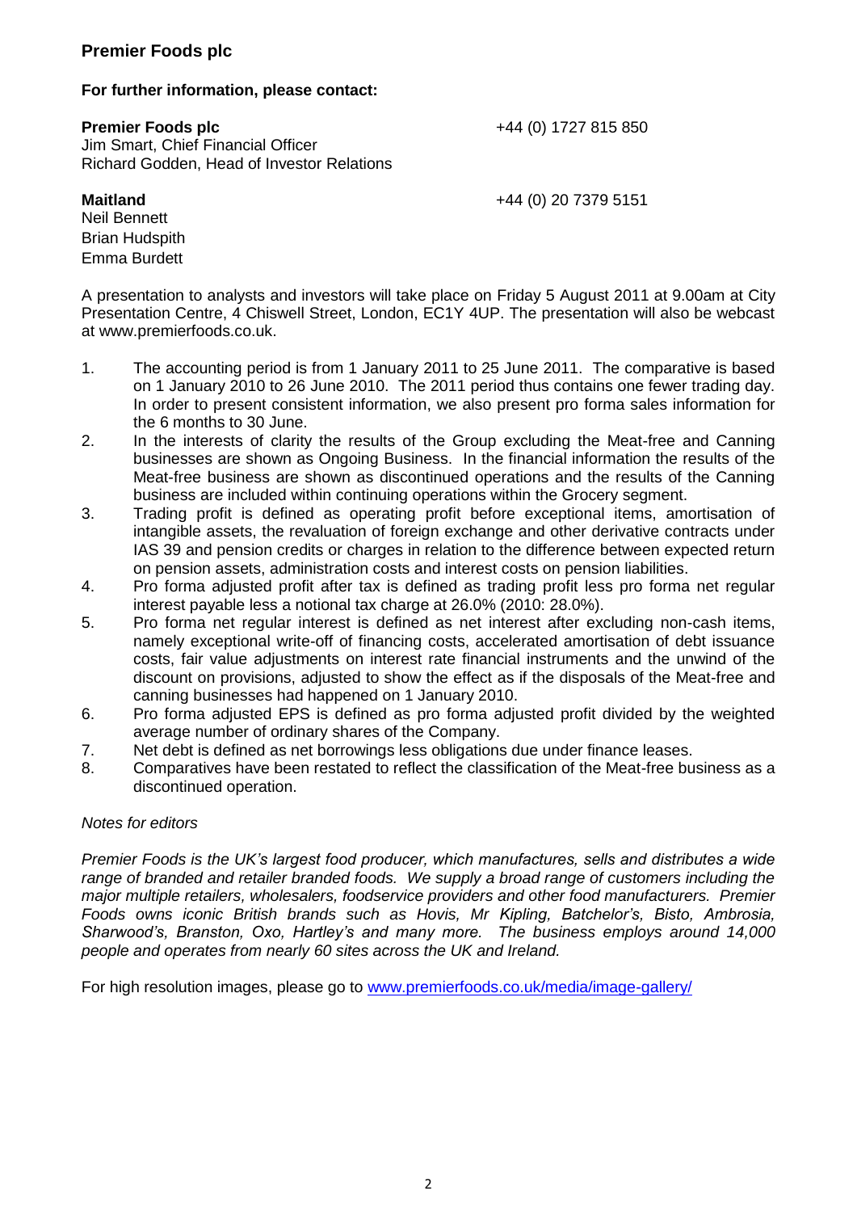# Premier Foods plc

**For further information, please contact:**

**Premier Foods plc** +44 (0) 1727 815 850
Jim Smart, Chief Financial Officer
Richard Godden, Head of Investor Relations

**Maitland** +44 (0) 20 7379 5151
Neil Bennett
Brian Hudspith
Emma Burdett

A presentation to analysts and investors will take place on Friday 5 August 2011 at 9.00am at City Presentation Centre, 4 Chiswell Street, London, EC1Y 4UP. The presentation will also be webcast at www.premierfoods.co.uk.

1. The accounting period is from 1 January 2011 to 25 June 2011. The comparative is based on 1 January 2010 to 26 June 2010. The 2011 period thus contains one fewer trading day. In order to present consistent information, we also present pro forma sales information for the 6 months to 30 June.
2. In the interests of clarity the results of the Group excluding the Meat-free and Canning businesses are shown as Ongoing Business. In the financial information the results of the Meat-free business are shown as discontinued operations and the results of the Canning business are included within continuing operations within the Grocery segment.
3. Trading profit is defined as operating profit before exceptional items, amortisation of intangible assets, the revaluation of foreign exchange and other derivative contracts under IAS 39 and pension credits or charges in relation to the difference between expected return on pension assets, administration costs and interest costs on pension liabilities.
4. Pro forma adjusted profit after tax is defined as trading profit less pro forma net regular interest payable less a notional tax charge at 26.0% (2010: 28.0%).
5. Pro forma net regular interest is defined as net interest after excluding non-cash items, namely exceptional write-off of financing costs, accelerated amortisation of debt issuance costs, fair value adjustments on interest rate financial instruments and the unwind of the discount on provisions, adjusted to show the effect as if the disposals of the Meat-free and canning businesses had happened on 1 January 2010.
6. Pro forma adjusted EPS is defined as pro forma adjusted profit divided by the weighted average number of ordinary shares of the Company.
7. Net debt is defined as net borrowings less obligations due under finance leases.
8. Comparatives have been restated to reflect the classification of the Meat-free business as a discontinued operation.

*Notes for editors*

*Premier Foods is the UK's largest food producer, which manufactures, sells and distributes a wide range of branded and retailer branded foods. We supply a broad range of customers including the major multiple retailers, wholesalers, foodservice providers and other food manufacturers. Premier Foods owns iconic British brands such as Hovis, Mr Kipling, Batchelor's, Bisto, Ambrosia, Sharwood's, Branston, Oxo, Hartley's and many more. The business employs around 14,000 people and operates from nearly 60 sites across the UK and Ireland.*

For high resolution images, please go to [www.premierfoods.co.uk/media/image-gallery/](www.premierfoods.co.uk/media/image-gallery/)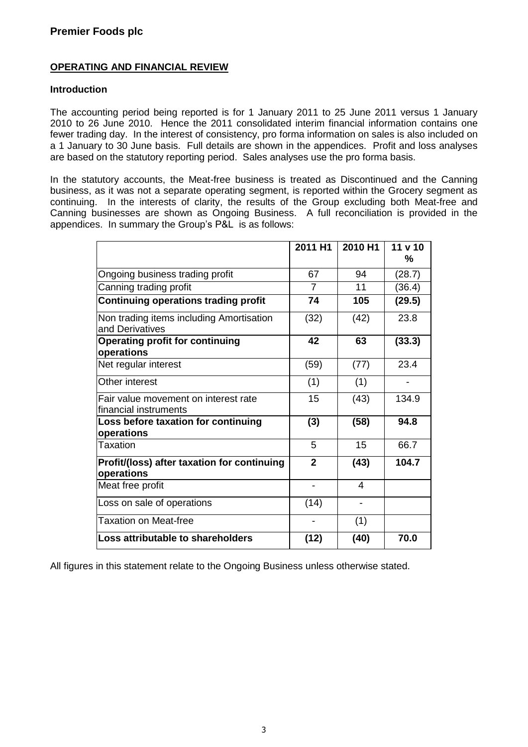## OPERATING AND FINANCIAL REVIEW

### Introduction

The accounting period being reported is for 1 January 2011 to 25 June 2011 versus 1 January 2010 to 26 June 2010. Hence the 2011 consolidated interim financial information contains one fewer trading day. In the interest of consistency, pro forma information on sales is also included on a 1 January to 30 June basis. Full details are shown in the appendices. Profit and loss analyses are based on the statutory reporting period. Sales analyses use the pro forma basis.

In the statutory accounts, the Meat-free business is treated as Discontinued and the Canning business, as it was not a separate operating segment, is reported within the Grocery segment as continuing. In the interests of clarity, the results of the Group excluding both Meat-free and Canning businesses are shown as Ongoing Business. A full reconciliation is provided in the appendices. In summary the Group's P&L is as follows:

| | 2011 H1 | 2010 H1 | 11 v 10 % |
|---|---|---|---|
| Ongoing business trading profit | 67 | 94 | (28.7) |
| Canning trading profit | 7 | 11 | (36.4) |
| **Continuing operations trading profit** | **74** | **105** | **(29.5)** |
| Non trading items including Amortisation and Derivatives | (32) | (42) | 23.8 |
| **Operating profit for continuing operations** | **42** | **63** | **(33.3)** |
| Net regular interest | (59) | (77) | 23.4 |
| Other interest | (1) | (1) | - |
| Fair value movement on interest rate financial instruments | 15 | (43) | 134.9 |
| **Loss before taxation for continuing operations** | **(3)** | **(58)** | **94.8** |
| Taxation | 5 | 15 | 66.7 |
| **Profit/(loss) after taxation for continuing operations** | **2** | **(43)** | **104.7** |
| Meat free profit | - | 4 | |
| Loss on sale of operations | (14) | - | |
| Taxation on Meat-free | - | (1) | |
| **Loss attributable to shareholders** | **(12)** | **(40)** | **70.0** |

All figures in this statement relate to the Ongoing Business unless otherwise stated.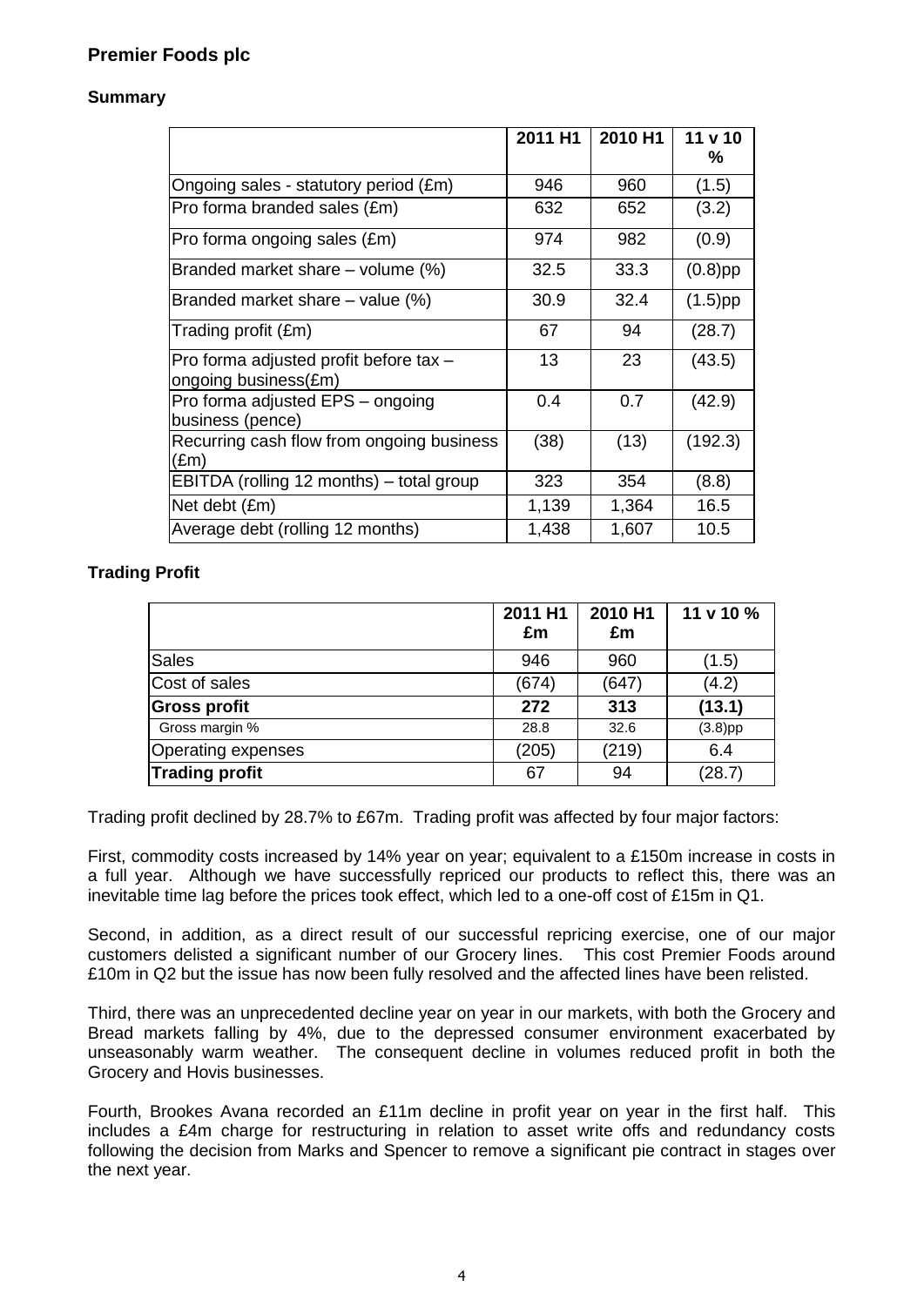## Premier Foods plc

### Summary

| | 2011 H1 | 2010 H1 | 11 v 10 % |
|---|---|---|---|
| Ongoing sales - statutory period (£m) | 946 | 960 | (1.5) |
| Pro forma branded sales (£m) | 632 | 652 | (3.2) |
| Pro forma ongoing sales (£m) | 974 | 982 | (0.9) |
| Branded market share – volume (%) | 32.5 | 33.3 | (0.8)pp |
| Branded market share – value (%) | 30.9 | 32.4 | (1.5)pp |
| Trading profit (£m) | 67 | 94 | (28.7) |
| Pro forma adjusted profit before tax – ongoing business(£m) | 13 | 23 | (43.5) |
| Pro forma adjusted EPS – ongoing business (pence) | 0.4 | 0.7 | (42.9) |
| Recurring cash flow from ongoing business (£m) | (38) | (13) | (192.3) |
| EBITDA (rolling 12 months) – total group | 323 | 354 | (8.8) |
| Net debt (£m) | 1,139 | 1,364 | 16.5 |
| Average debt (rolling 12 months) | 1,438 | 1,607 | 10.5 |

### Trading Profit

| | 2011 H1 £m | 2010 H1 £m | 11 v 10 % |
|---|---|---|---|
| Sales | 946 | 960 | (1.5) |
| Cost of sales | (674) | (647) | (4.2) |
| **Gross profit** | **272** | **313** | **(13.1)** |
| Gross margin % | 28.8 | 32.6 | (3.8)pp |
| Operating expenses | (205) | (219) | 6.4 |
| **Trading profit** | 67 | 94 | (28.7) |

Trading profit declined by 28.7% to £67m. Trading profit was affected by four major factors:

First, commodity costs increased by 14% year on year; equivalent to a £150m increase in costs in a full year. Although we have successfully repriced our products to reflect this, there was an inevitable time lag before the prices took effect, which led to a one-off cost of £15m in Q1.

Second, in addition, as a direct result of our successful repricing exercise, one of our major customers delisted a significant number of our Grocery lines. This cost Premier Foods around £10m in Q2 but the issue has now been fully resolved and the affected lines have been relisted.

Third, there was an unprecedented decline year on year in our markets, with both the Grocery and Bread markets falling by 4%, due to the depressed consumer environment exacerbated by unseasonably warm weather. The consequent decline in volumes reduced profit in both the Grocery and Hovis businesses.

Fourth, Brookes Avana recorded an £11m decline in profit year on year in the first half. This includes a £4m charge for restructuring in relation to asset write offs and redundancy costs following the decision from Marks and Spencer to remove a significant pie contract in stages over the next year.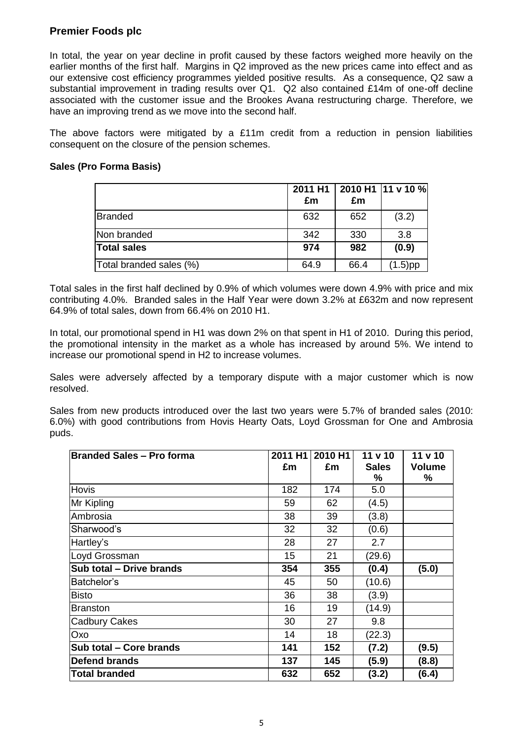## Premier Foods plc

In total, the year on year decline in profit caused by these factors weighed more heavily on the earlier months of the first half. Margins in Q2 improved as the new prices came into effect and as our extensive cost efficiency programmes yielded positive results. As a consequence, Q2 saw a substantial improvement in trading results over Q1. Q2 also contained £14m of one-off decline associated with the customer issue and the Brookes Avana restructuring charge. Therefore, we have an improving trend as we move into the second half.

The above factors were mitigated by a £11m credit from a reduction in pension liabilities consequent on the closure of the pension schemes.

**Sales (Pro Forma Basis)**

| | 2011 H1 £m | 2010 H1 £m | 11 v 10 % |
|---|---|---|---|
| Branded | 632 | 652 | (3.2) |
| Non branded | 342 | 330 | 3.8 |
| **Total sales** | **974** | **982** | **(0.9)** |
| Total branded sales (%) | 64.9 | 66.4 | (1.5)pp |

Total sales in the first half declined by 0.9% of which volumes were down 4.9% with price and mix contributing 4.0%. Branded sales in the Half Year were down 3.2% at £632m and now represent 64.9% of total sales, down from 66.4% on 2010 H1.

In total, our promotional spend in H1 was down 2% on that spent in H1 of 2010. During this period, the promotional intensity in the market as a whole has increased by around 5%. We intend to increase our promotional spend in H2 to increase volumes.

Sales were adversely affected by a temporary dispute with a major customer which is now resolved.

Sales from new products introduced over the last two years were 5.7% of branded sales (2010: 6.0%) with good contributions from Hovis Hearty Oats, Loyd Grossman for One and Ambrosia puds.

| Branded Sales – Pro forma | 2011 H1 £m | 2010 H1 £m | 11 v 10 Sales % | 11 v 10 Volume % |
|---|---|---|---|---|
| Hovis | 182 | 174 | 5.0 | |
| Mr Kipling | 59 | 62 | (4.5) | |
| Ambrosia | 38 | 39 | (3.8) | |
| Sharwood's | 32 | 32 | (0.6) | |
| Hartley's | 28 | 27 | 2.7 | |
| Loyd Grossman | 15 | 21 | (29.6) | |
| **Sub total – Drive brands** | **354** | **355** | **(0.4)** | **(5.0)** |
| Batchelor's | 45 | 50 | (10.6) | |
| Bisto | 36 | 38 | (3.9) | |
| Branston | 16 | 19 | (14.9) | |
| Cadbury Cakes | 30 | 27 | 9.8 | |
| Oxo | 14 | 18 | (22.3) | |
| **Sub total – Core brands** | **141** | **152** | **(7.2)** | **(9.5)** |
| **Defend brands** | **137** | **145** | **(5.9)** | **(8.8)** |
| **Total branded** | **632** | **652** | **(3.2)** | **(6.4)** |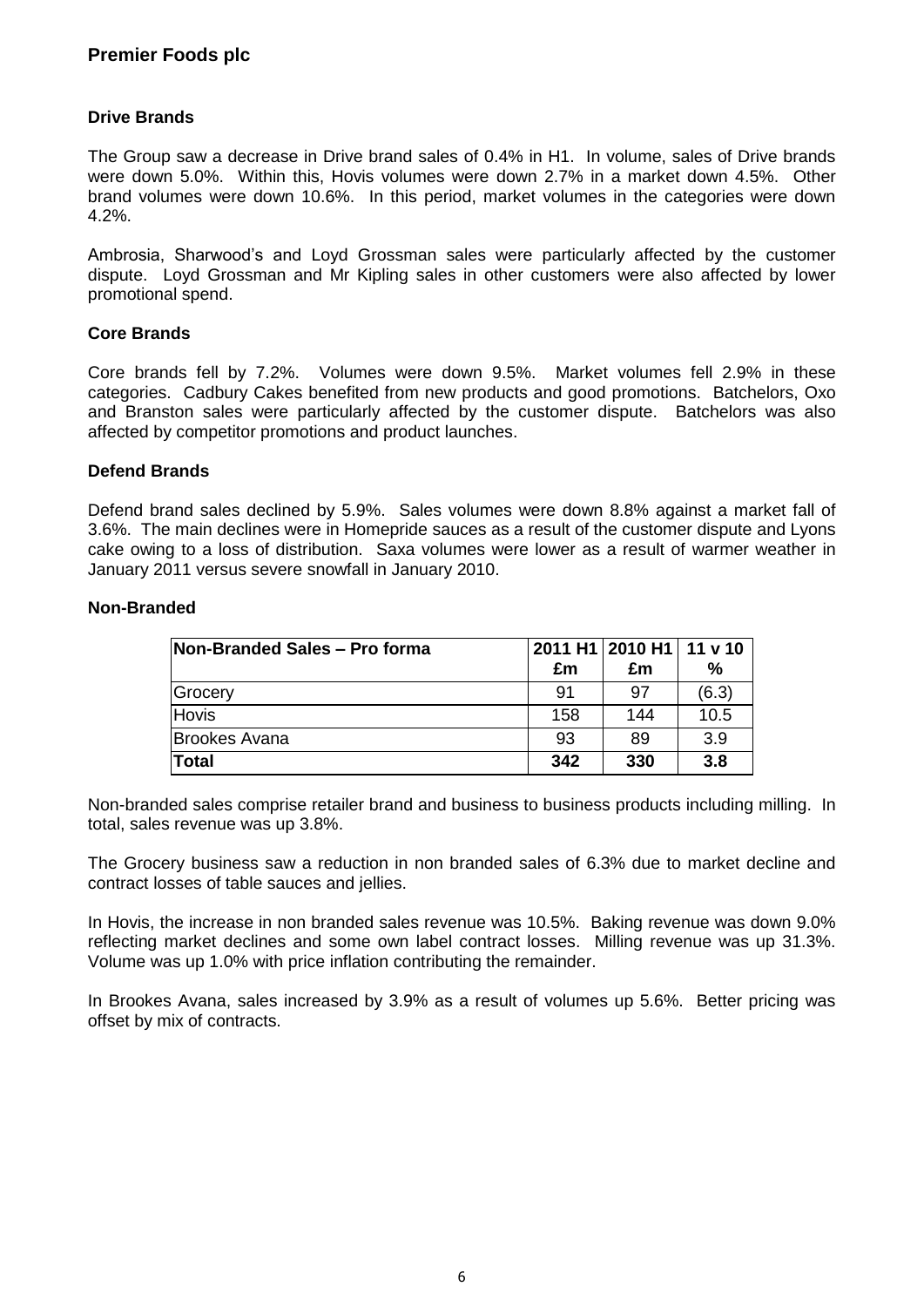# Premier Foods plc

### Drive Brands

The Group saw a decrease in Drive brand sales of 0.4% in H1. In volume, sales of Drive brands were down 5.0%. Within this, Hovis volumes were down 2.7% in a market down 4.5%. Other brand volumes were down 10.6%. In this period, market volumes in the categories were down 4.2%.

Ambrosia, Sharwood's and Loyd Grossman sales were particularly affected by the customer dispute. Loyd Grossman and Mr Kipling sales in other customers were also affected by lower promotional spend.

### Core Brands

Core brands fell by 7.2%. Volumes were down 9.5%. Market volumes fell 2.9% in these categories. Cadbury Cakes benefited from new products and good promotions. Batchelors, Oxo and Branston sales were particularly affected by the customer dispute. Batchelors was also affected by competitor promotions and product launches.

### Defend Brands

Defend brand sales declined by 5.9%. Sales volumes were down 8.8% against a market fall of 3.6%. The main declines were in Homepride sauces as a result of the customer dispute and Lyons cake owing to a loss of distribution. Saxa volumes were lower as a result of warmer weather in January 2011 versus severe snowfall in January 2010.

### Non-Branded

| Non-Branded Sales – Pro forma | 2011 H1 £m | 2010 H1 £m | 11 v 10 % |
|---|---|---|---|
| Grocery | 91 | 97 | (6.3) |
| Hovis | 158 | 144 | 10.5 |
| Brookes Avana | 93 | 89 | 3.9 |
| **Total** | **342** | **330** | **3.8** |

Non-branded sales comprise retailer brand and business to business products including milling. In total, sales revenue was up 3.8%.

The Grocery business saw a reduction in non branded sales of 6.3% due to market decline and contract losses of table sauces and jellies.

In Hovis, the increase in non branded sales revenue was 10.5%. Baking revenue was down 9.0% reflecting market declines and some own label contract losses. Milling revenue was up 31.3%. Volume was up 1.0% with price inflation contributing the remainder.

In Brookes Avana, sales increased by 3.9% as a result of volumes up 5.6%. Better pricing was offset by mix of contracts.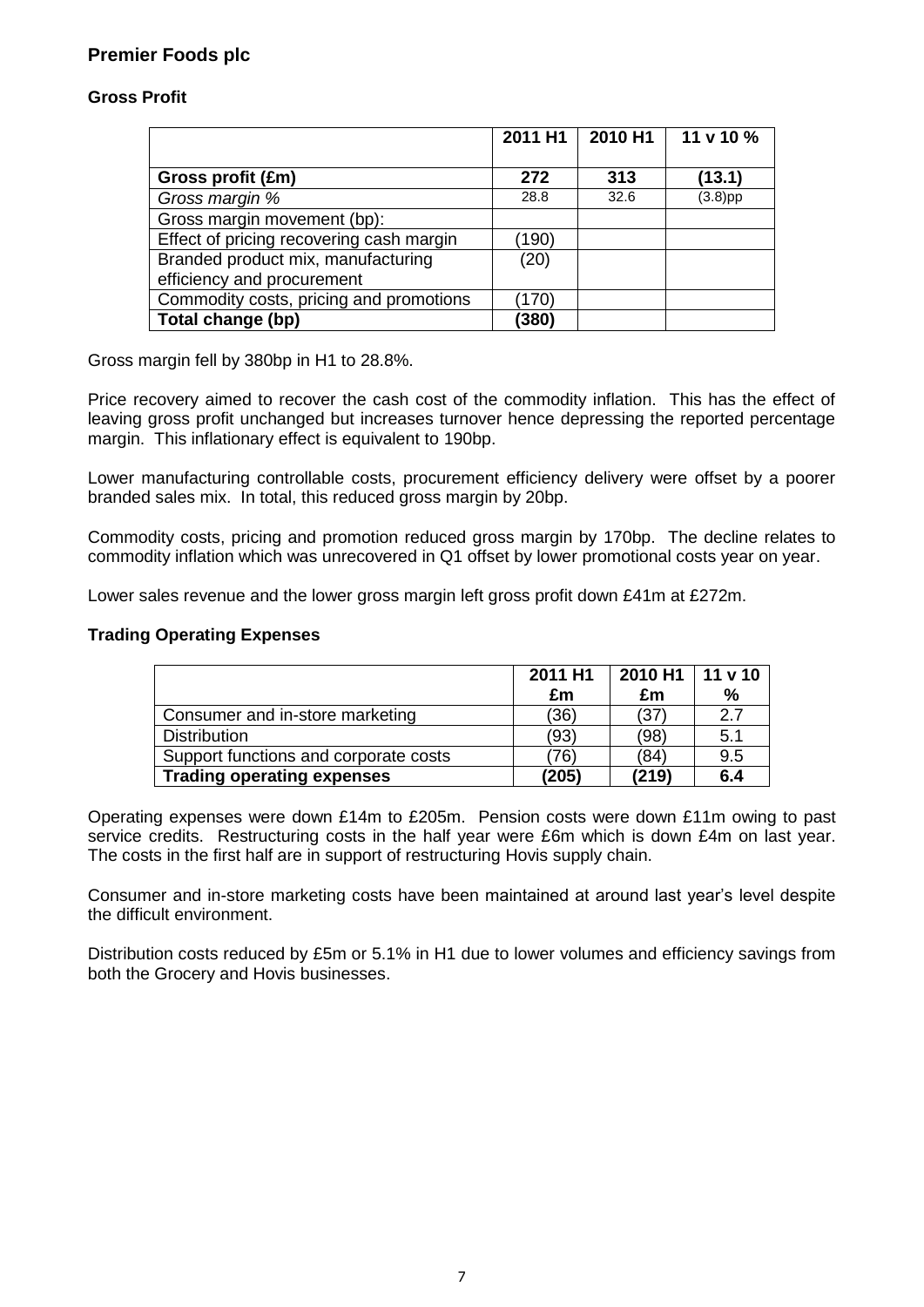## Premier Foods plc

### Gross Profit

| | 2011 H1 | 2010 H1 | 11 v 10 % |
|---|---|---|---|
| **Gross profit (£m)** | **272** | **313** | **(13.1)** |
| *Gross margin %* | 28.8 | 32.6 | (3.8)pp |
| Gross margin movement (bp): | | | |
| Effect of pricing recovering cash margin | (190) | | |
| Branded product mix, manufacturing efficiency and procurement | (20) | | |
| Commodity costs, pricing and promotions | (170) | | |
| **Total change (bp)** | **(380)** | | |

Gross margin fell by 380bp in H1 to 28.8%.

Price recovery aimed to recover the cash cost of the commodity inflation. This has the effect of leaving gross profit unchanged but increases turnover hence depressing the reported percentage margin. This inflationary effect is equivalent to 190bp.

Lower manufacturing controllable costs, procurement efficiency delivery were offset by a poorer branded sales mix. In total, this reduced gross margin by 20bp.

Commodity costs, pricing and promotion reduced gross margin by 170bp. The decline relates to commodity inflation which was unrecovered in Q1 offset by lower promotional costs year on year.

Lower sales revenue and the lower gross margin left gross profit down £41m at £272m.

### Trading Operating Expenses

| | 2011 H1 £m | 2010 H1 £m | 11 v 10 % |
|---|---|---|---|
| Consumer and in-store marketing | (36) | (37) | 2.7 |
| Distribution | (93) | (98) | 5.1 |
| Support functions and corporate costs | (76) | (84) | 9.5 |
| **Trading operating expenses** | **(205)** | **(219)** | **6.4** |

Operating expenses were down £14m to £205m. Pension costs were down £11m owing to past service credits. Restructuring costs in the half year were £6m which is down £4m on last year. The costs in the first half are in support of restructuring Hovis supply chain.

Consumer and in-store marketing costs have been maintained at around last year's level despite the difficult environment.

Distribution costs reduced by £5m or 5.1% in H1 due to lower volumes and efficiency savings from both the Grocery and Hovis businesses.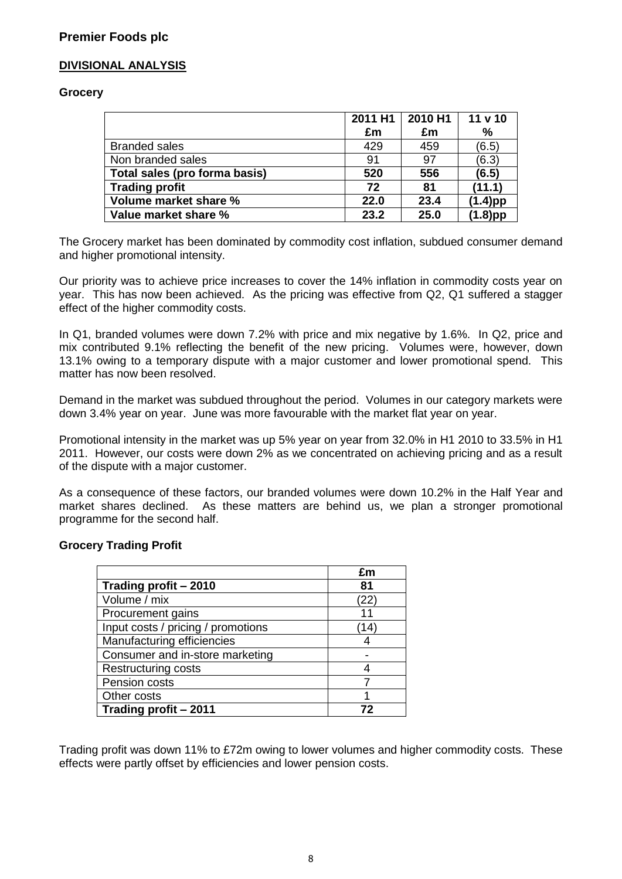**Premier Foods plc**

## DIVISIONAL ANALYSIS

### Grocery

| | 2011 H1 £m | 2010 H1 £m | 11 v 10 % |
|---|---|---|---|
| Branded sales | 429 | 459 | (6.5) |
| Non branded sales | 91 | 97 | (6.3) |
| **Total sales (pro forma basis)** | **520** | **556** | **(6.5)** |
| **Trading profit** | **72** | **81** | **(11.1)** |
| **Volume market share %** | **22.0** | **23.4** | **(1.4)pp** |
| **Value market share %** | **23.2** | **25.0** | **(1.8)pp** |

The Grocery market has been dominated by commodity cost inflation, subdued consumer demand and higher promotional intensity.

Our priority was to achieve price increases to cover the 14% inflation in commodity costs year on year. This has now been achieved. As the pricing was effective from Q2, Q1 suffered a stagger effect of the higher commodity costs.

In Q1, branded volumes were down 7.2% with price and mix negative by 1.6%. In Q2, price and mix contributed 9.1% reflecting the benefit of the new pricing. Volumes were, however, down 13.1% owing to a temporary dispute with a major customer and lower promotional spend. This matter has now been resolved.

Demand in the market was subdued throughout the period. Volumes in our category markets were down 3.4% year on year. June was more favourable with the market flat year on year.

Promotional intensity in the market was up 5% year on year from 32.0% in H1 2010 to 33.5% in H1 2011. However, our costs were down 2% as we concentrated on achieving pricing and as a result of the dispute with a major customer.

As a consequence of these factors, our branded volumes were down 10.2% in the Half Year and market shares declined. As these matters are behind us, we plan a stronger promotional programme for the second half.

### Grocery Trading Profit

| | £m |
|---|---|
| **Trading profit – 2010** | **81** |
| Volume / mix | (22) |
| Procurement gains | 11 |
| Input costs / pricing / promotions | (14) |
| Manufacturing efficiencies | 4 |
| Consumer and in-store marketing | - |
| Restructuring costs | 4 |
| Pension costs | 7 |
| Other costs | 1 |
| **Trading profit – 2011** | **72** |

Trading profit was down 11% to £72m owing to lower volumes and higher commodity costs. These effects were partly offset by efficiencies and lower pension costs.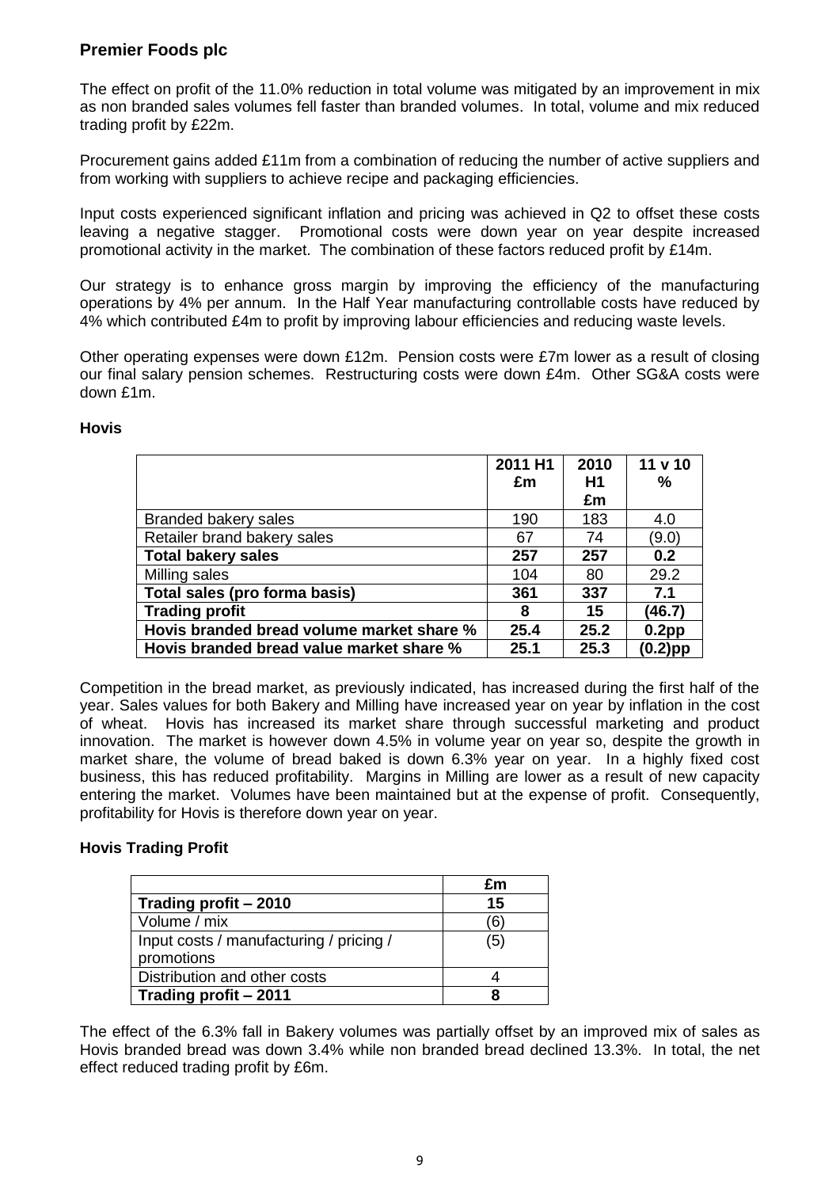## Premier Foods plc

The effect on profit of the 11.0% reduction in total volume was mitigated by an improvement in mix as non branded sales volumes fell faster than branded volumes. In total, volume and mix reduced trading profit by £22m.

Procurement gains added £11m from a combination of reducing the number of active suppliers and from working with suppliers to achieve recipe and packaging efficiencies.

Input costs experienced significant inflation and pricing was achieved in Q2 to offset these costs leaving a negative stagger. Promotional costs were down year on year despite increased promotional activity in the market. The combination of these factors reduced profit by £14m.

Our strategy is to enhance gross margin by improving the efficiency of the manufacturing operations by 4% per annum. In the Half Year manufacturing controllable costs have reduced by 4% which contributed £4m to profit by improving labour efficiencies and reducing waste levels.

Other operating expenses were down £12m. Pension costs were £7m lower as a result of closing our final salary pension schemes. Restructuring costs were down £4m. Other SG&A costs were down £1m.

### Hovis

| | 2011 H1 £m | 2010 H1 £m | 11 v 10 % |
|---|---|---|---|
| Branded bakery sales | 190 | 183 | 4.0 |
| Retailer brand bakery sales | 67 | 74 | (9.0) |
| **Total bakery sales** | **257** | **257** | **0.2** |
| Milling sales | 104 | 80 | 29.2 |
| **Total sales (pro forma basis)** | **361** | **337** | **7.1** |
| **Trading profit** | **8** | **15** | **(46.7)** |
| **Hovis branded bread volume market share %** | **25.4** | **25.2** | **0.2pp** |
| **Hovis branded bread value market share %** | **25.1** | **25.3** | **(0.2)pp** |

Competition in the bread market, as previously indicated, has increased during the first half of the year. Sales values for both Bakery and Milling have increased year on year by inflation in the cost of wheat. Hovis has increased its market share through successful marketing and product innovation. The market is however down 4.5% in volume year on year so, despite the growth in market share, the volume of bread baked is down 6.3% year on year. In a highly fixed cost business, this has reduced profitability. Margins in Milling are lower as a result of new capacity entering the market. Volumes have been maintained but at the expense of profit. Consequently, profitability for Hovis is therefore down year on year.

### Hovis Trading Profit

| | £m |
|---|---|
| **Trading profit – 2010** | **15** |
| Volume / mix | (6) |
| Input costs / manufacturing / pricing / promotions | (5) |
| Distribution and other costs | 4 |
| **Trading profit – 2011** | **8** |

The effect of the 6.3% fall in Bakery volumes was partially offset by an improved mix of sales as Hovis branded bread was down 3.4% while non branded bread declined 13.3%. In total, the net effect reduced trading profit by £6m.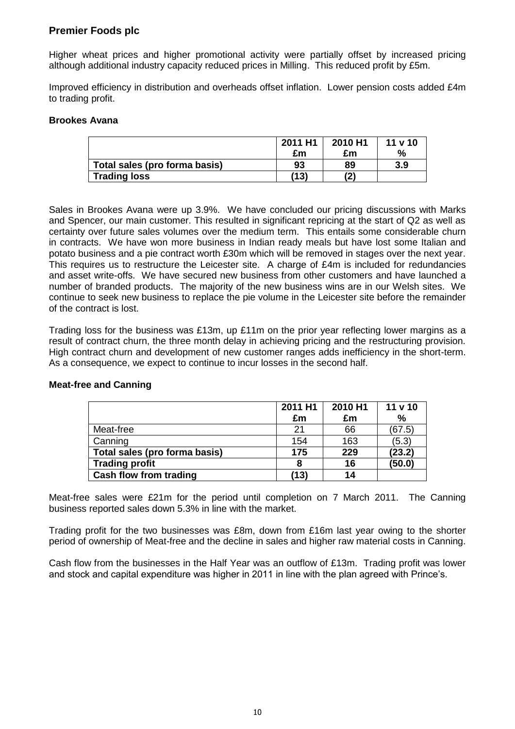# Premier Foods plc

Higher wheat prices and higher promotional activity were partially offset by increased pricing although additional industry capacity reduced prices in Milling. This reduced profit by £5m.

Improved efficiency in distribution and overheads offset inflation. Lower pension costs added £4m to trading profit.

### Brookes Avana

| | 2011 H1 £m | 2010 H1 £m | 11 v 10 % |
|---|---|---|---|
| **Total sales (pro forma basis)** | **93** | **89** | **3.9** |
| **Trading loss** | **(13)** | **(2)** | |

Sales in Brookes Avana were up 3.9%. We have concluded our pricing discussions with Marks and Spencer, our main customer. This resulted in significant repricing at the start of Q2 as well as certainty over future sales volumes over the medium term. This entails some considerable churn in contracts. We have won more business in Indian ready meals but have lost some Italian and potato business and a pie contract worth £30m which will be removed in stages over the next year. This requires us to restructure the Leicester site. A charge of £4m is included for redundancies and asset write-offs. We have secured new business from other customers and have launched a number of branded products. The majority of the new business wins are in our Welsh sites. We continue to seek new business to replace the pie volume in the Leicester site before the remainder of the contract is lost.

Trading loss for the business was £13m, up £11m on the prior year reflecting lower margins as a result of contract churn, the three month delay in achieving pricing and the restructuring provision. High contract churn and development of new customer ranges adds inefficiency in the short-term. As a consequence, we expect to continue to incur losses in the second half.

### Meat-free and Canning

| | 2011 H1 £m | 2010 H1 £m | 11 v 10 % |
|---|---|---|---|
| Meat-free | 21 | 66 | (67.5) |
| Canning | 154 | 163 | (5.3) |
| **Total sales (pro forma basis)** | **175** | **229** | **(23.2)** |
| **Trading profit** | **8** | **16** | **(50.0)** |
| **Cash flow from trading** | **(13)** | **14** | |

Meat-free sales were £21m for the period until completion on 7 March 2011. The Canning business reported sales down 5.3% in line with the market.

Trading profit for the two businesses was £8m, down from £16m last year owing to the shorter period of ownership of Meat-free and the decline in sales and higher raw material costs in Canning.

Cash flow from the businesses in the Half Year was an outflow of £13m. Trading profit was lower and stock and capital expenditure was higher in 2011 in line with the plan agreed with Prince's.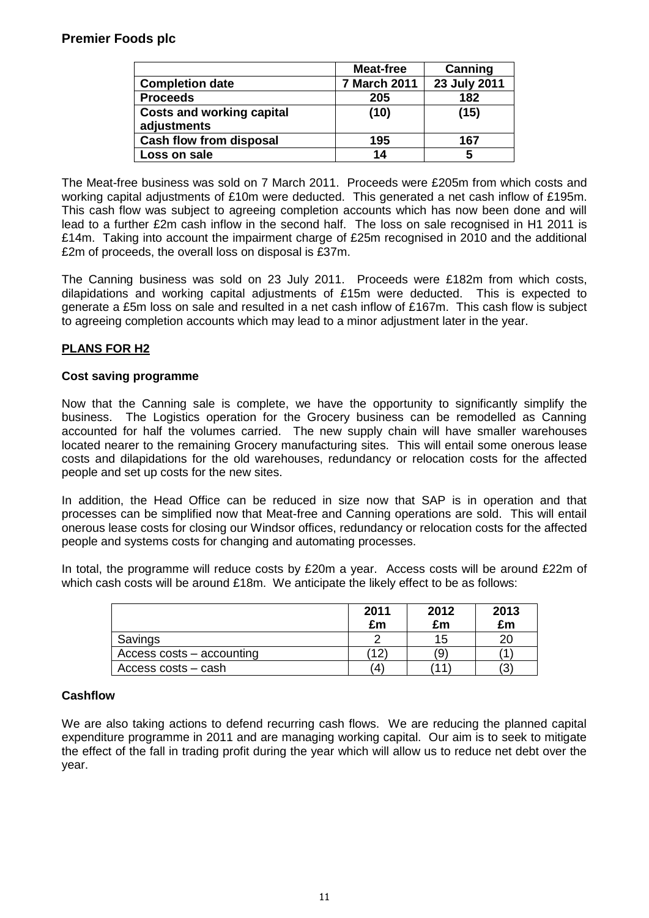|  | Meat-free | Canning |
|---|---|---|
| **Completion date** | **7 March 2011** | **23 July 2011** |
| **Proceeds** | **205** | **182** |
| **Costs and working capital adjustments** | **(10)** | **(15)** |
| **Cash flow from disposal** | **195** | **167** |
| **Loss on sale** | **14** | **5** |

The Meat-free business was sold on 7 March 2011. Proceeds were £205m from which costs and working capital adjustments of £10m were deducted. This generated a net cash inflow of £195m. This cash flow was subject to agreeing completion accounts which has now been done and will lead to a further £2m cash inflow in the second half. The loss on sale recognised in H1 2011 is £14m. Taking into account the impairment charge of £25m recognised in 2010 and the additional £2m of proceeds, the overall loss on disposal is £37m.

The Canning business was sold on 23 July 2011. Proceeds were £182m from which costs, dilapidations and working capital adjustments of £15m were deducted. This is expected to generate a £5m loss on sale and resulted in a net cash inflow of £167m. This cash flow is subject to agreeing completion accounts which may lead to a minor adjustment later in the year.

## PLANS FOR H2

### Cost saving programme

Now that the Canning sale is complete, we have the opportunity to significantly simplify the business. The Logistics operation for the Grocery business can be remodelled as Canning accounted for half the volumes carried. The new supply chain will have smaller warehouses located nearer to the remaining Grocery manufacturing sites. This will entail some onerous lease costs and dilapidations for the old warehouses, redundancy or relocation costs for the affected people and set up costs for the new sites.

In addition, the Head Office can be reduced in size now that SAP is in operation and that processes can be simplified now that Meat-free and Canning operations are sold. This will entail onerous lease costs for closing our Windsor offices, redundancy or relocation costs for the affected people and systems costs for changing and automating processes.

In total, the programme will reduce costs by £20m a year. Access costs will be around £22m of which cash costs will be around £18m. We anticipate the likely effect to be as follows:

|  | 2011 £m | 2012 £m | 2013 £m |
|---|---|---|---|
| Savings | 2 | 15 | 20 |
| Access costs – accounting | (12) | (9) | (1) |
| Access costs – cash | (4) | (11) | (3) |

### Cashflow

We are also taking actions to defend recurring cash flows. We are reducing the planned capital expenditure programme in 2011 and are managing working capital. Our aim is to seek to mitigate the effect of the fall in trading profit during the year which will allow us to reduce net debt over the year.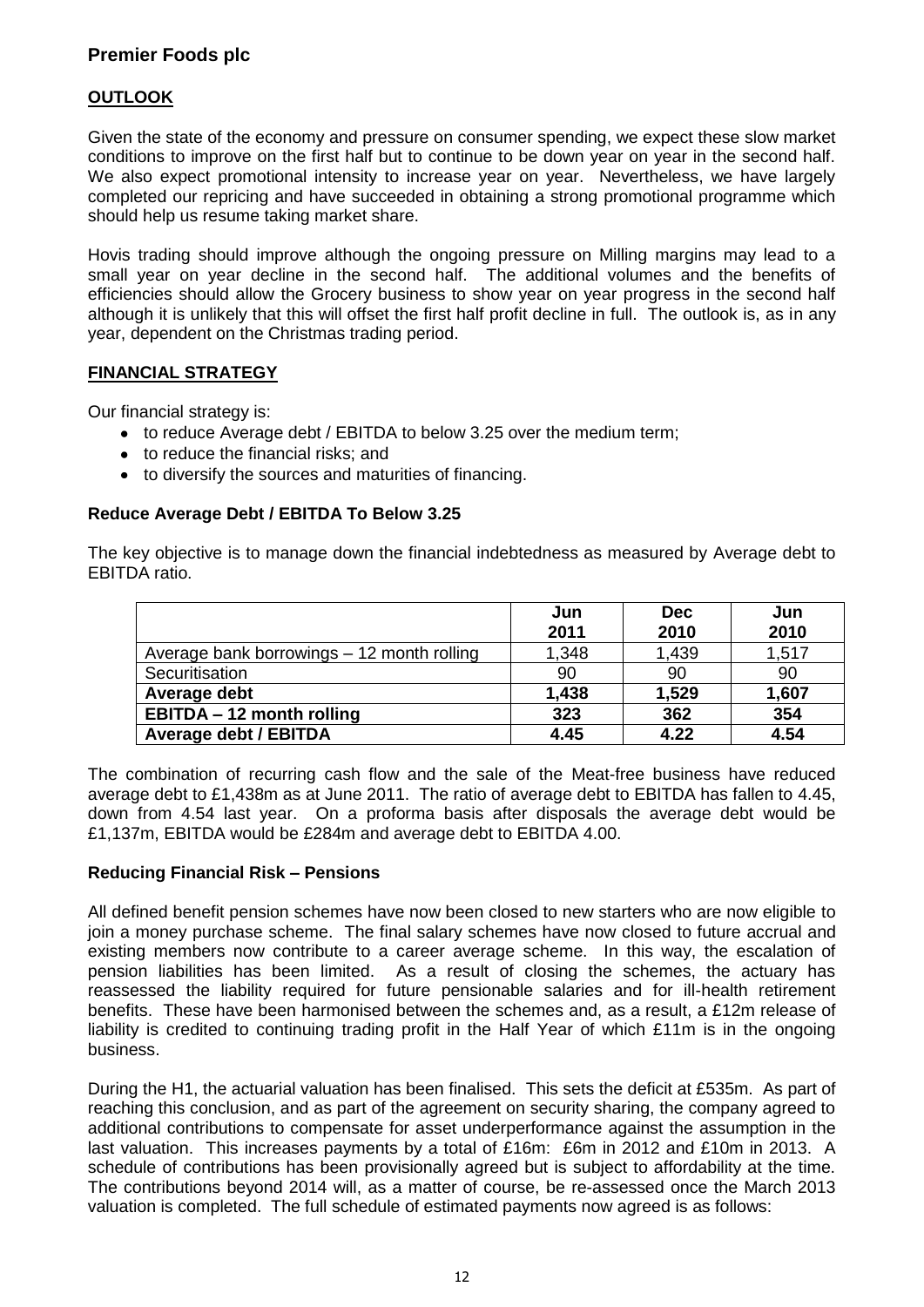## Premier Foods plc

### OUTLOOK

Given the state of the economy and pressure on consumer spending, we expect these slow market conditions to improve on the first half but to continue to be down year on year in the second half. We also expect promotional intensity to increase year on year. Nevertheless, we have largely completed our repricing and have succeeded in obtaining a strong promotional programme which should help us resume taking market share.

Hovis trading should improve although the ongoing pressure on Milling margins may lead to a small year on year decline in the second half. The additional volumes and the benefits of efficiencies should allow the Grocery business to show year on year progress in the second half although it is unlikely that this will offset the first half profit decline in full. The outlook is, as in any year, dependent on the Christmas trading period.

### FINANCIAL STRATEGY

Our financial strategy is:

- to reduce Average debt / EBITDA to below 3.25 over the medium term;
- to reduce the financial risks; and
- to diversify the sources and maturities of financing.

#### Reduce Average Debt / EBITDA To Below 3.25

The key objective is to manage down the financial indebtedness as measured by Average debt to EBITDA ratio.

| | Jun 2011 | Dec 2010 | Jun 2010 |
|---|---|---|---|
| Average bank borrowings – 12 month rolling | 1,348 | 1,439 | 1,517 |
| Securitisation | 90 | 90 | 90 |
| **Average debt** | **1,438** | **1,529** | **1,607** |
| **EBITDA – 12 month rolling** | **323** | **362** | **354** |
| **Average debt / EBITDA** | **4.45** | **4.22** | **4.54** |

The combination of recurring cash flow and the sale of the Meat-free business have reduced average debt to £1,438m as at June 2011. The ratio of average debt to EBITDA has fallen to 4.45, down from 4.54 last year. On a proforma basis after disposals the average debt would be £1,137m, EBITDA would be £284m and average debt to EBITDA 4.00.

#### Reducing Financial Risk – Pensions

All defined benefit pension schemes have now been closed to new starters who are now eligible to join a money purchase scheme. The final salary schemes have now closed to future accrual and existing members now contribute to a career average scheme. In this way, the escalation of pension liabilities has been limited. As a result of closing the schemes, the actuary has reassessed the liability required for future pensionable salaries and for ill-health retirement benefits. These have been harmonised between the schemes and, as a result, a £12m release of liability is credited to continuing trading profit in the Half Year of which £11m is in the ongoing business.

During the H1, the actuarial valuation has been finalised. This sets the deficit at £535m. As part of reaching this conclusion, and as part of the agreement on security sharing, the company agreed to additional contributions to compensate for asset underperformance against the assumption in the last valuation. This increases payments by a total of £16m: £6m in 2012 and £10m in 2013. A schedule of contributions has been provisionally agreed but is subject to affordability at the time. The contributions beyond 2014 will, as a matter of course, be re-assessed once the March 2013 valuation is completed. The full schedule of estimated payments now agreed is as follows: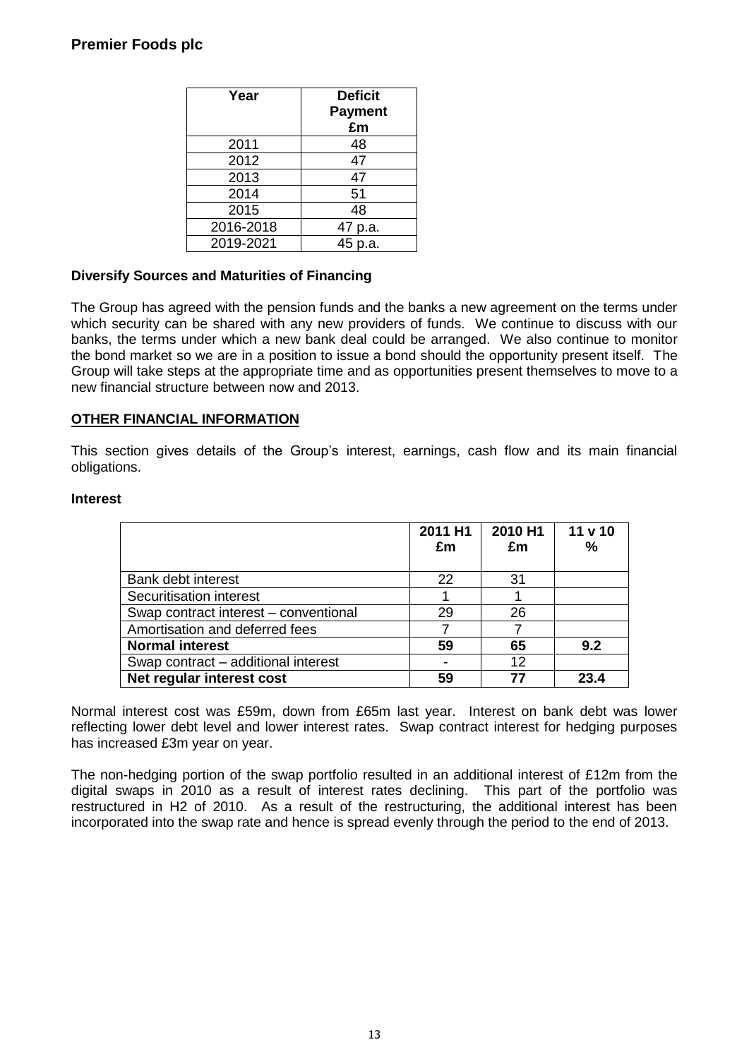| Year | Deficit Payment £m |
|---|---|
| 2011 | 48 |
| 2012 | 47 |
| 2013 | 47 |
| 2014 | 51 |
| 2015 | 48 |
| 2016-2018 | 47 p.a. |
| 2019-2021 | 45 p.a. |

**Diversify Sources and Maturities of Financing**

The Group has agreed with the pension funds and the banks a new agreement on the terms under which security can be shared with any new providers of funds. We continue to discuss with our banks, the terms under which a new bank deal could be arranged. We also continue to monitor the bond market so we are in a position to issue a bond should the opportunity present itself. The Group will take steps at the appropriate time and as opportunities present themselves to move to a new financial structure between now and 2013.

## OTHER FINANCIAL INFORMATION

This section gives details of the Group's interest, earnings, cash flow and its main financial obligations.

**Interest**

| | 2011 H1 £m | 2010 H1 £m | 11 v 10 % |
|---|---|---|---|
| Bank debt interest | 22 | 31 | |
| Securitisation interest | 1 | 1 | |
| Swap contract interest – conventional | 29 | 26 | |
| Amortisation and deferred fees | 7 | 7 | |
| **Normal interest** | **59** | **65** | **9.2** |
| Swap contract – additional interest | - | 12 | |
| **Net regular interest cost** | **59** | **77** | **23.4** |

Normal interest cost was £59m, down from £65m last year. Interest on bank debt was lower reflecting lower debt level and lower interest rates. Swap contract interest for hedging purposes has increased £3m year on year.

The non-hedging portion of the swap portfolio resulted in an additional interest of £12m from the digital swaps in 2010 as a result of interest rates declining. This part of the portfolio was restructured in H2 of 2010. As a result of the restructuring, the additional interest has been incorporated into the swap rate and hence is spread evenly through the period to the end of 2013.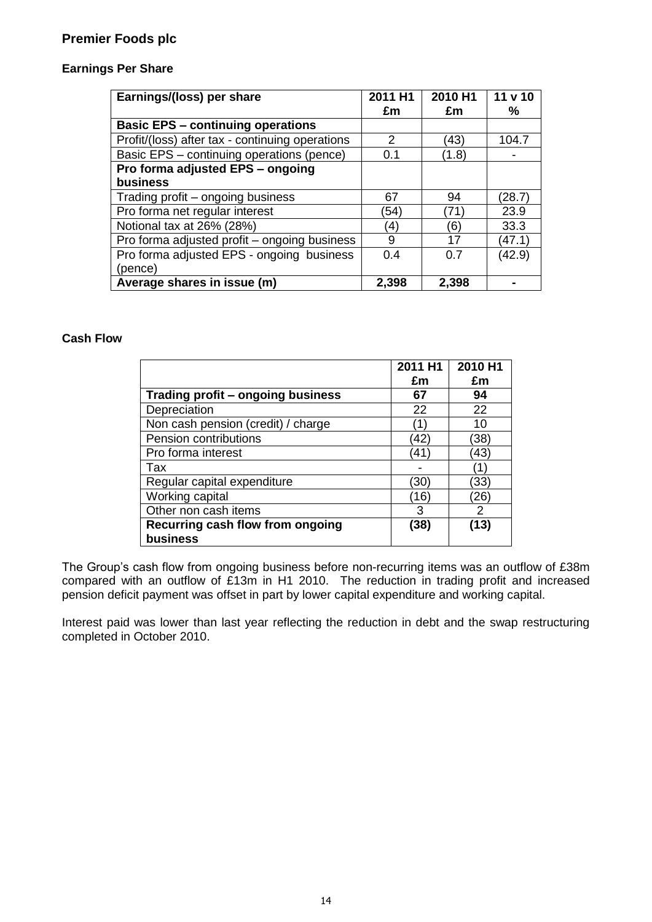## Premier Foods plc

### Earnings Per Share

| Earnings/(loss) per share | 2011 H1 £m | 2010 H1 £m | 11 v 10 % |
|---|---|---|---|
| **Basic EPS – continuing operations** | | | |
| Profit/(loss) after tax - continuing operations | 2 | (43) | 104.7 |
| Basic EPS – continuing operations (pence) | 0.1 | (1.8) | - |
| **Pro forma adjusted EPS – ongoing business** | | | |
| Trading profit – ongoing business | 67 | 94 | (28.7) |
| Pro forma net regular interest | (54) | (71) | 23.9 |
| Notional tax at 26% (28%) | (4) | (6) | 33.3 |
| Pro forma adjusted profit – ongoing business | 9 | 17 | (47.1) |
| Pro forma adjusted EPS - ongoing business (pence) | 0.4 | 0.7 | (42.9) |
| **Average shares in issue (m)** | **2,398** | **2,398** | **-** |

### Cash Flow

| | 2011 H1 £m | 2010 H1 £m |
|---|---|---|
| **Trading profit – ongoing business** | **67** | **94** |
| Depreciation | 22 | 22 |
| Non cash pension (credit) / charge | (1) | 10 |
| Pension contributions | (42) | (38) |
| Pro forma interest | (41) | (43) |
| Tax | - | (1) |
| Regular capital expenditure | (30) | (33) |
| Working capital | (16) | (26) |
| Other non cash items | 3 | 2 |
| **Recurring cash flow from ongoing business** | **(38)** | **(13)** |

The Group's cash flow from ongoing business before non-recurring items was an outflow of £38m compared with an outflow of £13m in H1 2010. The reduction in trading profit and increased pension deficit payment was offset in part by lower capital expenditure and working capital.

Interest paid was lower than last year reflecting the reduction in debt and the swap restructuring completed in October 2010.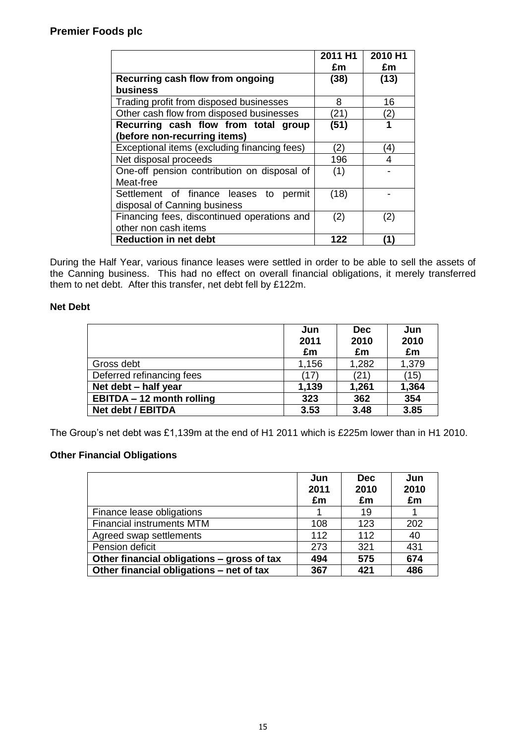**Premier Foods plc**

| | 2011 H1 £m | 2010 H1 £m |
|---|---|---|
| **Recurring cash flow from ongoing business** | **(38)** | **(13)** |
| Trading profit from disposed businesses | 8 | 16 |
| Other cash flow from disposed businesses | (21) | (2) |
| **Recurring cash flow from total group (before non-recurring items)** | **(51)** | **1** |
| Exceptional items (excluding financing fees) | (2) | (4) |
| Net disposal proceeds | 196 | 4 |
| One-off pension contribution on disposal of Meat-free | (1) | - |
| Settlement of finance leases to permit disposal of Canning business | (18) | - |
| Financing fees, discontinued operations and other non cash items | (2) | (2) |
| **Reduction in net debt** | **122** | **(1)** |

During the Half Year, various finance leases were settled in order to be able to sell the assets of the Canning business. This had no effect on overall financial obligations, it merely transferred them to net debt. After this transfer, net debt fell by £122m.

**Net Debt**

| | Jun 2011 £m | Dec 2010 £m | Jun 2010 £m |
|---|---|---|---|
| Gross debt | 1,156 | 1,282 | 1,379 |
| Deferred refinancing fees | (17) | (21) | (15) |
| **Net debt – half year** | **1,139** | **1,261** | **1,364** |
| **EBITDA – 12 month rolling** | **323** | **362** | **354** |
| **Net debt / EBITDA** | **3.53** | **3.48** | **3.85** |

The Group's net debt was £1,139m at the end of H1 2011 which is £225m lower than in H1 2010.

**Other Financial Obligations**

| | Jun 2011 £m | Dec 2010 £m | Jun 2010 £m |
|---|---|---|---|
| Finance lease obligations | 1 | 19 | 1 |
| Financial instruments MTM | 108 | 123 | 202 |
| Agreed swap settlements | 112 | 112 | 40 |
| Pension deficit | 273 | 321 | 431 |
| **Other financial obligations – gross of tax** | **494** | **575** | **674** |
| **Other financial obligations – net of tax** | **367** | **421** | **486** |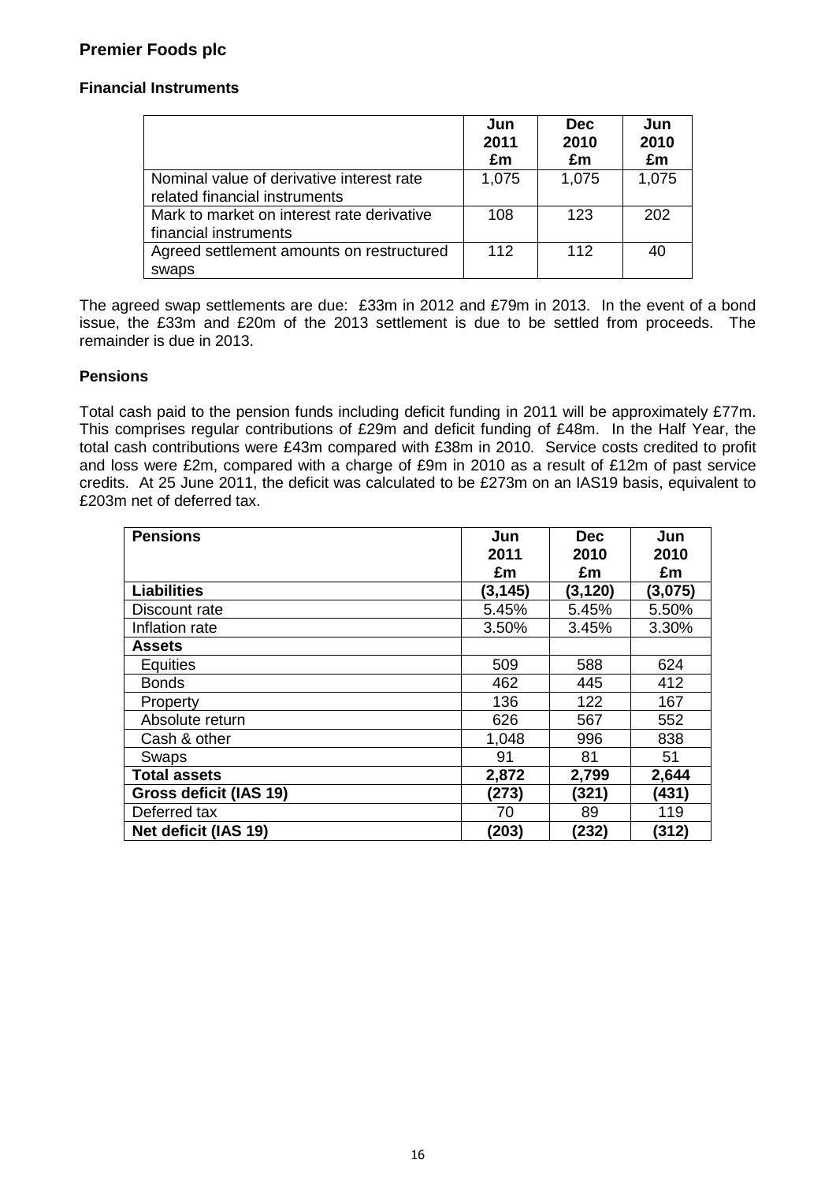## Premier Foods plc

### Financial Instruments

| | Jun 2011 £m | Dec 2010 £m | Jun 2010 £m |
|---|---|---|---|
| Nominal value of derivative interest rate related financial instruments | 1,075 | 1,075 | 1,075 |
| Mark to market on interest rate derivative financial instruments | 108 | 123 | 202 |
| Agreed settlement amounts on restructured swaps | 112 | 112 | 40 |

The agreed swap settlements are due: £33m in 2012 and £79m in 2013. In the event of a bond issue, the £33m and £20m of the 2013 settlement is due to be settled from proceeds. The remainder is due in 2013.

### Pensions

Total cash paid to the pension funds including deficit funding in 2011 will be approximately £77m. This comprises regular contributions of £29m and deficit funding of £48m. In the Half Year, the total cash contributions were £43m compared with £38m in 2010. Service costs credited to profit and loss were £2m, compared with a charge of £9m in 2010 as a result of £12m of past service credits. At 25 June 2011, the deficit was calculated to be £273m on an IAS19 basis, equivalent to £203m net of deferred tax.

| **Pensions** | **Jun 2011 £m** | **Dec 2010 £m** | **Jun 2010 £m** |
|---|---|---|---|
| **Liabilities** | **(3,145)** | **(3,120)** | **(3,075)** |
| Discount rate | 5.45% | 5.45% | 5.50% |
| Inflation rate | 3.50% | 3.45% | 3.30% |
| **Assets** | | | |
| Equities | 509 | 588 | 624 |
| Bonds | 462 | 445 | 412 |
| Property | 136 | 122 | 167 |
| Absolute return | 626 | 567 | 552 |
| Cash & other | 1,048 | 996 | 838 |
| Swaps | 91 | 81 | 51 |
| **Total assets** | **2,872** | **2,799** | **2,644** |
| **Gross deficit (IAS 19)** | **(273)** | **(321)** | **(431)** |
| Deferred tax | 70 | 89 | 119 |
| **Net deficit (IAS 19)** | **(203)** | **(232)** | **(312)** |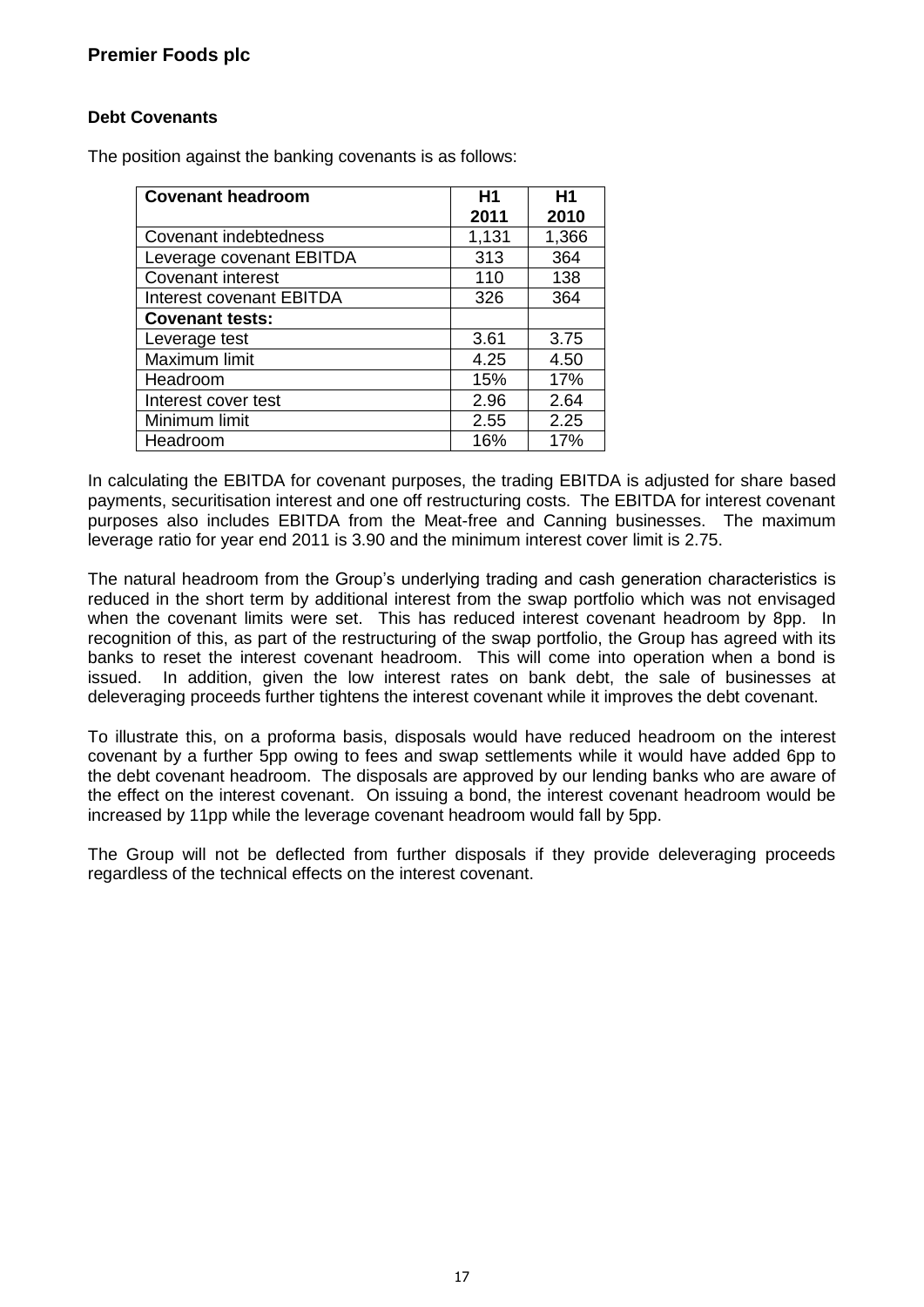**Premier Foods plc**

**Debt Covenants**

The position against the banking covenants is as follows:

| **Covenant headroom** | **H1 2011** | **H1 2010** |
|---|---|---|
| Covenant indebtedness | 1,131 | 1,366 |
| Leverage covenant EBITDA | 313 | 364 |
| Covenant interest | 110 | 138 |
| Interest covenant EBITDA | 326 | 364 |
| **Covenant tests:** | | |
| Leverage test | 3.61 | 3.75 |
| Maximum limit | 4.25 | 4.50 |
| Headroom | 15% | 17% |
| Interest cover test | 2.96 | 2.64 |
| Minimum limit | 2.55 | 2.25 |
| Headroom | 16% | 17% |

In calculating the EBITDA for covenant purposes, the trading EBITDA is adjusted for share based payments, securitisation interest and one off restructuring costs. The EBITDA for interest covenant purposes also includes EBITDA from the Meat-free and Canning businesses. The maximum leverage ratio for year end 2011 is 3.90 and the minimum interest cover limit is 2.75.

The natural headroom from the Group's underlying trading and cash generation characteristics is reduced in the short term by additional interest from the swap portfolio which was not envisaged when the covenant limits were set. This has reduced interest covenant headroom by 8pp. In recognition of this, as part of the restructuring of the swap portfolio, the Group has agreed with its banks to reset the interest covenant headroom. This will come into operation when a bond is issued. In addition, given the low interest rates on bank debt, the sale of businesses at deleveraging proceeds further tightens the interest covenant while it improves the debt covenant.

To illustrate this, on a proforma basis, disposals would have reduced headroom on the interest covenant by a further 5pp owing to fees and swap settlements while it would have added 6pp to the debt covenant headroom. The disposals are approved by our lending banks who are aware of the effect on the interest covenant. On issuing a bond, the interest covenant headroom would be increased by 11pp while the leverage covenant headroom would fall by 5pp.

The Group will not be deflected from further disposals if they provide deleveraging proceeds regardless of the technical effects on the interest covenant.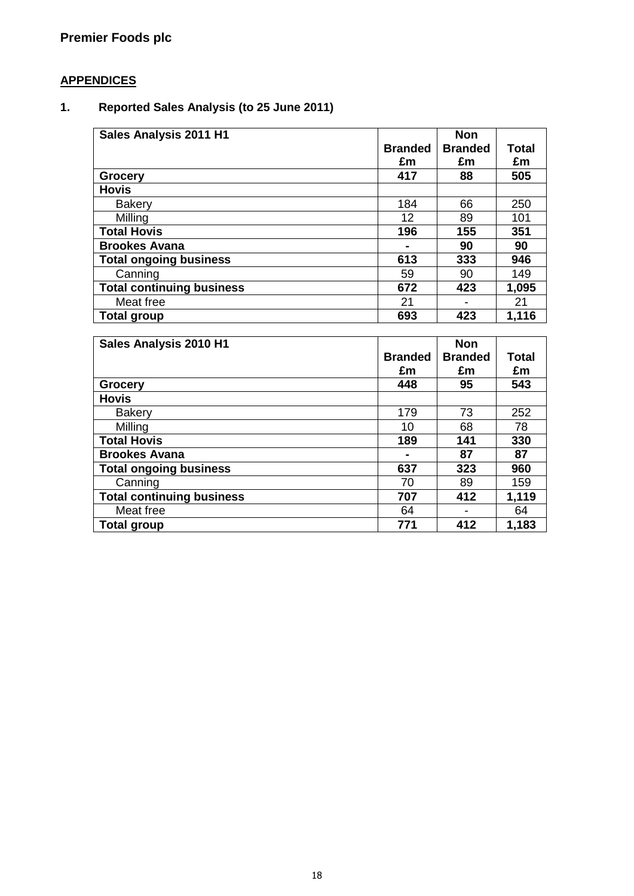**Premier Foods plc**

## APPENDICES

### 1. Reported Sales Analysis (to 25 June 2011)

| Sales Analysis 2011 H1 | Branded £m | Non Branded £m | Total £m |
|---|---|---|---|
| **Grocery** | **417** | **88** | **505** |
| **Hovis** | | | |
| Bakery | 184 | 66 | 250 |
| Milling | 12 | 89 | 101 |
| **Total Hovis** | **196** | **155** | **351** |
| **Brookes Avana** | **-** | **90** | **90** |
| **Total ongoing business** | **613** | **333** | **946** |
| Canning | 59 | 90 | 149 |
| **Total continuing business** | **672** | **423** | **1,095** |
| Meat free | 21 | - | 21 |
| **Total group** | **693** | **423** | **1,116** |

| Sales Analysis 2010 H1 | Branded £m | Non Branded £m | Total £m |
|---|---|---|---|
| **Grocery** | **448** | **95** | **543** |
| **Hovis** | | | |
| Bakery | 179 | 73 | 252 |
| Milling | 10 | 68 | 78 |
| **Total Hovis** | **189** | **141** | **330** |
| **Brookes Avana** | **-** | **87** | **87** |
| **Total ongoing business** | **637** | **323** | **960** |
| Canning | 70 | 89 | 159 |
| **Total continuing business** | **707** | **412** | **1,119** |
| Meat free | 64 | - | 64 |
| **Total group** | **771** | **412** | **1,183** |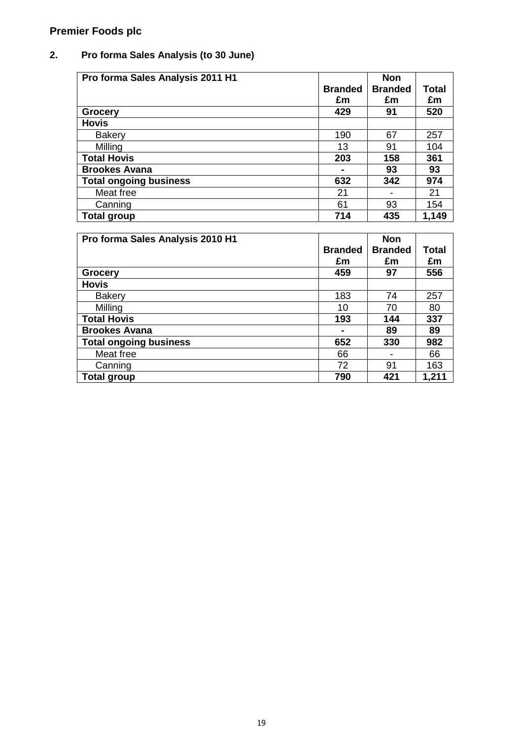**Premier Foods plc**

## 2. Pro forma Sales Analysis (to 30 June)

| **Pro forma Sales Analysis 2011 H1** | **Branded £m** | **Non Branded £m** | **Total £m** |
|---|---|---|---|
| **Grocery** | **429** | **91** | **520** |
| **Hovis** | | | |
| Bakery | 190 | 67 | 257 |
| Milling | 13 | 91 | 104 |
| **Total Hovis** | **203** | **158** | **361** |
| **Brookes Avana** | **-** | **93** | **93** |
| **Total ongoing business** | **632** | **342** | **974** |
| Meat free | 21 | - | 21 |
| Canning | 61 | 93 | 154 |
| **Total group** | **714** | **435** | **1,149** |

| **Pro forma Sales Analysis 2010 H1** | **Branded £m** | **Non Branded £m** | **Total £m** |
|---|---|---|---|
| **Grocery** | **459** | **97** | **556** |
| **Hovis** | | | |
| Bakery | 183 | 74 | 257 |
| Milling | 10 | 70 | 80 |
| **Total Hovis** | **193** | **144** | **337** |
| **Brookes Avana** | **-** | **89** | **89** |
| **Total ongoing business** | **652** | **330** | **982** |
| Meat free | 66 | - | 66 |
| Canning | 72 | 91 | 163 |
| **Total group** | **790** | **421** | **1,211** |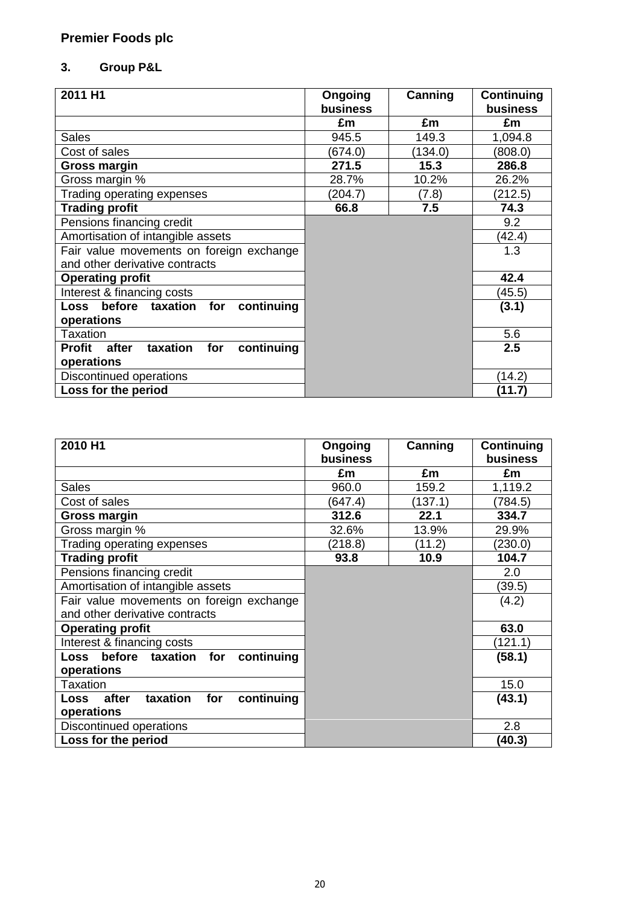**Premier Foods plc**

## 3. Group P&L

| 2011 H1 | Ongoing business | Canning | Continuing business |
|---|---|---|---|
| | £m | £m | £m |
| Sales | 945.5 | 149.3 | 1,094.8 |
| Cost of sales | (674.0) | (134.0) | (808.0) |
| **Gross margin** | **271.5** | **15.3** | **286.8** |
| Gross margin % | 28.7% | 10.2% | 26.2% |
| Trading operating expenses | (204.7) | (7.8) | (212.5) |
| **Trading profit** | **66.8** | **7.5** | **74.3** |
| Pensions financing credit | | | 9.2 |
| Amortisation of intangible assets | | | (42.4) |
| Fair value movements on foreign exchange and other derivative contracts | | | 1.3 |
| **Operating profit** | | | **42.4** |
| Interest & financing costs | | | (45.5) |
| **Loss before taxation for continuing operations** | | | **(3.1)** |
| Taxation | | | 5.6 |
| **Profit after taxation for continuing operations** | | | **2.5** |
| Discontinued operations | | | (14.2) |
| **Loss for the period** | | | **(11.7)** |

| 2010 H1 | Ongoing business | Canning | Continuing business |
|---|---|---|---|
| | £m | £m | £m |
| Sales | 960.0 | 159.2 | 1,119.2 |
| Cost of sales | (647.4) | (137.1) | (784.5) |
| **Gross margin** | **312.6** | **22.1** | **334.7** |
| Gross margin % | 32.6% | 13.9% | 29.9% |
| Trading operating expenses | (218.8) | (11.2) | (230.0) |
| **Trading profit** | **93.8** | **10.9** | **104.7** |
| Pensions financing credit | | | 2.0 |
| Amortisation of intangible assets | | | (39.5) |
| Fair value movements on foreign exchange and other derivative contracts | | | (4.2) |
| **Operating profit** | | | **63.0** |
| Interest & financing costs | | | (121.1) |
| **Loss before taxation for continuing operations** | | | **(58.1)** |
| Taxation | | | 15.0 |
| **Loss after taxation for continuing operations** | | | **(43.1)** |
| Discontinued operations | | | 2.8 |
| **Loss for the period** | | | **(40.3)** |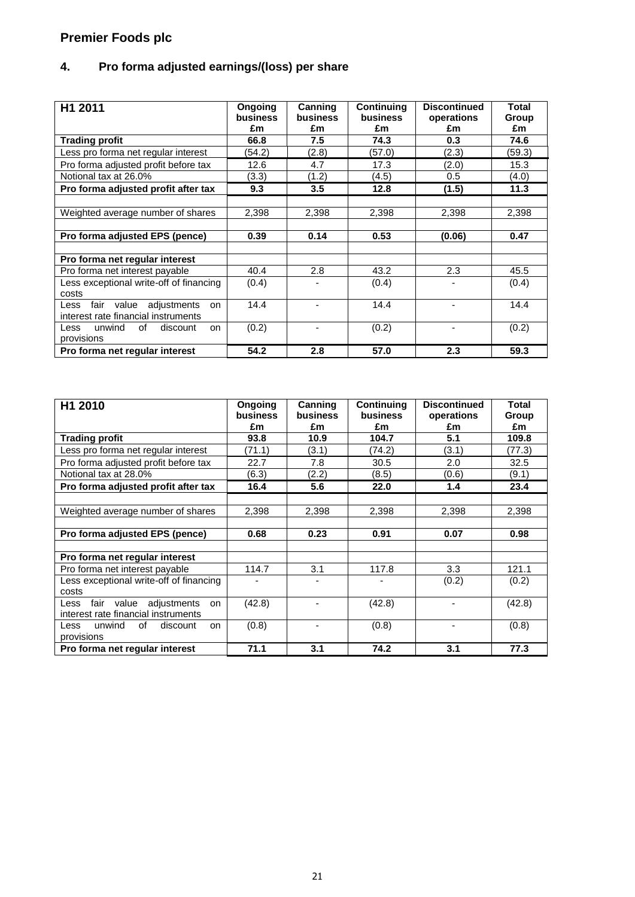## Premier Foods plc

### 4. Pro forma adjusted earnings/(loss) per share

| H1 2011 | Ongoing business £m | Canning business £m | Continuing business £m | Discontinued operations £m | Total Group £m |
|---|---|---|---|---|---|
| **Trading profit** | **66.8** | **7.5** | **74.3** | **0.3** | **74.6** |
| Less pro forma net regular interest | (54.2) | (2.8) | (57.0) | (2.3) | (59.3) |
| Pro forma adjusted profit before tax | 12.6 | 4.7 | 17.3 | (2.0) | 15.3 |
| Notional tax at 26.0% | (3.3) | (1.2) | (4.5) | 0.5 | (4.0) |
| **Pro forma adjusted profit after tax** | **9.3** | **3.5** | **12.8** | **(1.5)** | **11.3** |
| | | | | | |
| Weighted average number of shares | 2,398 | 2,398 | 2,398 | 2,398 | 2,398 |
| | | | | | |
| **Pro forma adjusted EPS (pence)** | **0.39** | **0.14** | **0.53** | **(0.06)** | **0.47** |
| | | | | | |
| **Pro forma net regular interest** | | | | | |
| Pro forma net interest payable | 40.4 | 2.8 | 43.2 | 2.3 | 45.5 |
| Less exceptional write-off of financing costs | (0.4) | - | (0.4) | - | (0.4) |
| Less fair value adjustments on interest rate financial instruments | 14.4 | - | 14.4 | - | 14.4 |
| Less unwind of discount on provisions | (0.2) | - | (0.2) | - | (0.2) |
| **Pro forma net regular interest** | **54.2** | **2.8** | **57.0** | **2.3** | **59.3** |

| H1 2010 | Ongoing business £m | Canning business £m | Continuing business £m | Discontinued operations £m | Total Group £m |
|---|---|---|---|---|---|
| **Trading profit** | **93.8** | **10.9** | **104.7** | **5.1** | **109.8** |
| Less pro forma net regular interest | (71.1) | (3.1) | (74.2) | (3.1) | (77.3) |
| Pro forma adjusted profit before tax | 22.7 | 7.8 | 30.5 | 2.0 | 32.5 |
| Notional tax at 28.0% | (6.3) | (2.2) | (8.5) | (0.6) | (9.1) |
| **Pro forma adjusted profit after tax** | **16.4** | **5.6** | **22.0** | **1.4** | **23.4** |
| | | | | | |
| Weighted average number of shares | 2,398 | 2,398 | 2,398 | 2,398 | 2,398 |
| | | | | | |
| **Pro forma adjusted EPS (pence)** | **0.68** | **0.23** | **0.91** | **0.07** | **0.98** |
| | | | | | |
| **Pro forma net regular interest** | | | | | |
| Pro forma net interest payable | 114.7 | 3.1 | 117.8 | 3.3 | 121.1 |
| Less exceptional write-off of financing costs | - | - | - | (0.2) | (0.2) |
| Less fair value adjustments on interest rate financial instruments | (42.8) | - | (42.8) | - | (42.8) |
| Less unwind of discount on provisions | (0.8) | - | (0.8) | - | (0.8) |
| **Pro forma net regular interest** | **71.1** | **3.1** | **74.2** | **3.1** | **77.3** |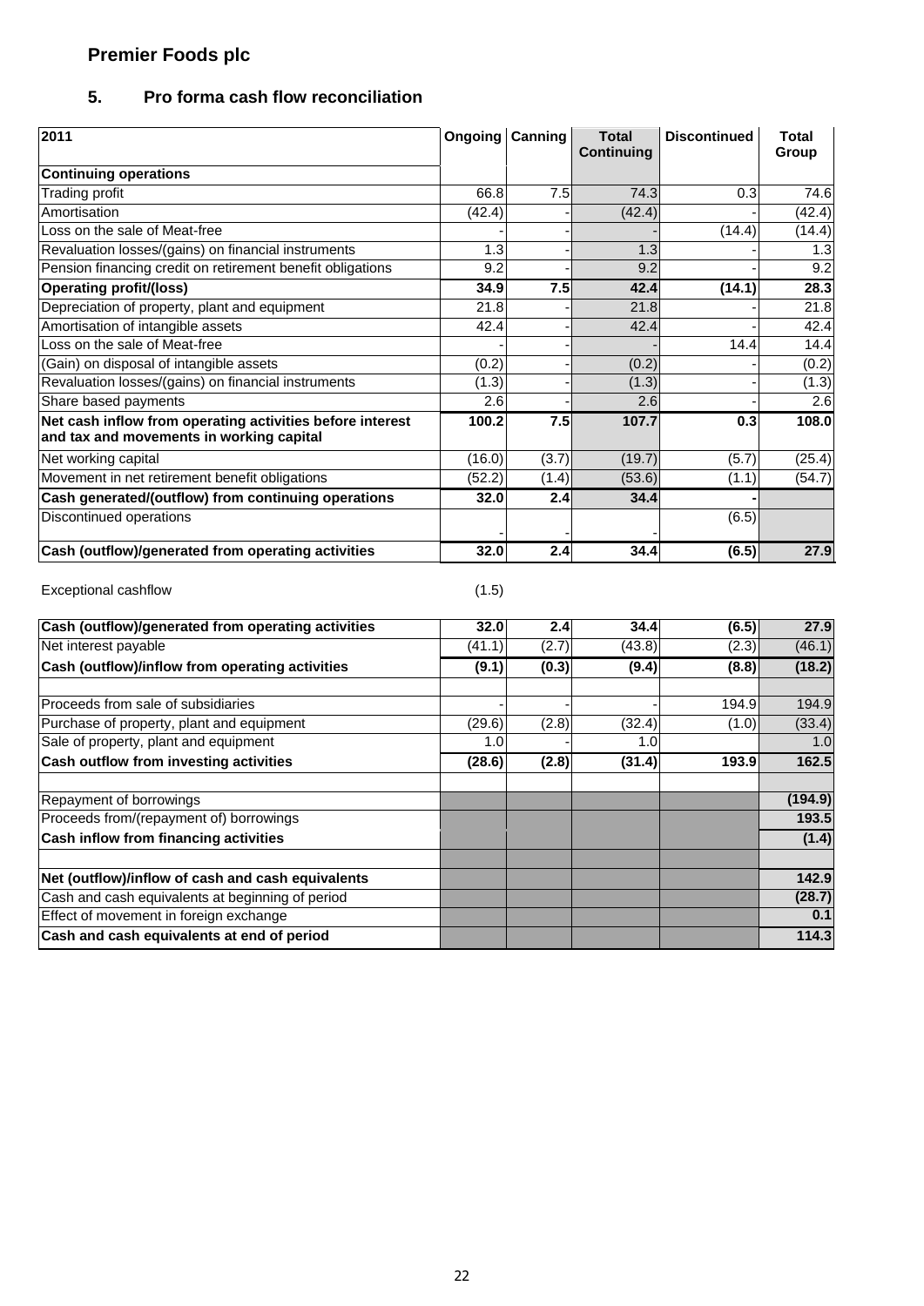## Premier Foods plc

### 5. Pro forma cash flow reconciliation

| 2011 | Ongoing | Canning | Total Continuing | Discontinued | Total Group |
|---|---|---|---|---|---|
| **Continuing operations** | | | | | |
| Trading profit | 66.8 | 7.5 | 74.3 | 0.3 | 74.6 |
| Amortisation | (42.4) | - | (42.4) | - | (42.4) |
| Loss on the sale of Meat-free | - | - | - | (14.4) | (14.4) |
| Revaluation losses/(gains) on financial instruments | 1.3 | - | 1.3 | - | 1.3 |
| Pension financing credit on retirement benefit obligations | 9.2 | - | 9.2 | - | 9.2 |
| **Operating profit/(loss)** | **34.9** | **7.5** | **42.4** | **(14.1)** | **28.3** |
| Depreciation of property, plant and equipment | 21.8 | - | 21.8 | - | 21.8 |
| Amortisation of intangible assets | 42.4 | - | 42.4 | - | 42.4 |
| Loss on the sale of Meat-free | - | - | - | 14.4 | 14.4 |
| (Gain) on disposal of intangible assets | (0.2) | - | (0.2) | - | (0.2) |
| Revaluation losses/(gains) on financial instruments | (1.3) | - | (1.3) | - | (1.3) |
| Share based payments | 2.6 | - | 2.6 | - | 2.6 |
| **Net cash inflow from operating activities before interest and tax and movements in working capital** | **100.2** | **7.5** | **107.7** | **0.3** | **108.0** |
| Net working capital | (16.0) | (3.7) | (19.7) | (5.7) | (25.4) |
| Movement in net retirement benefit obligations | (52.2) | (1.4) | (53.6) | (1.1) | (54.7) |
| **Cash generated/(outflow) from continuing operations** | **32.0** | **2.4** | **34.4** | **-** | |
| Discontinued operations | - | - | - | (6.5) | |
| **Cash (outflow)/generated from operating activities** | **32.0** | **2.4** | **34.4** | **(6.5)** | **27.9** |

Exceptional cashflow (1.5)

| | Ongoing | Canning | Total Continuing | Discontinued | Total Group |
|---|---|---|---|---|---|
| **Cash (outflow)/generated from operating activities** | **32.0** | **2.4** | **34.4** | **(6.5)** | **27.9** |
| Net interest payable | (41.1) | (2.7) | (43.8) | (2.3) | (46.1) |
| **Cash (outflow)/inflow from operating activities** | **(9.1)** | **(0.3)** | **(9.4)** | **(8.8)** | **(18.2)** |
| | | | | | |
| Proceeds from sale of subsidiaries | - | - | - | 194.9 | 194.9 |
| Purchase of property, plant and equipment | (29.6) | (2.8) | (32.4) | (1.0) | (33.4) |
| Sale of property, plant and equipment | 1.0 | - | 1.0 | | 1.0 |
| **Cash outflow from investing activities** | **(28.6)** | **(2.8)** | **(31.4)** | **193.9** | **162.5** |
| | | | | | |
| Repayment of borrowings | | | | | **(194.9)** |
| Proceeds from/(repayment of) borrowings | | | | | **193.5** |
| **Cash inflow from financing activities** | | | | | **(1.4)** |
| | | | | | |
| **Net (outflow)/inflow of cash and cash equivalents** | | | | | **142.9** |
| Cash and cash equivalents at beginning of period | | | | | **(28.7)** |
| Effect of movement in foreign exchange | | | | | **0.1** |
| **Cash and cash equivalents at end of period** | | | | | **114.3** |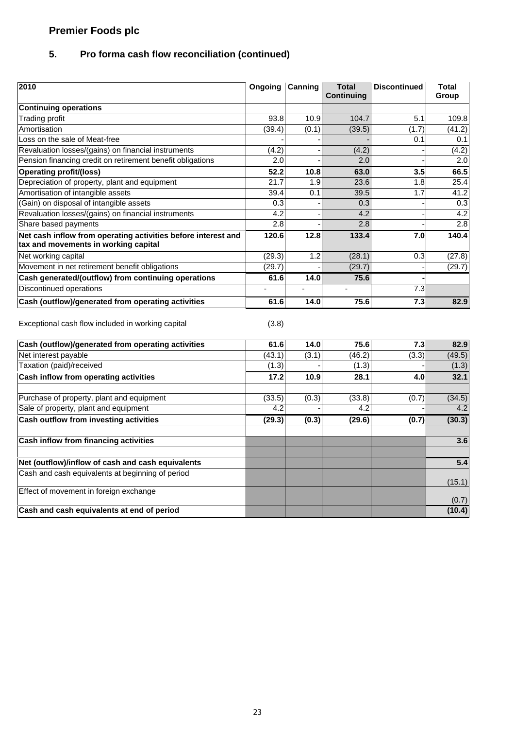## Premier Foods plc

### 5. Pro forma cash flow reconciliation (continued)

| 2010 | Ongoing | Canning | Total Continuing | Discontinued | Total Group |
|---|---|---|---|---|---|
| **Continuing operations** | | | | | |
| Trading profit | 93.8 | 10.9 | 104.7 | 5.1 | 109.8 |
| Amortisation | (39.4) | (0.1) | (39.5) | (1.7) | (41.2) |
| Loss on the sale of Meat-free | - | - | - | 0.1 | 0.1 |
| Revaluation losses/(gains) on financial instruments | (4.2) | - | (4.2) | - | (4.2) |
| Pension financing credit on retirement benefit obligations | 2.0 | - | 2.0 | - | 2.0 |
| **Operating profit/(loss)** | **52.2** | **10.8** | **63.0** | **3.5** | **66.5** |
| Depreciation of property, plant and equipment | 21.7 | 1.9 | 23.6 | 1.8 | 25.4 |
| Amortisation of intangible assets | 39.4 | 0.1 | 39.5 | 1.7 | 41.2 |
| (Gain) on disposal of intangible assets | 0.3 | - | 0.3 | - | 0.3 |
| Revaluation losses/(gains) on financial instruments | 4.2 | - | 4.2 | - | 4.2 |
| Share based payments | 2.8 | - | 2.8 | - | 2.8 |
| **Net cash inflow from operating activities before interest and tax and movements in working capital** | **120.6** | **12.8** | **133.4** | **7.0** | **140.4** |
| Net working capital | (29.3) | 1.2 | (28.1) | 0.3 | (27.8) |
| Movement in net retirement benefit obligations | (29.7) | - | (29.7) | - | (29.7) |
| **Cash generated/(outflow) from continuing operations** | **61.6** | **14.0** | **75.6** | **-** | |
| Discontinued operations | - | - | - | 7.3 | |
| **Cash (outflow)/generated from operating activities** | **61.6** | **14.0** | **75.6** | **7.3** | **82.9** |

Exceptional cash flow included in working capital (3.8)

| | Ongoing | Canning | Total Continuing | Discontinued | Total Group |
|---|---|---|---|---|---|
| **Cash (outflow)/generated from operating activities** | **61.6** | **14.0** | **75.6** | **7.3** | **82.9** |
| Net interest payable | (43.1) | (3.1) | (46.2) | (3.3) | (49.5) |
| Taxation (paid)/received | (1.3) | - | (1.3) | - | (1.3) |
| **Cash inflow from operating activities** | **17.2** | **10.9** | **28.1** | **4.0** | **32.1** |
| | | | | | |
| Purchase of property, plant and equipment | (33.5) | (0.3) | (33.8) | (0.7) | (34.5) |
| Sale of property, plant and equipment | 4.2 | - | 4.2 | - | 4.2 |
| **Cash outflow from investing activities** | **(29.3)** | **(0.3)** | **(29.6)** | **(0.7)** | **(30.3)** |
| | | | | | |
| **Cash inflow from financing activities** | | | | | **3.6** |
| | | | | | |
| **Net (outflow)/inflow of cash and cash equivalents** | | | | | **5.4** |
| Cash and cash equivalents at beginning of period | | | | | (15.1) |
| Effect of movement in foreign exchange | | | | | (0.7) |
| **Cash and cash equivalents at end of period** | | | | | **(10.4)** |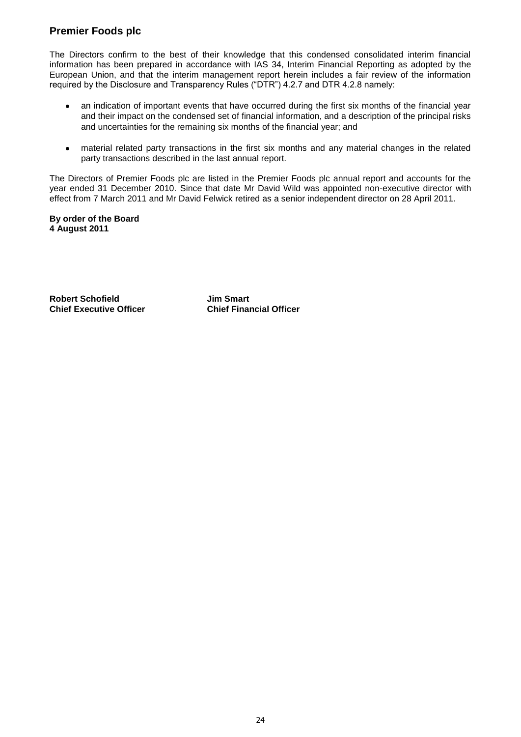## Premier Foods plc

The Directors confirm to the best of their knowledge that this condensed consolidated interim financial information has been prepared in accordance with IAS 34, Interim Financial Reporting as adopted by the European Union, and that the interim management report herein includes a fair review of the information required by the Disclosure and Transparency Rules ("DTR") 4.2.7 and DTR 4.2.8 namely:

- an indication of important events that have occurred during the first six months of the financial year and their impact on the condensed set of financial information, and a description of the principal risks and uncertainties for the remaining six months of the financial year; and
- material related party transactions in the first six months and any material changes in the related party transactions described in the last annual report.

The Directors of Premier Foods plc are listed in the Premier Foods plc annual report and accounts for the year ended 31 December 2010. Since that date Mr David Wild was appointed non-executive director with effect from 7 March 2011 and Mr David Felwick retired as a senior independent director on 28 April 2011.

**By order of the Board**
**4 August 2011**

| **Robert Schofield** | **Jim Smart** |
|---|---|
| **Chief Executive Officer** | **Chief Financial Officer** |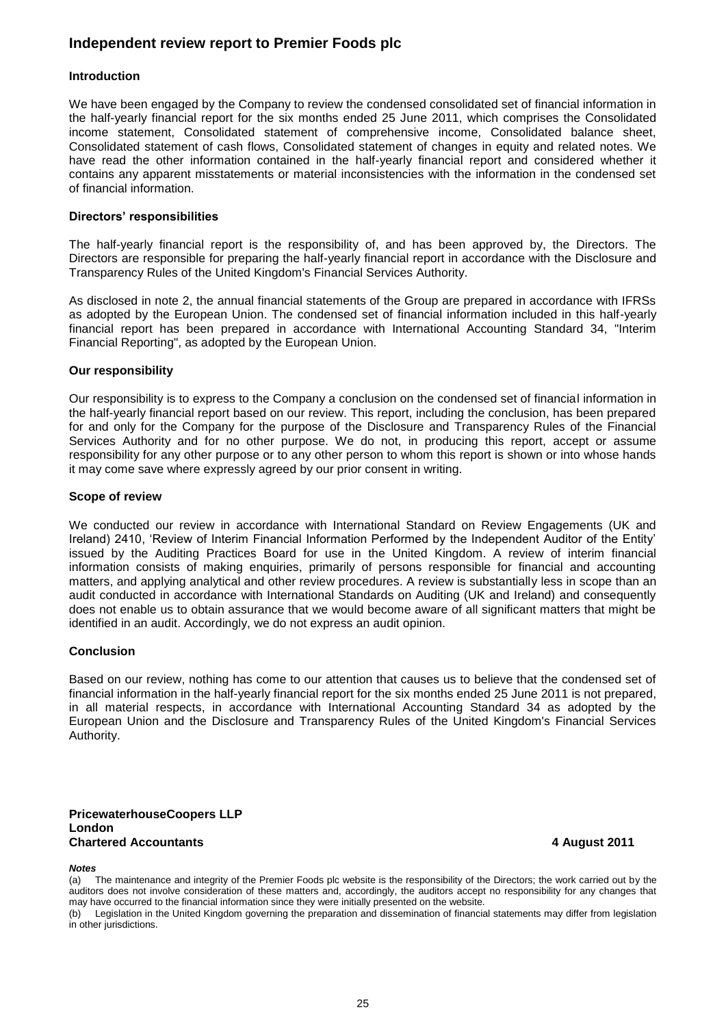# Independent review report to Premier Foods plc

### Introduction

We have been engaged by the Company to review the condensed consolidated set of financial information in the half-yearly financial report for the six months ended 25 June 2011, which comprises the Consolidated income statement, Consolidated statement of comprehensive income, Consolidated balance sheet, Consolidated statement of cash flows, Consolidated statement of changes in equity and related notes. We have read the other information contained in the half-yearly financial report and considered whether it contains any apparent misstatements or material inconsistencies with the information in the condensed set of financial information.

### Directors' responsibilities

The half-yearly financial report is the responsibility of, and has been approved by, the Directors. The Directors are responsible for preparing the half-yearly financial report in accordance with the Disclosure and Transparency Rules of the United Kingdom's Financial Services Authority.

As disclosed in note 2, the annual financial statements of the Group are prepared in accordance with IFRSs as adopted by the European Union. The condensed set of financial information included in this half-yearly financial report has been prepared in accordance with International Accounting Standard 34, "Interim Financial Reporting", as adopted by the European Union.

### Our responsibility

Our responsibility is to express to the Company a conclusion on the condensed set of financial information in the half-yearly financial report based on our review. This report, including the conclusion, has been prepared for and only for the Company for the purpose of the Disclosure and Transparency Rules of the Financial Services Authority and for no other purpose. We do not, in producing this report, accept or assume responsibility for any other purpose or to any other person to whom this report is shown or into whose hands it may come save where expressly agreed by our prior consent in writing.

### Scope of review

We conducted our review in accordance with International Standard on Review Engagements (UK and Ireland) 2410, 'Review of Interim Financial Information Performed by the Independent Auditor of the Entity' issued by the Auditing Practices Board for use in the United Kingdom. A review of interim financial information consists of making enquiries, primarily of persons responsible for financial and accounting matters, and applying analytical and other review procedures. A review is substantially less in scope than an audit conducted in accordance with International Standards on Auditing (UK and Ireland) and consequently does not enable us to obtain assurance that we would become aware of all significant matters that might be identified in an audit. Accordingly, we do not express an audit opinion.

### Conclusion

Based on our review, nothing has come to our attention that causes us to believe that the condensed set of financial information in the half-yearly financial report for the six months ended 25 June 2011 is not prepared, in all material respects, in accordance with International Accounting Standard 34 as adopted by the European Union and the Disclosure and Transparency Rules of the United Kingdom's Financial Services Authority.

**PricewaterhouseCoopers LLP**
**London**
**Chartered Accountants** **4 August 2011**

***Notes***

(a) The maintenance and integrity of the Premier Foods plc website is the responsibility of the Directors; the work carried out by the auditors does not involve consideration of these matters and, accordingly, the auditors accept no responsibility for any changes that may have occurred to the financial information since they were initially presented on the website.

(b) Legislation in the United Kingdom governing the preparation and dissemination of financial statements may differ from legislation in other jurisdictions.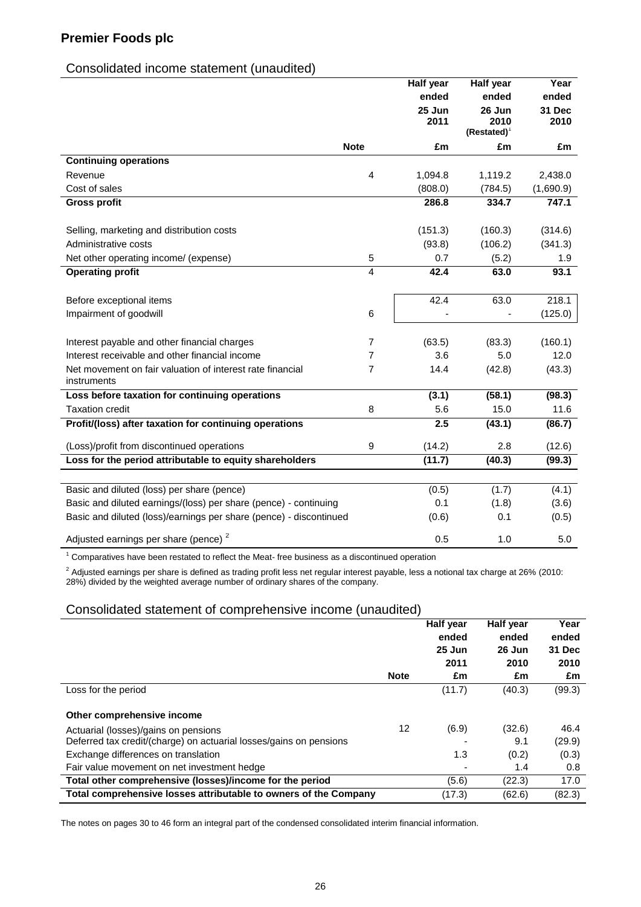## Premier Foods plc

### Consolidated income statement (unaudited)

| | Note | Half year ended 25 Jun 2011 | Half year ended 26 Jun 2010 (Restated)[1] | Year ended 31 Dec 2010 |
|---|---|---|---|---|
| | | £m | £m | £m |
| **Continuing operations** | | | | |
| Revenue | 4 | 1,094.8 | 1,119.2 | 2,438.0 |
| Cost of sales | | (808.0) | (784.5) | (1,690.9) |
| **Gross profit** | | **286.8** | **334.7** | **747.1** |
| Selling, marketing and distribution costs | | (151.3) | (160.3) | (314.6) |
| Administrative costs | | (93.8) | (106.2) | (341.3) |
| Net other operating income/ (expense) | 5 | 0.7 | (5.2) | 1.9 |
| **Operating profit** | 4 | **42.4** | **63.0** | **93.1** |
| Before exceptional items | | 42.4 | 63.0 | 218.1 |
| Impairment of goodwill | 6 | - | - | (125.0) |
| Interest payable and other financial charges | 7 | (63.5) | (83.3) | (160.1) |
| Interest receivable and other financial income | 7 | 3.6 | 5.0 | 12.0 |
| Net movement on fair valuation of interest rate financial instruments | 7 | 14.4 | (42.8) | (43.3) |
| **Loss before taxation for continuing operations** | | **(3.1)** | **(58.1)** | **(98.3)** |
| Taxation credit | 8 | 5.6 | 15.0 | 11.6 |
| **Profit/(loss) after taxation for continuing operations** | | **2.5** | **(43.1)** | **(86.7)** |
| (Loss)/profit from discontinued operations | 9 | (14.2) | 2.8 | (12.6) |
| **Loss for the period attributable to equity shareholders** | | **(11.7)** | **(40.3)** | **(99.3)** |
| Basic and diluted (loss) per share (pence) | | (0.5) | (1.7) | (4.1) |
| Basic and diluted earnings/(loss) per share (pence) - continuing | | 0.1 | (1.8) | (3.6) |
| Basic and diluted (loss)/earnings per share (pence) - discontinued | | (0.6) | 0.1 | (0.5) |
| Adjusted earnings per share (pence) [2] | | 0.5 | 1.0 | 5.0 |

[1] Comparatives have been restated to reflect the Meat- free business as a discontinued operation

[2] Adjusted earnings per share is defined as trading profit less net regular interest payable, less a notional tax charge at 26% (2010: 28%) divided by the weighted average number of ordinary shares of the company.

### Consolidated statement of comprehensive income (unaudited)

| | Note | Half year ended 25 Jun 2011 | Half year ended 26 Jun 2010 | Year ended 31 Dec 2010 |
|---|---|---|---|---|
| | | £m | £m | £m |
| Loss for the period | | (11.7) | (40.3) | (99.3) |
| **Other comprehensive income** | | | | |
| Actuarial (losses)/gains on pensions | 12 | (6.9) | (32.6) | 46.4 |
| Deferred tax credit/(charge) on actuarial losses/gains on pensions | | - | 9.1 | (29.9) |
| Exchange differences on translation | | 1.3 | (0.2) | (0.3) |
| Fair value movement on net investment hedge | | - | 1.4 | 0.8 |
| **Total other comprehensive (losses)/income for the period** | | (5.6) | (22.3) | 17.0 |
| **Total comprehensive losses attributable to owners of the Company** | | (17.3) | (62.6) | (82.3) |

The notes on pages 30 to 46 form an integral part of the condensed consolidated interim financial information.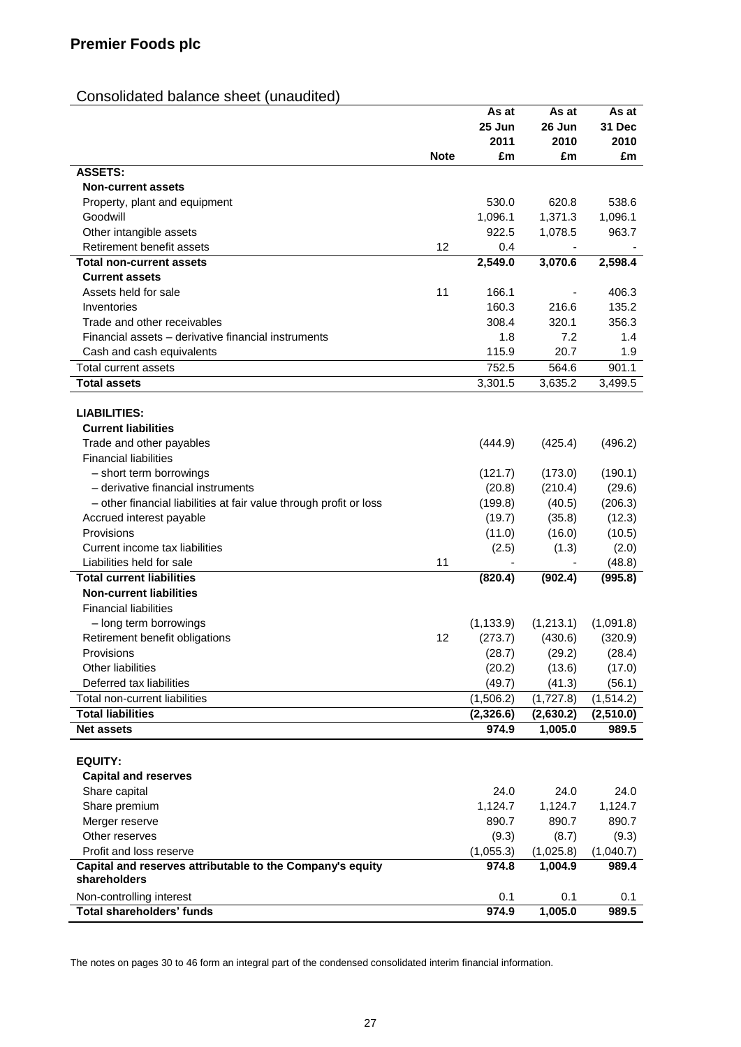## Premier Foods plc

### Consolidated balance sheet (unaudited)

| | Note | As at 25 Jun 2011 £m | As at 26 Jun 2010 £m | As at 31 Dec 2010 £m |
|---|---|---|---|---|
| **ASSETS:** | | | | |
| **Non-current assets** | | | | |
| Property, plant and equipment | | 530.0 | 620.8 | 538.6 |
| Goodwill | | 1,096.1 | 1,371.3 | 1,096.1 |
| Other intangible assets | | 922.5 | 1,078.5 | 963.7 |
| Retirement benefit assets | 12 | 0.4 | - | - |
| **Total non-current assets** | | **2,549.0** | **3,070.6** | **2,598.4** |
| **Current assets** | | | | |
| Assets held for sale | 11 | 166.1 | - | 406.3 |
| Inventories | | 160.3 | 216.6 | 135.2 |
| Trade and other receivables | | 308.4 | 320.1 | 356.3 |
| Financial assets – derivative financial instruments | | 1.8 | 7.2 | 1.4 |
| Cash and cash equivalents | | 115.9 | 20.7 | 1.9 |
| Total current assets | | 752.5 | 564.6 | 901.1 |
| **Total assets** | | 3,301.5 | 3,635.2 | 3,499.5 |
| | | | | |
| **LIABILITIES:** | | | | |
| **Current liabilities** | | | | |
| Trade and other payables | | (444.9) | (425.4) | (496.2) |
| Financial liabilities | | | | |
| – short term borrowings | | (121.7) | (173.0) | (190.1) |
| – derivative financial instruments | | (20.8) | (210.4) | (29.6) |
| – other financial liabilities at fair value through profit or loss | | (199.8) | (40.5) | (206.3) |
| Accrued interest payable | | (19.7) | (35.8) | (12.3) |
| Provisions | | (11.0) | (16.0) | (10.5) |
| Current income tax liabilities | | (2.5) | (1.3) | (2.0) |
| Liabilities held for sale | 11 | - | - | (48.8) |
| **Total current liabilities** | | **(820.4)** | **(902.4)** | **(995.8)** |
| **Non-current liabilities** | | | | |
| Financial liabilities | | | | |
| – long term borrowings | | (1,133.9) | (1,213.1) | (1,091.8) |
| Retirement benefit obligations | 12 | (273.7) | (430.6) | (320.9) |
| Provisions | | (28.7) | (29.2) | (28.4) |
| Other liabilities | | (20.2) | (13.6) | (17.0) |
| Deferred tax liabilities | | (49.7) | (41.3) | (56.1) |
| Total non-current liabilities | | (1,506.2) | (1,727.8) | (1,514.2) |
| **Total liabilities** | | **(2,326.6)** | **(2,630.2)** | **(2,510.0)** |
| **Net assets** | | **974.9** | **1,005.0** | **989.5** |
| | | | | |
| **EQUITY:** | | | | |
| **Capital and reserves** | | | | |
| Share capital | | 24.0 | 24.0 | 24.0 |
| Share premium | | 1,124.7 | 1,124.7 | 1,124.7 |
| Merger reserve | | 890.7 | 890.7 | 890.7 |
| Other reserves | | (9.3) | (8.7) | (9.3) |
| Profit and loss reserve | | (1,055.3) | (1,025.8) | (1,040.7) |
| **Capital and reserves attributable to the Company's equity shareholders** | | **974.8** | **1,004.9** | **989.4** |
| Non-controlling interest | | 0.1 | 0.1 | 0.1 |
| **Total shareholders' funds** | | **974.9** | **1,005.0** | **989.5** |

The notes on pages 30 to 46 form an integral part of the condensed consolidated interim financial information.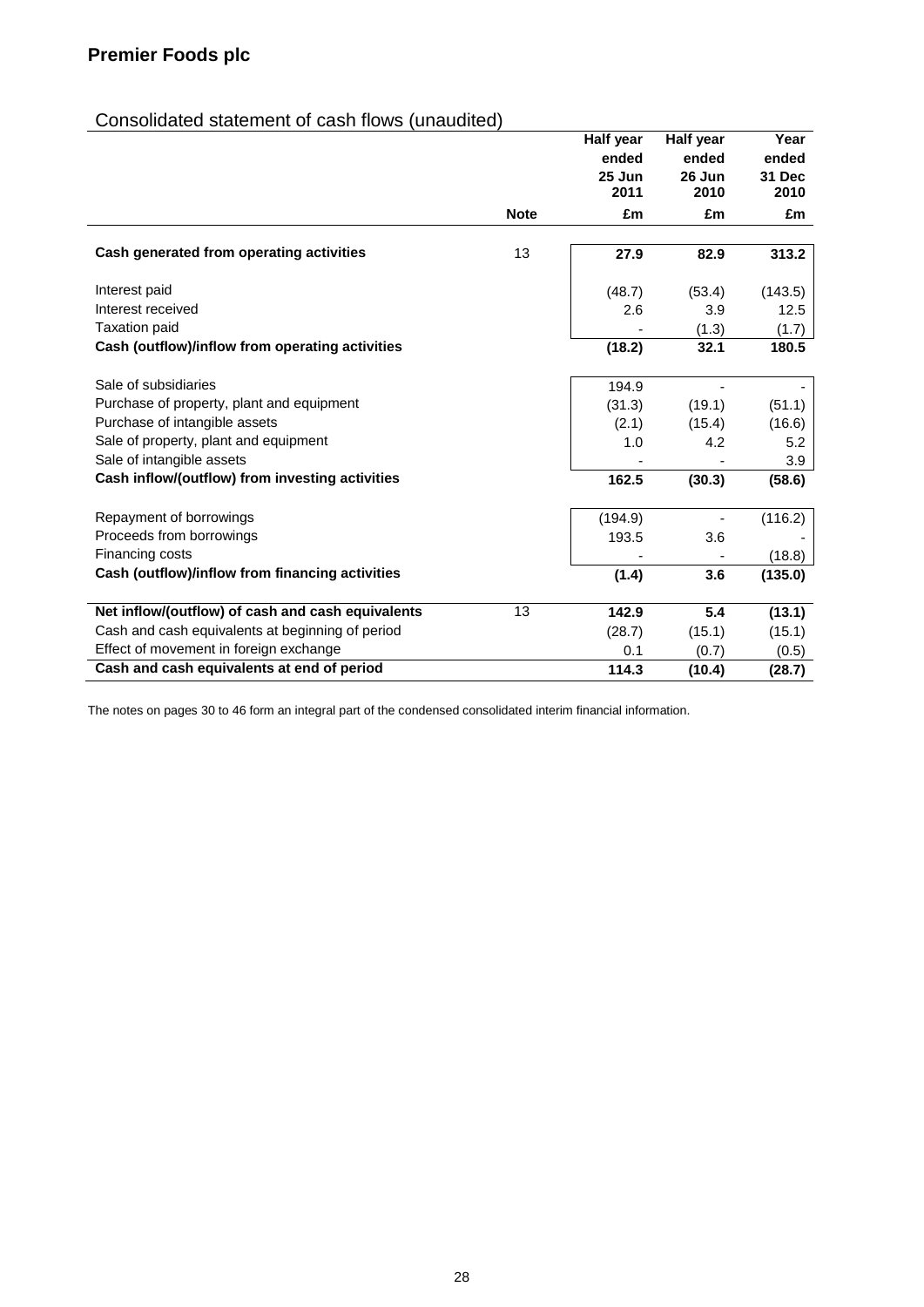## Premier Foods plc

### Consolidated statement of cash flows (unaudited)

| | Note | Half year ended 25 Jun 2011 | Half year ended 26 Jun 2010 | Year ended 31 Dec 2010 |
|---|---|---|---|---|
| | | £m | £m | £m |
| **Cash generated from operating activities** | 13 | **27.9** | **82.9** | **313.2** |
| Interest paid | | (48.7) | (53.4) | (143.5) |
| Interest received | | 2.6 | 3.9 | 12.5 |
| Taxation paid | | - | (1.3) | (1.7) |
| **Cash (outflow)/inflow from operating activities** | | **(18.2)** | **32.1** | **180.5** |
| Sale of subsidiaries | | 194.9 | - | - |
| Purchase of property, plant and equipment | | (31.3) | (19.1) | (51.1) |
| Purchase of intangible assets | | (2.1) | (15.4) | (16.6) |
| Sale of property, plant and equipment | | 1.0 | 4.2 | 5.2 |
| Sale of intangible assets | | - | - | 3.9 |
| **Cash inflow/(outflow) from investing activities** | | **162.5** | **(30.3)** | **(58.6)** |
| Repayment of borrowings | | (194.9) | - | (116.2) |
| Proceeds from borrowings | | 193.5 | 3.6 | - |
| Financing costs | | - | - | (18.8) |
| **Cash (outflow)/inflow from financing activities** | | **(1.4)** | **3.6** | **(135.0)** |
| **Net inflow/(outflow) of cash and cash equivalents** | 13 | **142.9** | **5.4** | **(13.1)** |
| Cash and cash equivalents at beginning of period | | (28.7) | (15.1) | (15.1) |
| Effect of movement in foreign exchange | | 0.1 | (0.7) | (0.5) |
| **Cash and cash equivalents at end of period** | | **114.3** | **(10.4)** | **(28.7)** |

The notes on pages 30 to 46 form an integral part of the condensed consolidated interim financial information.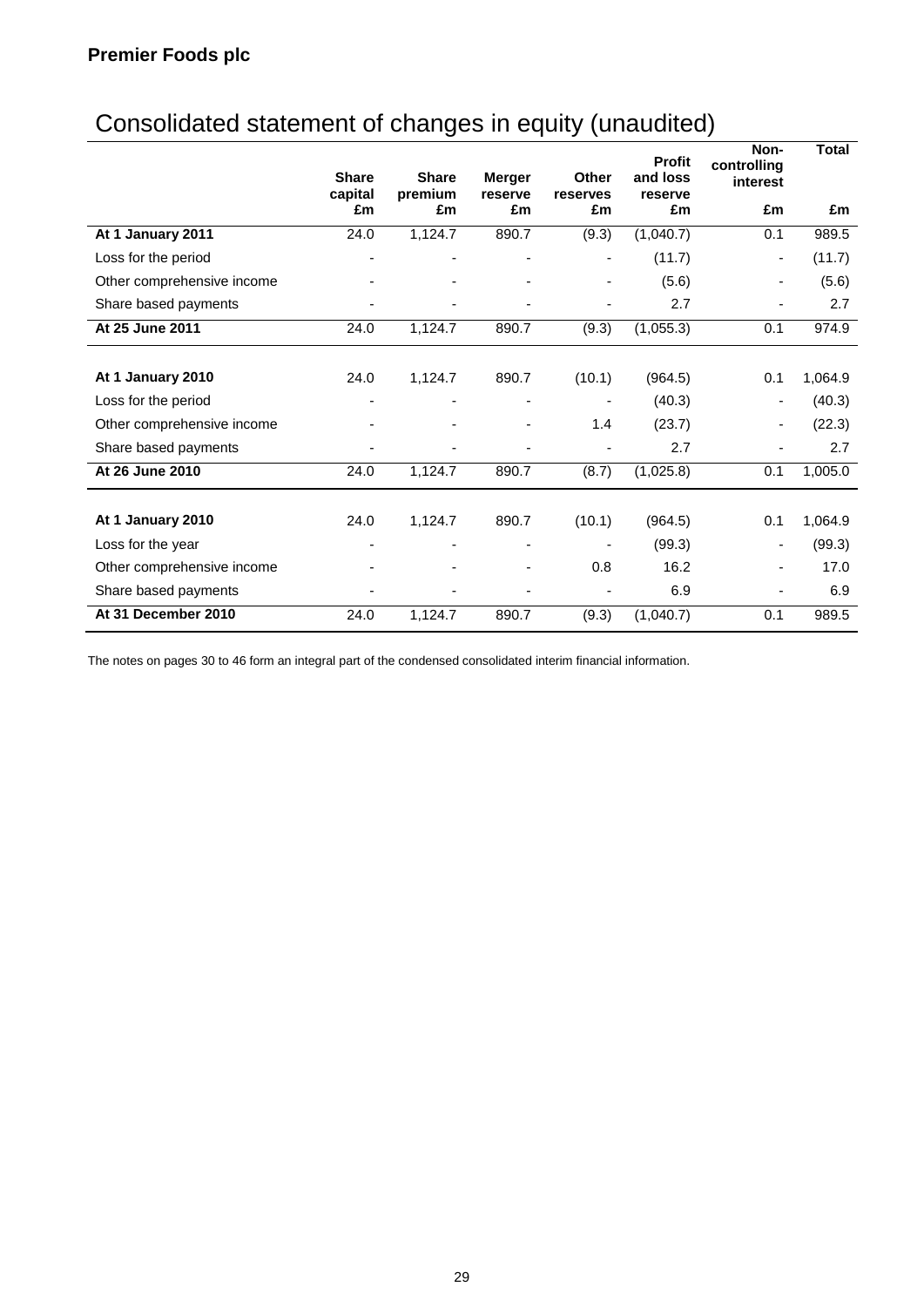**Premier Foods plc**

# Consolidated statement of changes in equity (unaudited)

| | Share capital £m | Share premium £m | Merger reserve £m | Other reserves £m | Profit and loss reserve £m | Non-controlling interest £m | Total £m |
|---|---|---|---|---|---|---|---|
| **At 1 January 2011** | 24.0 | 1,124.7 | 890.7 | (9.3) | (1,040.7) | 0.1 | 989.5 |
| Loss for the period | - | - | - | - | (11.7) | - | (11.7) |
| Other comprehensive income | - | - | - | - | (5.6) | - | (5.6) |
| Share based payments | - | - | - | - | 2.7 | - | 2.7 |
| **At 25 June 2011** | 24.0 | 1,124.7 | 890.7 | (9.3) | (1,055.3) | 0.1 | 974.9 |
| | | | | | | | |
| **At 1 January 2010** | 24.0 | 1,124.7 | 890.7 | (10.1) | (964.5) | 0.1 | 1,064.9 |
| Loss for the period | - | - | - | - | (40.3) | - | (40.3) |
| Other comprehensive income | - | - | - | 1.4 | (23.7) | - | (22.3) |
| Share based payments | - | - | - | - | 2.7 | - | 2.7 |
| **At 26 June 2010** | 24.0 | 1,124.7 | 890.7 | (8.7) | (1,025.8) | 0.1 | 1,005.0 |
| | | | | | | | |
| **At 1 January 2010** | 24.0 | 1,124.7 | 890.7 | (10.1) | (964.5) | 0.1 | 1,064.9 |
| Loss for the year | - | - | - | - | (99.3) | - | (99.3) |
| Other comprehensive income | - | - | - | 0.8 | 16.2 | - | 17.0 |
| Share based payments | - | - | - | - | 6.9 | - | 6.9 |
| **At 31 December 2010** | 24.0 | 1,124.7 | 890.7 | (9.3) | (1,040.7) | 0.1 | 989.5 |

The notes on pages 30 to 46 form an integral part of the condensed consolidated interim financial information.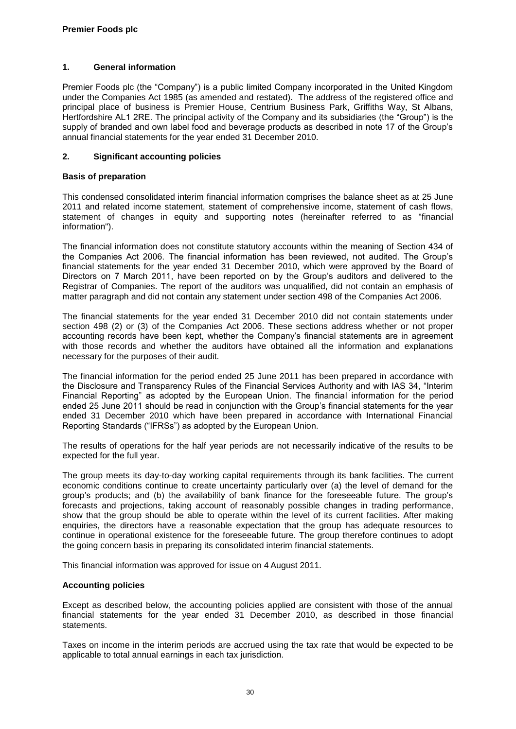**Premier Foods plc**

## 1. General information

Premier Foods plc (the "Company") is a public limited Company incorporated in the United Kingdom under the Companies Act 1985 (as amended and restated). The address of the registered office and principal place of business is Premier House, Centrium Business Park, Griffiths Way, St Albans, Hertfordshire AL1 2RE. The principal activity of the Company and its subsidiaries (the "Group") is the supply of branded and own label food and beverage products as described in note 17 of the Group's annual financial statements for the year ended 31 December 2010.

## 2. Significant accounting policies

### Basis of preparation

This condensed consolidated interim financial information comprises the balance sheet as at 25 June 2011 and related income statement, statement of comprehensive income, statement of cash flows, statement of changes in equity and supporting notes (hereinafter referred to as "financial information").

The financial information does not constitute statutory accounts within the meaning of Section 434 of the Companies Act 2006. The financial information has been reviewed, not audited. The Group's financial statements for the year ended 31 December 2010, which were approved by the Board of Directors on 7 March 2011, have been reported on by the Group's auditors and delivered to the Registrar of Companies. The report of the auditors was unqualified, did not contain an emphasis of matter paragraph and did not contain any statement under section 498 of the Companies Act 2006.

The financial statements for the year ended 31 December 2010 did not contain statements under section 498 (2) or (3) of the Companies Act 2006. These sections address whether or not proper accounting records have been kept, whether the Company's financial statements are in agreement with those records and whether the auditors have obtained all the information and explanations necessary for the purposes of their audit.

The financial information for the period ended 25 June 2011 has been prepared in accordance with the Disclosure and Transparency Rules of the Financial Services Authority and with IAS 34, "Interim Financial Reporting" as adopted by the European Union. The financial information for the period ended 25 June 2011 should be read in conjunction with the Group's financial statements for the year ended 31 December 2010 which have been prepared in accordance with International Financial Reporting Standards ("IFRSs") as adopted by the European Union.

The results of operations for the half year periods are not necessarily indicative of the results to be expected for the full year.

The group meets its day-to-day working capital requirements through its bank facilities. The current economic conditions continue to create uncertainty particularly over (a) the level of demand for the group's products; and (b) the availability of bank finance for the foreseeable future. The group's forecasts and projections, taking account of reasonably possible changes in trading performance, show that the group should be able to operate within the level of its current facilities. After making enquiries, the directors have a reasonable expectation that the group has adequate resources to continue in operational existence for the foreseeable future. The group therefore continues to adopt the going concern basis in preparing its consolidated interim financial statements.

This financial information was approved for issue on 4 August 2011.

### Accounting policies

Except as described below, the accounting policies applied are consistent with those of the annual financial statements for the year ended 31 December 2010, as described in those financial statements.

Taxes on income in the interim periods are accrued using the tax rate that would be expected to be applicable to total annual earnings in each tax jurisdiction.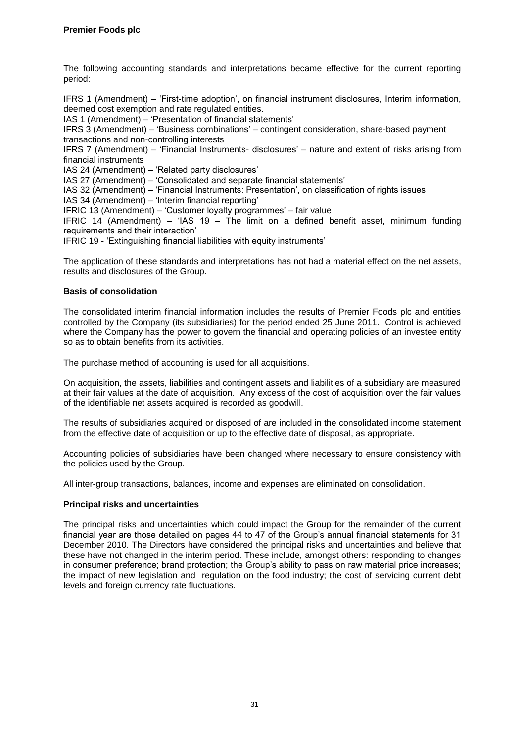The following accounting standards and interpretations became effective for the current reporting period:

IFRS 1 (Amendment) – 'First-time adoption', on financial instrument disclosures, Interim information, deemed cost exemption and rate regulated entities.
IAS 1 (Amendment) – 'Presentation of financial statements'
IFRS 3 (Amendment) – 'Business combinations' – contingent consideration, share-based payment transactions and non-controlling interests
IFRS 7 (Amendment) – 'Financial Instruments- disclosures' – nature and extent of risks arising from financial instruments
IAS 24 (Amendment) – 'Related party disclosures'
IAS 27 (Amendment) – 'Consolidated and separate financial statements'
IAS 32 (Amendment) – 'Financial Instruments: Presentation', on classification of rights issues
IAS 34 (Amendment) – 'Interim financial reporting'
IFRIC 13 (Amendment) – 'Customer loyalty programmes' – fair value
IFRIC 14 (Amendment) – 'IAS 19 – The limit on a defined benefit asset, minimum funding requirements and their interaction'
IFRIC 19 - 'Extinguishing financial liabilities with equity instruments'

The application of these standards and interpretations has not had a material effect on the net assets, results and disclosures of the Group.

**Basis of consolidation**

The consolidated interim financial information includes the results of Premier Foods plc and entities controlled by the Company (its subsidiaries) for the period ended 25 June 2011. Control is achieved where the Company has the power to govern the financial and operating policies of an investee entity so as to obtain benefits from its activities.

The purchase method of accounting is used for all acquisitions.

On acquisition, the assets, liabilities and contingent assets and liabilities of a subsidiary are measured at their fair values at the date of acquisition. Any excess of the cost of acquisition over the fair values of the identifiable net assets acquired is recorded as goodwill.

The results of subsidiaries acquired or disposed of are included in the consolidated income statement from the effective date of acquisition or up to the effective date of disposal, as appropriate.

Accounting policies of subsidiaries have been changed where necessary to ensure consistency with the policies used by the Group.

All inter-group transactions, balances, income and expenses are eliminated on consolidation.

**Principal risks and uncertainties**

The principal risks and uncertainties which could impact the Group for the remainder of the current financial year are those detailed on pages 44 to 47 of the Group's annual financial statements for 31 December 2010. The Directors have considered the principal risks and uncertainties and believe that these have not changed in the interim period. These include, amongst others: responding to changes in consumer preference; brand protection; the Group's ability to pass on raw material price increases; the impact of new legislation and regulation on the food industry; the cost of servicing current debt levels and foreign currency rate fluctuations.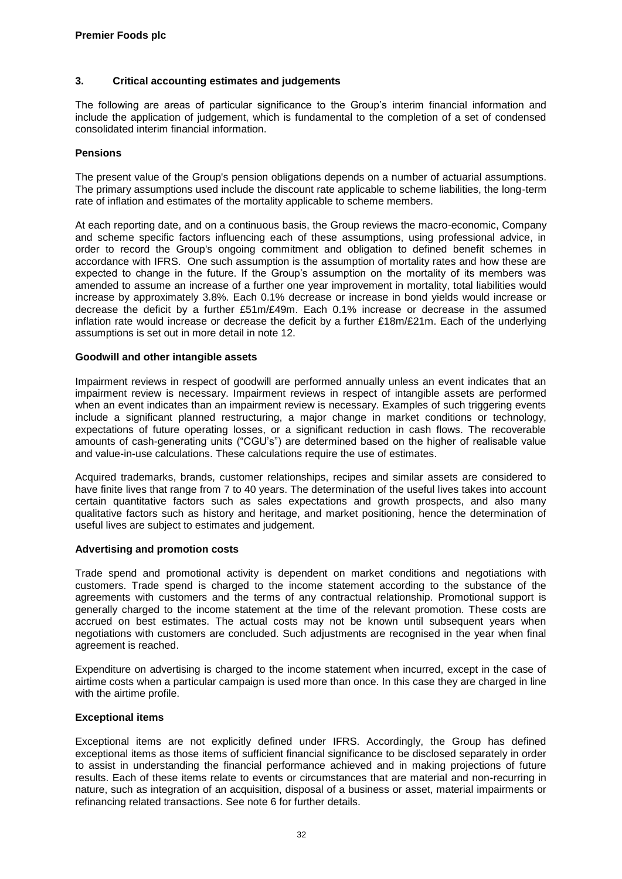## 3. Critical accounting estimates and judgements

The following are areas of particular significance to the Group's interim financial information and include the application of judgement, which is fundamental to the completion of a set of condensed consolidated interim financial information.

### Pensions

The present value of the Group's pension obligations depends on a number of actuarial assumptions. The primary assumptions used include the discount rate applicable to scheme liabilities, the long-term rate of inflation and estimates of the mortality applicable to scheme members.

At each reporting date, and on a continuous basis, the Group reviews the macro-economic, Company and scheme specific factors influencing each of these assumptions, using professional advice, in order to record the Group's ongoing commitment and obligation to defined benefit schemes in accordance with IFRS. One such assumption is the assumption of mortality rates and how these are expected to change in the future. If the Group's assumption on the mortality of its members was amended to assume an increase of a further one year improvement in mortality, total liabilities would increase by approximately 3.8%. Each 0.1% decrease or increase in bond yields would increase or decrease the deficit by a further £51m/£49m. Each 0.1% increase or decrease in the assumed inflation rate would increase or decrease the deficit by a further £18m/£21m. Each of the underlying assumptions is set out in more detail in note 12.

### Goodwill and other intangible assets

Impairment reviews in respect of goodwill are performed annually unless an event indicates that an impairment review is necessary. Impairment reviews in respect of intangible assets are performed when an event indicates than an impairment review is necessary. Examples of such triggering events include a significant planned restructuring, a major change in market conditions or technology, expectations of future operating losses, or a significant reduction in cash flows. The recoverable amounts of cash-generating units ("CGU's") are determined based on the higher of realisable value and value-in-use calculations. These calculations require the use of estimates.

Acquired trademarks, brands, customer relationships, recipes and similar assets are considered to have finite lives that range from 7 to 40 years. The determination of the useful lives takes into account certain quantitative factors such as sales expectations and growth prospects, and also many qualitative factors such as history and heritage, and market positioning, hence the determination of useful lives are subject to estimates and judgement.

### Advertising and promotion costs

Trade spend and promotional activity is dependent on market conditions and negotiations with customers. Trade spend is charged to the income statement according to the substance of the agreements with customers and the terms of any contractual relationship. Promotional support is generally charged to the income statement at the time of the relevant promotion. These costs are accrued on best estimates. The actual costs may not be known until subsequent years when negotiations with customers are concluded. Such adjustments are recognised in the year when final agreement is reached.

Expenditure on advertising is charged to the income statement when incurred, except in the case of airtime costs when a particular campaign is used more than once. In this case they are charged in line with the airtime profile.

### Exceptional items

Exceptional items are not explicitly defined under IFRS. Accordingly, the Group has defined exceptional items as those items of sufficient financial significance to be disclosed separately in order to assist in understanding the financial performance achieved and in making projections of future results. Each of these items relate to events or circumstances that are material and non-recurring in nature, such as integration of an acquisition, disposal of a business or asset, material impairments or refinancing related transactions. See note 6 for further details.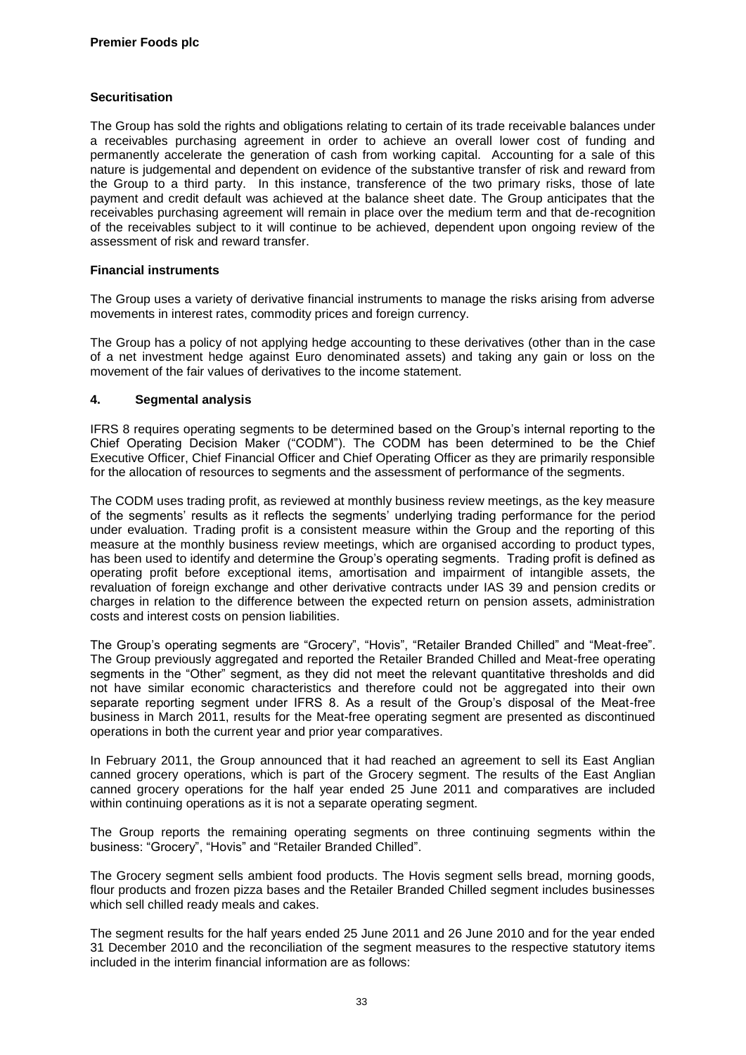### Securitisation

The Group has sold the rights and obligations relating to certain of its trade receivable balances under a receivables purchasing agreement in order to achieve an overall lower cost of funding and permanently accelerate the generation of cash from working capital. Accounting for a sale of this nature is judgemental and dependent on evidence of the substantive transfer of risk and reward from the Group to a third party. In this instance, transference of the two primary risks, those of late payment and credit default was achieved at the balance sheet date. The Group anticipates that the receivables purchasing agreement will remain in place over the medium term and that de-recognition of the receivables subject to it will continue to be achieved, dependent upon ongoing review of the assessment of risk and reward transfer.

### Financial instruments

The Group uses a variety of derivative financial instruments to manage the risks arising from adverse movements in interest rates, commodity prices and foreign currency.

The Group has a policy of not applying hedge accounting to these derivatives (other than in the case of a net investment hedge against Euro denominated assets) and taking any gain or loss on the movement of the fair values of derivatives to the income statement.

## 4. Segmental analysis

IFRS 8 requires operating segments to be determined based on the Group's internal reporting to the Chief Operating Decision Maker ("CODM"). The CODM has been determined to be the Chief Executive Officer, Chief Financial Officer and Chief Operating Officer as they are primarily responsible for the allocation of resources to segments and the assessment of performance of the segments.

The CODM uses trading profit, as reviewed at monthly business review meetings, as the key measure of the segments' results as it reflects the segments' underlying trading performance for the period under evaluation. Trading profit is a consistent measure within the Group and the reporting of this measure at the monthly business review meetings, which are organised according to product types, has been used to identify and determine the Group's operating segments. Trading profit is defined as operating profit before exceptional items, amortisation and impairment of intangible assets, the revaluation of foreign exchange and other derivative contracts under IAS 39 and pension credits or charges in relation to the difference between the expected return on pension assets, administration costs and interest costs on pension liabilities.

The Group's operating segments are "Grocery", "Hovis", "Retailer Branded Chilled" and "Meat-free". The Group previously aggregated and reported the Retailer Branded Chilled and Meat-free operating segments in the "Other" segment, as they did not meet the relevant quantitative thresholds and did not have similar economic characteristics and therefore could not be aggregated into their own separate reporting segment under IFRS 8. As a result of the Group's disposal of the Meat-free business in March 2011, results for the Meat-free operating segment are presented as discontinued operations in both the current year and prior year comparatives.

In February 2011, the Group announced that it had reached an agreement to sell its East Anglian canned grocery operations, which is part of the Grocery segment. The results of the East Anglian canned grocery operations for the half year ended 25 June 2011 and comparatives are included within continuing operations as it is not a separate operating segment.

The Group reports the remaining operating segments on three continuing segments within the business: "Grocery", "Hovis" and "Retailer Branded Chilled".

The Grocery segment sells ambient food products. The Hovis segment sells bread, morning goods, flour products and frozen pizza bases and the Retailer Branded Chilled segment includes businesses which sell chilled ready meals and cakes.

The segment results for the half years ended 25 June 2011 and 26 June 2010 and for the year ended 31 December 2010 and the reconciliation of the segment measures to the respective statutory items included in the interim financial information are as follows: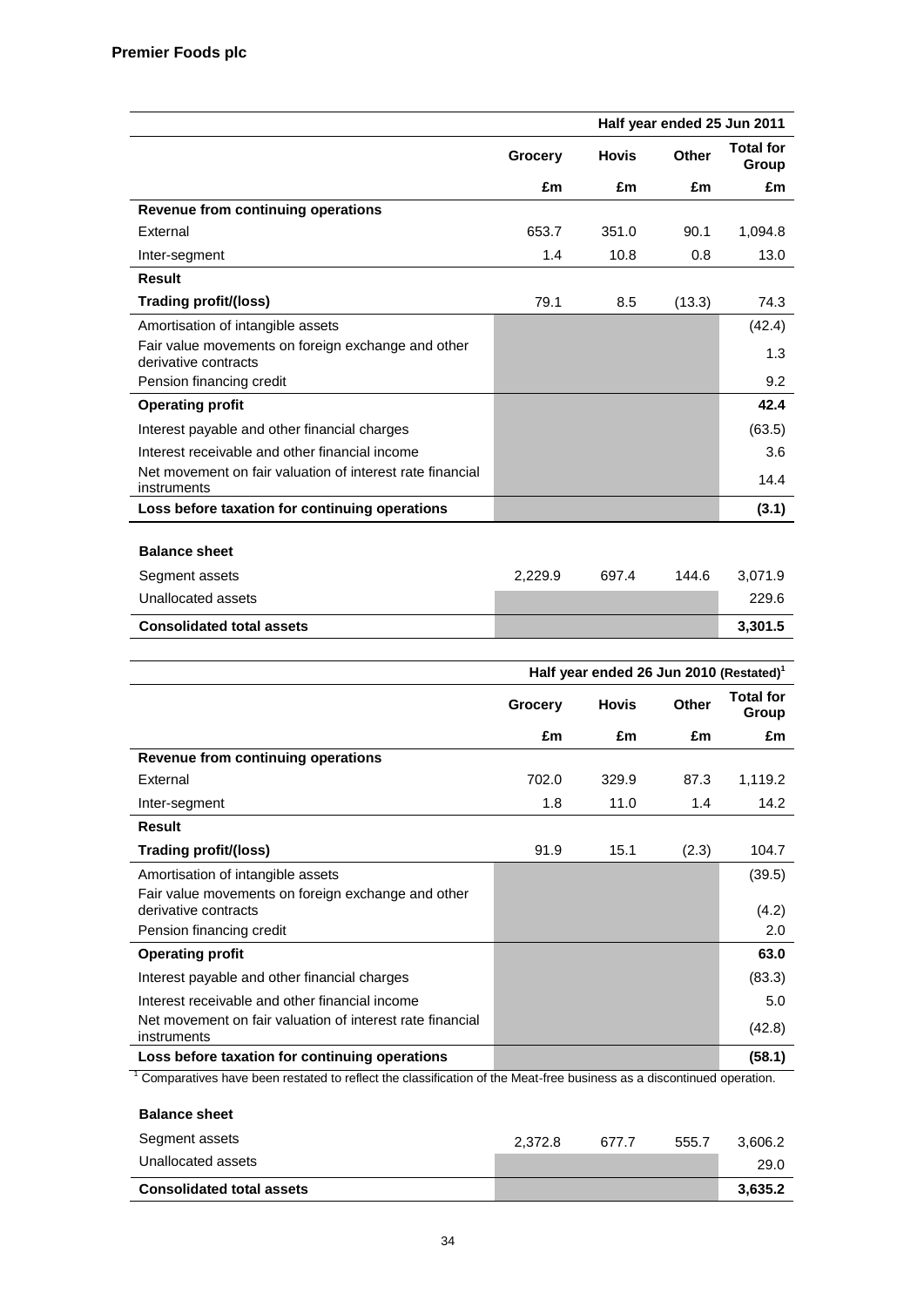| | Half year ended 25 Jun 2011 | | | |
|---|---|---|---|---|
| | Grocery | Hovis | Other | Total for Group |
| | £m | £m | £m | £m |
| **Revenue from continuing operations** | | | | |
| External | 653.7 | 351.0 | 90.1 | 1,094.8 |
| Inter-segment | 1.4 | 10.8 | 0.8 | 13.0 |
| **Result** | | | | |
| **Trading profit/(loss)** | 79.1 | 8.5 | (13.3) | 74.3 |
| Amortisation of intangible assets | | | | (42.4) |
| Fair value movements on foreign exchange and other derivative contracts | | | | 1.3 |
| Pension financing credit | | | | 9.2 |
| **Operating profit** | | | | **42.4** |
| Interest payable and other financial charges | | | | (63.5) |
| Interest receivable and other financial income | | | | 3.6 |
| Net movement on fair valuation of interest rate financial instruments | | | | 14.4 |
| **Loss before taxation for continuing operations** | | | | **(3.1)** |
| | | | | |
| **Balance sheet** | | | | |
| Segment assets | 2,229.9 | 697.4 | 144.6 | 3,071.9 |
| Unallocated assets | | | | 229.6 |
| **Consolidated total assets** | | | | **3,301.5** |

| | Half year ended 26 Jun 2010 (Restated)[1] | | | |
|---|---|---|---|---|
| | Grocery | Hovis | Other | Total for Group |
| | £m | £m | £m | £m |
| **Revenue from continuing operations** | | | | |
| External | 702.0 | 329.9 | 87.3 | 1,119.2 |
| Inter-segment | 1.8 | 11.0 | 1.4 | 14.2 |
| **Result** | | | | |
| **Trading profit/(loss)** | 91.9 | 15.1 | (2.3) | 104.7 |
| Amortisation of intangible assets | | | | (39.5) |
| Fair value movements on foreign exchange and other derivative contracts | | | | (4.2) |
| Pension financing credit | | | | 2.0 |
| **Operating profit** | | | | **63.0** |
| Interest payable and other financial charges | | | | (83.3) |
| Interest receivable and other financial income | | | | 5.0 |
| Net movement on fair valuation of interest rate financial instruments | | | | (42.8) |
| **Loss before taxation for continuing operations** | | | | **(58.1)** |

[1] Comparatives have been restated to reflect the classification of the Meat-free business as a discontinued operation.

| **Balance sheet** | | | | |
|---|---|---|---|---|
| Segment assets | 2,372.8 | 677.7 | 555.7 | 3,606.2 |
| Unallocated assets | | | | 29.0 |
| **Consolidated total assets** | | | | **3,635.2** |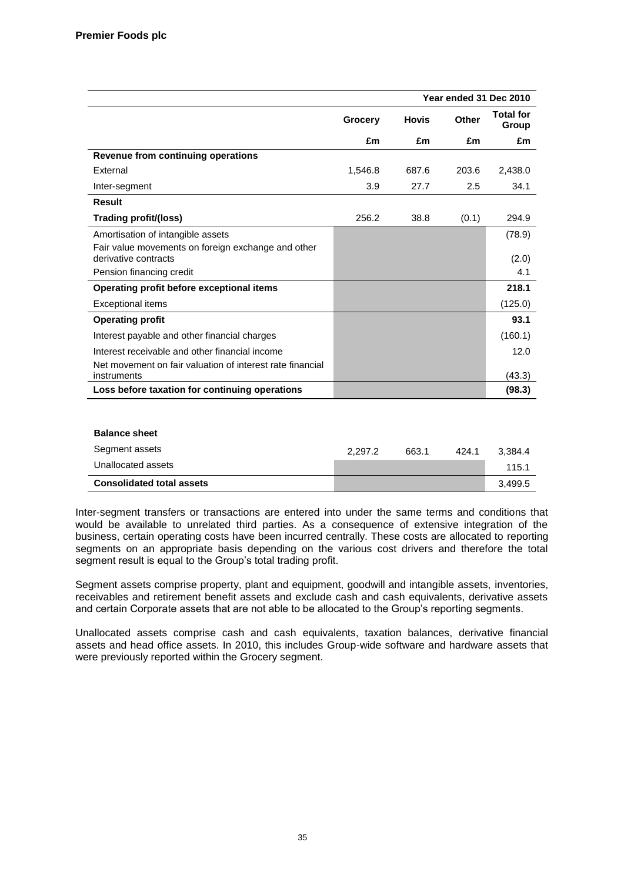**Premier Foods plc**

| | Year ended 31 Dec 2010 | | | |
|---|---|---|---|---|
| | Grocery | Hovis | Other | Total for Group |
| | £m | £m | £m | £m |
| **Revenue from continuing operations** | | | | |
| External | 1,546.8 | 687.6 | 203.6 | 2,438.0 |
| Inter-segment | 3.9 | 27.7 | 2.5 | 34.1 |
| **Result** | | | | |
| **Trading profit/(loss)** | 256.2 | 38.8 | (0.1) | 294.9 |
| Amortisation of intangible assets | | | | (78.9) |
| Fair value movements on foreign exchange and other derivative contracts | | | | (2.0) |
| Pension financing credit | | | | 4.1 |
| **Operating profit before exceptional items** | | | | **218.1** |
| Exceptional items | | | | (125.0) |
| **Operating profit** | | | | **93.1** |
| Interest payable and other financial charges | | | | (160.1) |
| Interest receivable and other financial income | | | | 12.0 |
| Net movement on fair valuation of interest rate financial instruments | | | | (43.3) |
| **Loss before taxation for continuing operations** | | | | **(98.3)** |

| **Balance sheet** | | | | |
|---|---|---|---|---|
| Segment assets | 2,297.2 | 663.1 | 424.1 | 3,384.4 |
| Unallocated assets | | | | 115.1 |
| **Consolidated total assets** | | | | 3,499.5 |

Inter-segment transfers or transactions are entered into under the same terms and conditions that would be available to unrelated third parties. As a consequence of extensive integration of the business, certain operating costs have been incurred centrally. These costs are allocated to reporting segments on an appropriate basis depending on the various cost drivers and therefore the total segment result is equal to the Group's total trading profit.

Segment assets comprise property, plant and equipment, goodwill and intangible assets, inventories, receivables and retirement benefit assets and exclude cash and cash equivalents, derivative assets and certain Corporate assets that are not able to be allocated to the Group's reporting segments.

Unallocated assets comprise cash and cash equivalents, taxation balances, derivative financial assets and head office assets. In 2010, this includes Group-wide software and hardware assets that were previously reported within the Grocery segment.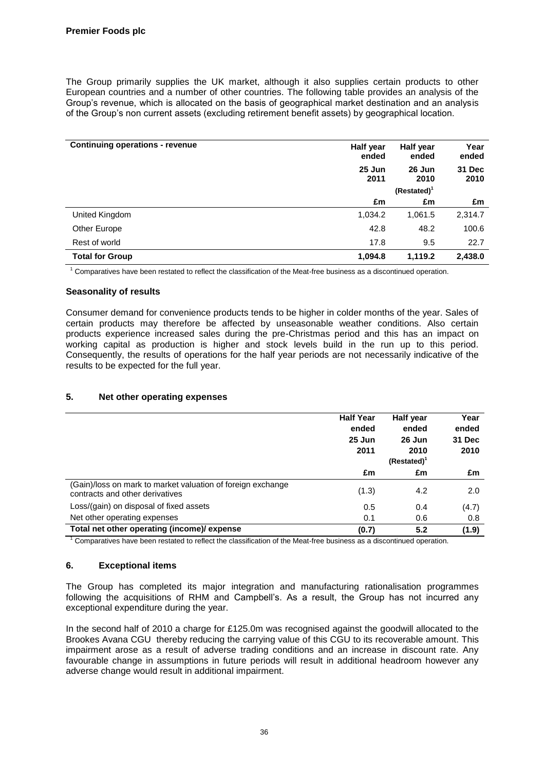**Premier Foods plc**

The Group primarily supplies the UK market, although it also supplies certain products to other European countries and a number of other countries. The following table provides an analysis of the Group's revenue, which is allocated on the basis of geographical market destination and an analysis of the Group's non current assets (excluding retirement benefit assets) by geographical location.

| Continuing operations - revenue | Half year ended 25 Jun 2011 | Half year ended 26 Jun 2010 (Restated)[1] | Year ended 31 Dec 2010 |
|---|---|---|---|
| | £m | £m | £m |
| United Kingdom | 1,034.2 | 1,061.5 | 2,314.7 |
| Other Europe | 42.8 | 48.2 | 100.6 |
| Rest of world | 17.8 | 9.5 | 22.7 |
| **Total for Group** | **1,094.8** | **1,119.2** | **2,438.0** |

[1] Comparatives have been restated to reflect the classification of the Meat-free business as a discontinued operation.

### Seasonality of results

Consumer demand for convenience products tends to be higher in colder months of the year. Sales of certain products may therefore be affected by unseasonable weather conditions. Also certain products experience increased sales during the pre-Christmas period and this has an impact on working capital as production is higher and stock levels build in the run up to this period. Consequently, the results of operations for the half year periods are not necessarily indicative of the results to be expected for the full year.

## 5. Net other operating expenses

| | Half Year ended 25 Jun 2011 | Half year ended 26 Jun 2010 (Restated)[1] | Year ended 31 Dec 2010 |
|---|---|---|---|
| | £m | £m | £m |
| (Gain)/loss on mark to market valuation of foreign exchange contracts and other derivatives | (1.3) | 4.2 | 2.0 |
| Loss/(gain) on disposal of fixed assets | 0.5 | 0.4 | (4.7) |
| Net other operating expenses | 0.1 | 0.6 | 0.8 |
| **Total net other operating (income)/ expense** | **(0.7)** | **5.2** | **(1.9)** |

[1] Comparatives have been restated to reflect the classification of the Meat-free business as a discontinued operation.

## 6. Exceptional items

The Group has completed its major integration and manufacturing rationalisation programmes following the acquisitions of RHM and Campbell's. As a result, the Group has not incurred any exceptional expenditure during the year.

In the second half of 2010 a charge for £125.0m was recognised against the goodwill allocated to the Brookes Avana CGU thereby reducing the carrying value of this CGU to its recoverable amount. This impairment arose as a result of adverse trading conditions and an increase in discount rate. Any favourable change in assumptions in future periods will result in additional headroom however any adverse change would result in additional impairment.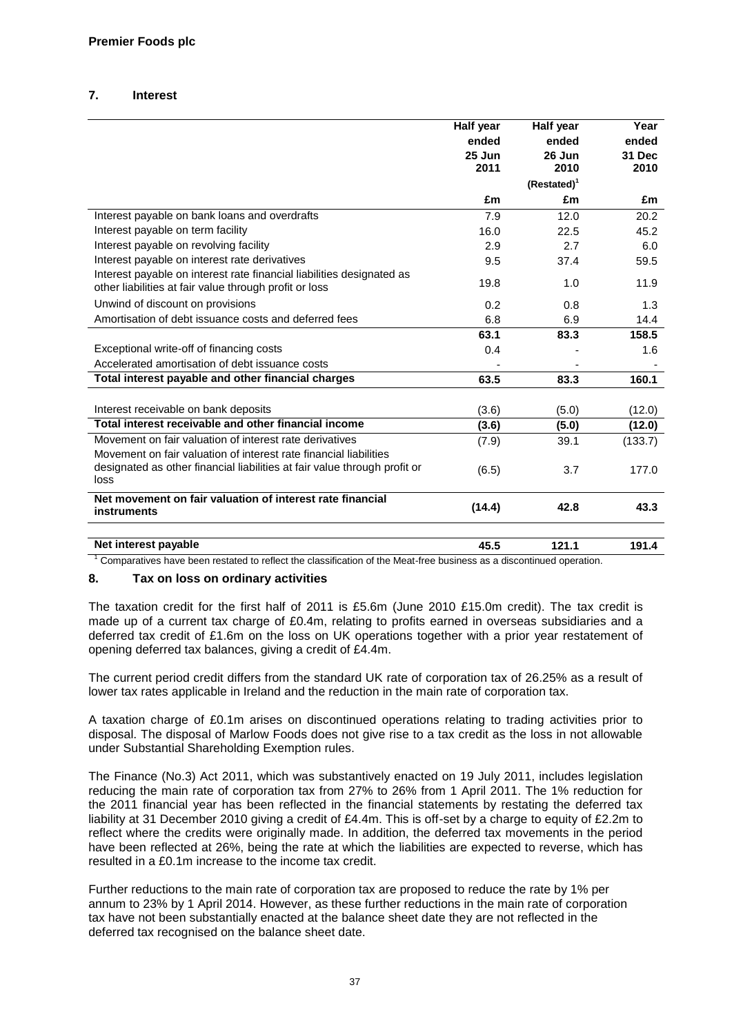**Premier Foods plc**

## 7. Interest

| | Half year ended 25 Jun 2011 | Half year ended 26 Jun 2010 (Restated)[1] | Year ended 31 Dec 2010 |
|---|---|---|---|
| | £m | £m | £m |
| Interest payable on bank loans and overdrafts | 7.9 | 12.0 | 20.2 |
| Interest payable on term facility | 16.0 | 22.5 | 45.2 |
| Interest payable on revolving facility | 2.9 | 2.7 | 6.0 |
| Interest payable on interest rate derivatives | 9.5 | 37.4 | 59.5 |
| Interest payable on interest rate financial liabilities designated as other liabilities at fair value through profit or loss | 19.8 | 1.0 | 11.9 |
| Unwind of discount on provisions | 0.2 | 0.8 | 1.3 |
| Amortisation of debt issuance costs and deferred fees | 6.8 | 6.9 | 14.4 |
| | 63.1 | 83.3 | 158.5 |
| Exceptional write-off of financing costs | 0.4 | - | 1.6 |
| Accelerated amortisation of debt issuance costs | - | - | - |
| **Total interest payable and other financial charges** | **63.5** | **83.3** | **160.1** |
| Interest receivable on bank deposits | (3.6) | (5.0) | (12.0) |
| **Total interest receivable and other financial income** | **(3.6)** | **(5.0)** | **(12.0)** |
| Movement on fair valuation of interest rate derivatives | (7.9) | 39.1 | (133.7) |
| Movement on fair valuation of interest rate financial liabilities designated as other financial liabilities at fair value through profit or loss | (6.5) | 3.7 | 177.0 |
| **Net movement on fair valuation of interest rate financial instruments** | **(14.4)** | **42.8** | **43.3** |
| **Net interest payable** | **45.5** | **121.1** | **191.4** |

[1] Comparatives have been restated to reflect the classification of the Meat-free business as a discontinued operation.

## 8. Tax on loss on ordinary activities

The taxation credit for the first half of 2011 is £5.6m (June 2010 £15.0m credit). The tax credit is made up of a current tax charge of £0.4m, relating to profits earned in overseas subsidiaries and a deferred tax credit of £1.6m on the loss on UK operations together with a prior year restatement of opening deferred tax balances, giving a credit of £4.4m.

The current period credit differs from the standard UK rate of corporation tax of 26.25% as a result of lower tax rates applicable in Ireland and the reduction in the main rate of corporation tax.

A taxation charge of £0.1m arises on discontinued operations relating to trading activities prior to disposal. The disposal of Marlow Foods does not give rise to a tax credit as the loss in not allowable under Substantial Shareholding Exemption rules.

The Finance (No.3) Act 2011, which was substantively enacted on 19 July 2011, includes legislation reducing the main rate of corporation tax from 27% to 26% from 1 April 2011. The 1% reduction for the 2011 financial year has been reflected in the financial statements by restating the deferred tax liability at 31 December 2010 giving a credit of £4.4m. This is off-set by a charge to equity of £2.2m to reflect where the credits were originally made. In addition, the deferred tax movements in the period have been reflected at 26%, being the rate at which the liabilities are expected to reverse, which has resulted in a £0.1m increase to the income tax credit.

Further reductions to the main rate of corporation tax are proposed to reduce the rate by 1% per annum to 23% by 1 April 2014. However, as these further reductions in the main rate of corporation tax have not been substantially enacted at the balance sheet date they are not reflected in the deferred tax recognised on the balance sheet date.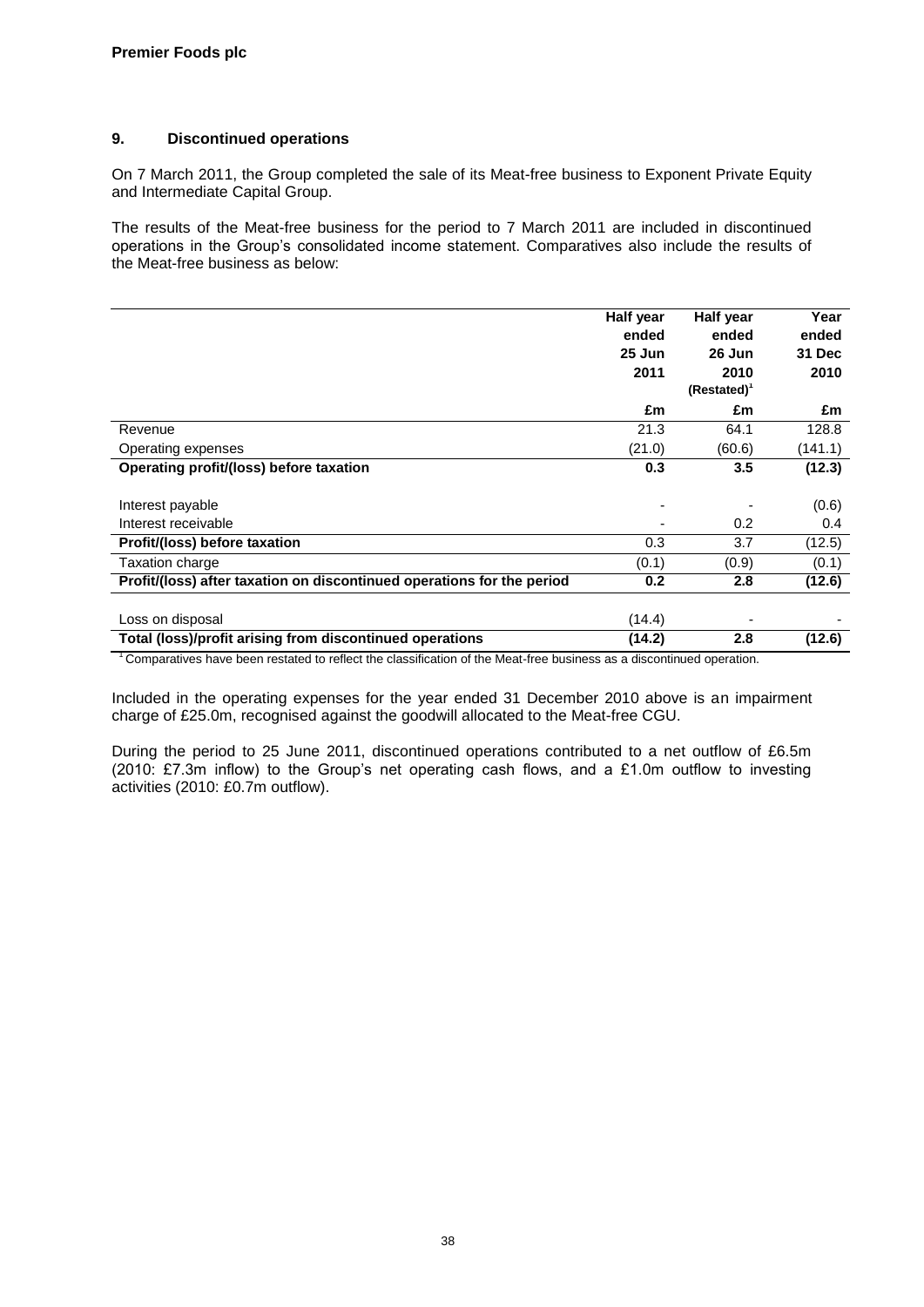## 9. Discontinued operations

On 7 March 2011, the Group completed the sale of its Meat-free business to Exponent Private Equity and Intermediate Capital Group.

The results of the Meat-free business for the period to 7 March 2011 are included in discontinued operations in the Group's consolidated income statement. Comparatives also include the results of the Meat-free business as below:

| | Half year ended 25 Jun 2011 | Half year ended 26 Jun 2010 (Restated)[1] | Year ended 31 Dec 2010 |
|---|---|---|---|
| | £m | £m | £m |
| Revenue | 21.3 | 64.1 | 128.8 |
| Operating expenses | (21.0) | (60.6) | (141.1) |
| **Operating profit/(loss) before taxation** | **0.3** | **3.5** | **(12.3)** |
| Interest payable | - | - | (0.6) |
| Interest receivable | - | 0.2 | 0.4 |
| **Profit/(loss) before taxation** | 0.3 | 3.7 | (12.5) |
| Taxation charge | (0.1) | (0.9) | (0.1) |
| **Profit/(loss) after taxation on discontinued operations for the period** | **0.2** | **2.8** | **(12.6)** |
| Loss on disposal | (14.4) | - | - |
| **Total (loss)/profit arising from discontinued operations** | **(14.2)** | **2.8** | **(12.6)** |

[1] Comparatives have been restated to reflect the classification of the Meat-free business as a discontinued operation.

Included in the operating expenses for the year ended 31 December 2010 above is an impairment charge of £25.0m, recognised against the goodwill allocated to the Meat-free CGU.

During the period to 25 June 2011, discontinued operations contributed to a net outflow of £6.5m (2010: £7.3m inflow) to the Group's net operating cash flows, and a £1.0m outflow to investing activities (2010: £0.7m outflow).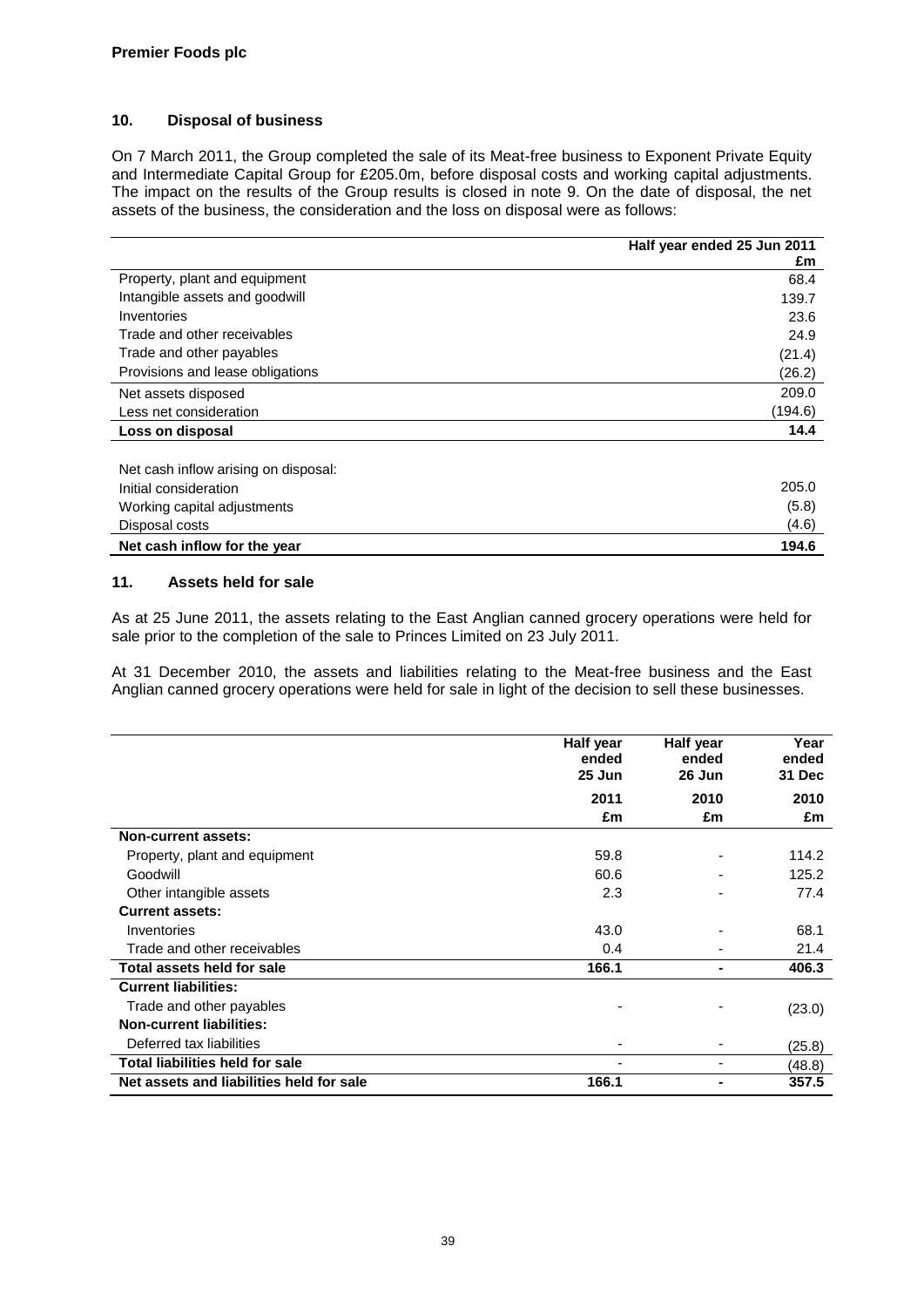**Premier Foods plc**

## 10. Disposal of business

On 7 March 2011, the Group completed the sale of its Meat-free business to Exponent Private Equity and Intermediate Capital Group for £205.0m, before disposal costs and working capital adjustments. The impact on the results of the Group results is closed in note 9. On the date of disposal, the net assets of the business, the consideration and the loss on disposal were as follows:

| | Half year ended 25 Jun 2011 |
|---|---|
| | £m |
| Property, plant and equipment | 68.4 |
| Intangible assets and goodwill | 139.7 |
| Inventories | 23.6 |
| Trade and other receivables | 24.9 |
| Trade and other payables | (21.4) |
| Provisions and lease obligations | (26.2) |
| Net assets disposed | 209.0 |
| Less net consideration | (194.6) |
| **Loss on disposal** | **14.4** |
| | |
| Net cash inflow arising on disposal: | |
| Initial consideration | 205.0 |
| Working capital adjustments | (5.8) |
| Disposal costs | (4.6) |
| **Net cash inflow for the year** | **194.6** |

## 11. Assets held for sale

As at 25 June 2011, the assets relating to the East Anglian canned grocery operations were held for sale prior to the completion of the sale to Princes Limited on 23 July 2011.

At 31 December 2010, the assets and liabilities relating to the Meat-free business and the East Anglian canned grocery operations were held for sale in light of the decision to sell these businesses.

| | Half year ended 25 Jun 2011 | Half year ended 26 Jun 2010 | Year ended 31 Dec 2010 |
|---|---|---|---|
| | £m | £m | £m |
| **Non-current assets:** | | | |
| Property, plant and equipment | 59.8 | - | 114.2 |
| Goodwill | 60.6 | - | 125.2 |
| Other intangible assets | 2.3 | - | 77.4 |
| **Current assets:** | | | |
| Inventories | 43.0 | - | 68.1 |
| Trade and other receivables | 0.4 | - | 21.4 |
| **Total assets held for sale** | **166.1** | **-** | **406.3** |
| **Current liabilities:** | | | |
| Trade and other payables | - | - | (23.0) |
| **Non-current liabilities:** | | | |
| Deferred tax liabilities | - | - | (25.8) |
| **Total liabilities held for sale** | - | - | (48.8) |
| **Net assets and liabilities held for sale** | **166.1** | **-** | **357.5** |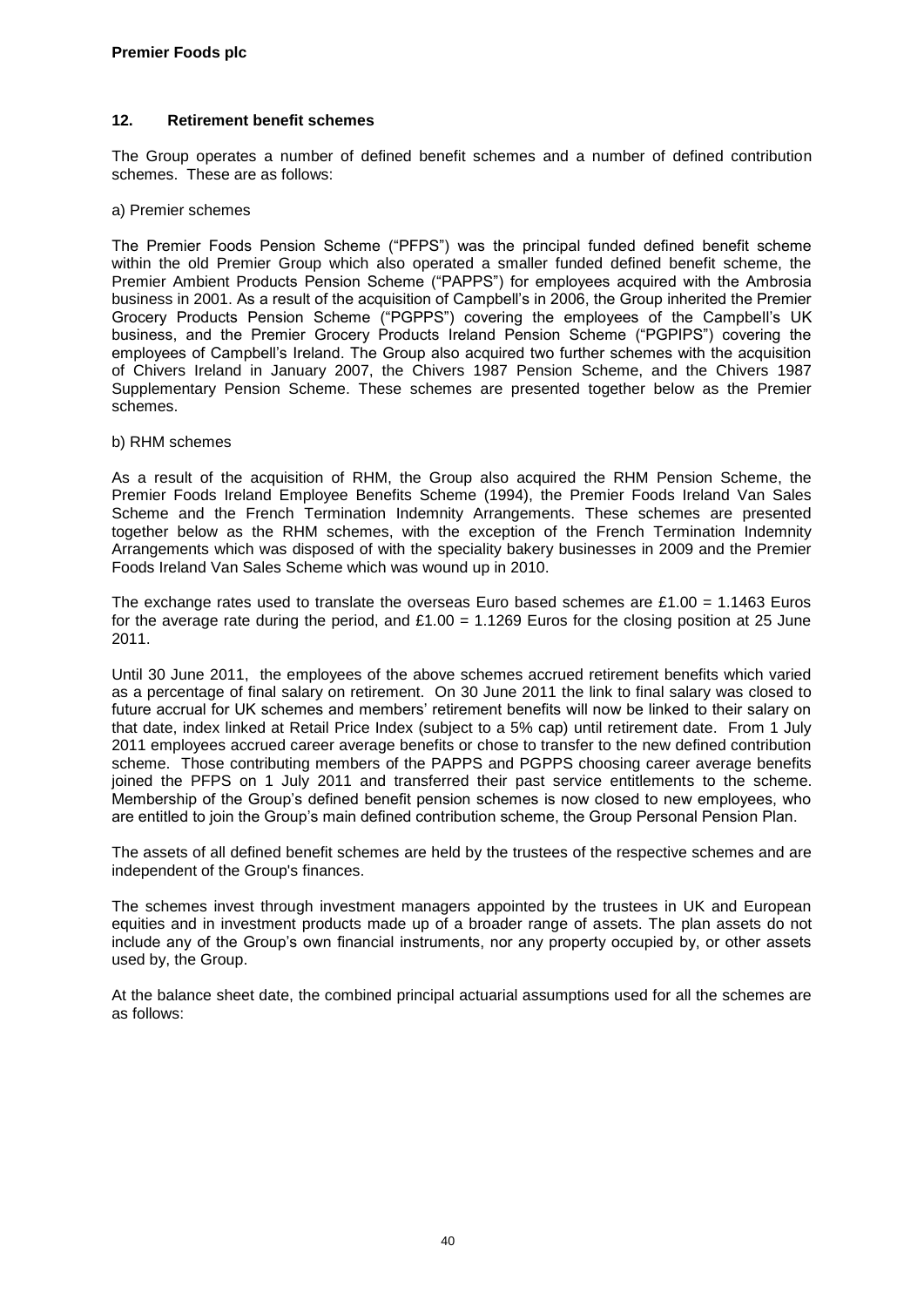## 12. Retirement benefit schemes

The Group operates a number of defined benefit schemes and a number of defined contribution schemes. These are as follows:

a) Premier schemes

The Premier Foods Pension Scheme ("PFPS") was the principal funded defined benefit scheme within the old Premier Group which also operated a smaller funded defined benefit scheme, the Premier Ambient Products Pension Scheme ("PAPPS") for employees acquired with the Ambrosia business in 2001. As a result of the acquisition of Campbell's in 2006, the Group inherited the Premier Grocery Products Pension Scheme ("PGPPS") covering the employees of the Campbell's UK business, and the Premier Grocery Products Ireland Pension Scheme ("PGPIPS") covering the employees of Campbell's Ireland. The Group also acquired two further schemes with the acquisition of Chivers Ireland in January 2007, the Chivers 1987 Pension Scheme, and the Chivers 1987 Supplementary Pension Scheme. These schemes are presented together below as the Premier schemes.

b) RHM schemes

As a result of the acquisition of RHM, the Group also acquired the RHM Pension Scheme, the Premier Foods Ireland Employee Benefits Scheme (1994), the Premier Foods Ireland Van Sales Scheme and the French Termination Indemnity Arrangements. These schemes are presented together below as the RHM schemes, with the exception of the French Termination Indemnity Arrangements which was disposed of with the speciality bakery businesses in 2009 and the Premier Foods Ireland Van Sales Scheme which was wound up in 2010.

The exchange rates used to translate the overseas Euro based schemes are £1.00 = 1.1463 Euros for the average rate during the period, and £1.00 = 1.1269 Euros for the closing position at 25 June 2011.

Until 30 June 2011, the employees of the above schemes accrued retirement benefits which varied as a percentage of final salary on retirement. On 30 June 2011 the link to final salary was closed to future accrual for UK schemes and members' retirement benefits will now be linked to their salary on that date, index linked at Retail Price Index (subject to a 5% cap) until retirement date. From 1 July 2011 employees accrued career average benefits or chose to transfer to the new defined contribution scheme. Those contributing members of the PAPPS and PGPPS choosing career average benefits joined the PFPS on 1 July 2011 and transferred their past service entitlements to the scheme. Membership of the Group's defined benefit pension schemes is now closed to new employees, who are entitled to join the Group's main defined contribution scheme, the Group Personal Pension Plan.

The assets of all defined benefit schemes are held by the trustees of the respective schemes and are independent of the Group's finances.

The schemes invest through investment managers appointed by the trustees in UK and European equities and in investment products made up of a broader range of assets. The plan assets do not include any of the Group's own financial instruments, nor any property occupied by, or other assets used by, the Group.

At the balance sheet date, the combined principal actuarial assumptions used for all the schemes are as follows: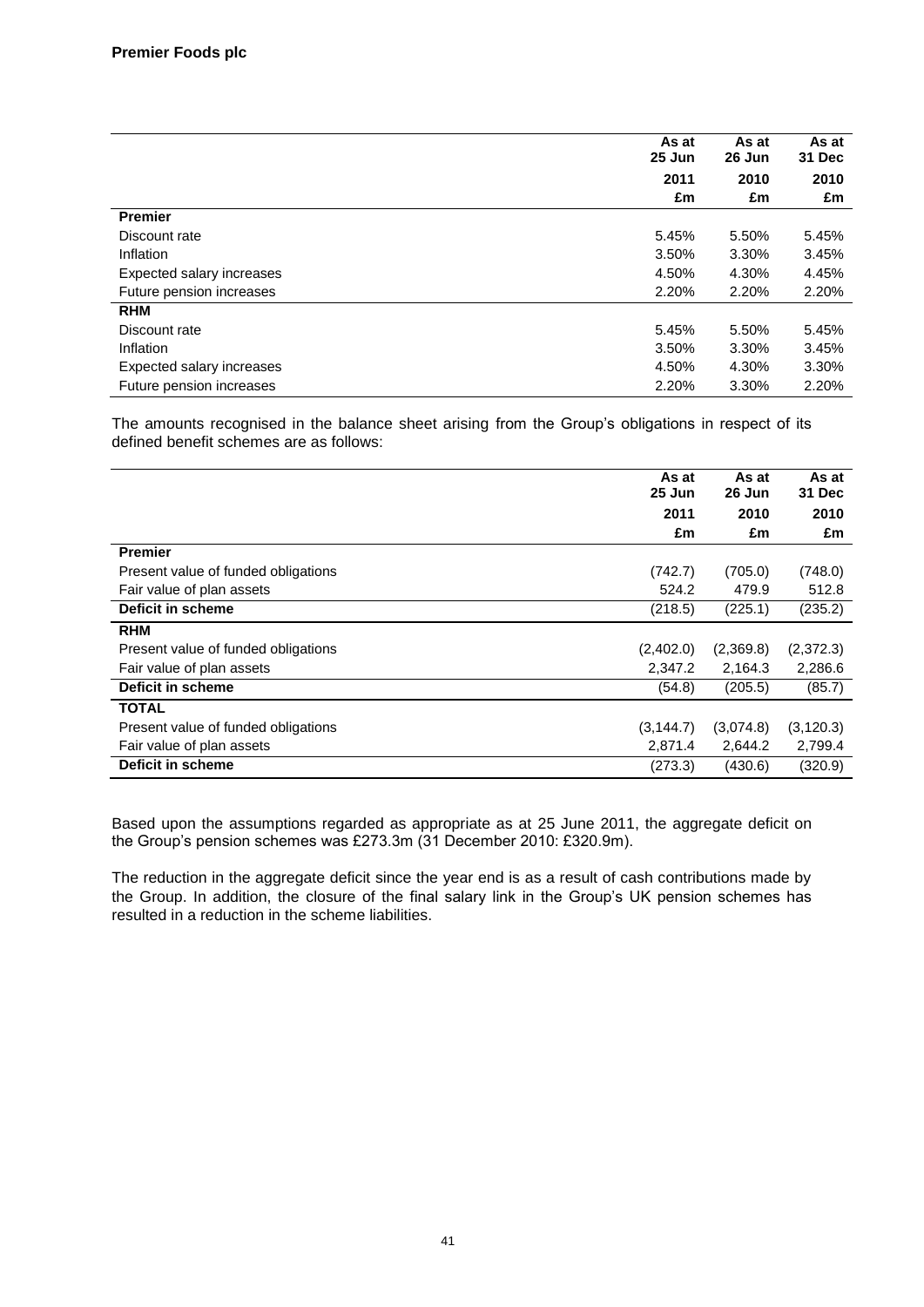**Premier Foods plc**

| | As at 25 Jun 2011 £m | As at 26 Jun 2010 £m | As at 31 Dec 2010 £m |
|---|---|---|---|
| **Premier** | | | |
| Discount rate | 5.45% | 5.50% | 5.45% |
| Inflation | 3.50% | 3.30% | 3.45% |
| Expected salary increases | 4.50% | 4.30% | 4.45% |
| Future pension increases | 2.20% | 2.20% | 2.20% |
| **RHM** | | | |
| Discount rate | 5.45% | 5.50% | 5.45% |
| Inflation | 3.50% | 3.30% | 3.45% |
| Expected salary increases | 4.50% | 4.30% | 3.30% |
| Future pension increases | 2.20% | 3.30% | 2.20% |

The amounts recognised in the balance sheet arising from the Group's obligations in respect of its defined benefit schemes are as follows:

| | As at 25 Jun 2011 £m | As at 26 Jun 2010 £m | As at 31 Dec 2010 £m |
|---|---|---|---|
| **Premier** | | | |
| Present value of funded obligations | (742.7) | (705.0) | (748.0) |
| Fair value of plan assets | 524.2 | 479.9 | 512.8 |
| **Deficit in scheme** | (218.5) | (225.1) | (235.2) |
| **RHM** | | | |
| Present value of funded obligations | (2,402.0) | (2,369.8) | (2,372.3) |
| Fair value of plan assets | 2,347.2 | 2,164.3 | 2,286.6 |
| **Deficit in scheme** | (54.8) | (205.5) | (85.7) |
| **TOTAL** | | | |
| Present value of funded obligations | (3,144.7) | (3,074.8) | (3,120.3) |
| Fair value of plan assets | 2,871.4 | 2,644.2 | 2,799.4 |
| **Deficit in scheme** | (273.3) | (430.6) | (320.9) |

Based upon the assumptions regarded as appropriate as at 25 June 2011, the aggregate deficit on the Group's pension schemes was £273.3m (31 December 2010: £320.9m).

The reduction in the aggregate deficit since the year end is as a result of cash contributions made by the Group. In addition, the closure of the final salary link in the Group's UK pension schemes has resulted in a reduction in the scheme liabilities.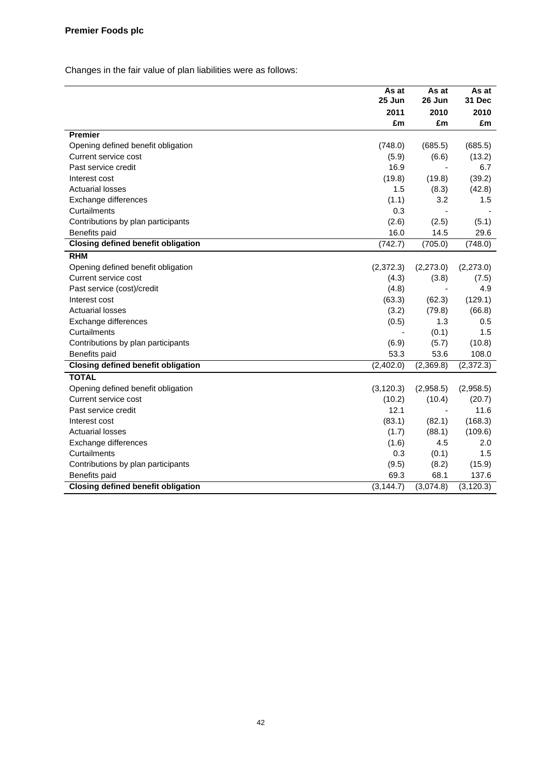Changes in the fair value of plan liabilities were as follows:

| | As at 25 Jun 2011 £m | As at 26 Jun 2010 £m | As at 31 Dec 2010 £m |
|---|---|---|---|
| **Premier** | | | |
| Opening defined benefit obligation | (748.0) | (685.5) | (685.5) |
| Current service cost | (5.9) | (6.6) | (13.2) |
| Past service credit | 16.9 | - | 6.7 |
| Interest cost | (19.8) | (19.8) | (39.2) |
| Actuarial losses | 1.5 | (8.3) | (42.8) |
| Exchange differences | (1.1) | 3.2 | 1.5 |
| Curtailments | 0.3 | - | - |
| Contributions by plan participants | (2.6) | (2.5) | (5.1) |
| Benefits paid | 16.0 | 14.5 | 29.6 |
| **Closing defined benefit obligation** | (742.7) | (705.0) | (748.0) |
| **RHM** | | | |
| Opening defined benefit obligation | (2,372.3) | (2,273.0) | (2,273.0) |
| Current service cost | (4.3) | (3.8) | (7.5) |
| Past service (cost)/credit | (4.8) | - | 4.9 |
| Interest cost | (63.3) | (62.3) | (129.1) |
| Actuarial losses | (3.2) | (79.8) | (66.8) |
| Exchange differences | (0.5) | 1.3 | 0.5 |
| Curtailments | - | (0.1) | 1.5 |
| Contributions by plan participants | (6.9) | (5.7) | (10.8) |
| Benefits paid | 53.3 | 53.6 | 108.0 |
| **Closing defined benefit obligation** | (2,402.0) | (2,369.8) | (2,372.3) |
| **TOTAL** | | | |
| Opening defined benefit obligation | (3,120.3) | (2,958.5) | (2,958.5) |
| Current service cost | (10.2) | (10.4) | (20.7) |
| Past service credit | 12.1 | - | 11.6 |
| Interest cost | (83.1) | (82.1) | (168.3) |
| Actuarial losses | (1.7) | (88.1) | (109.6) |
| Exchange differences | (1.6) | 4.5 | 2.0 |
| Curtailments | 0.3 | (0.1) | 1.5 |
| Contributions by plan participants | (9.5) | (8.2) | (15.9) |
| Benefits paid | 69.3 | 68.1 | 137.6 |
| **Closing defined benefit obligation** | (3,144.7) | (3,074.8) | (3,120.3) |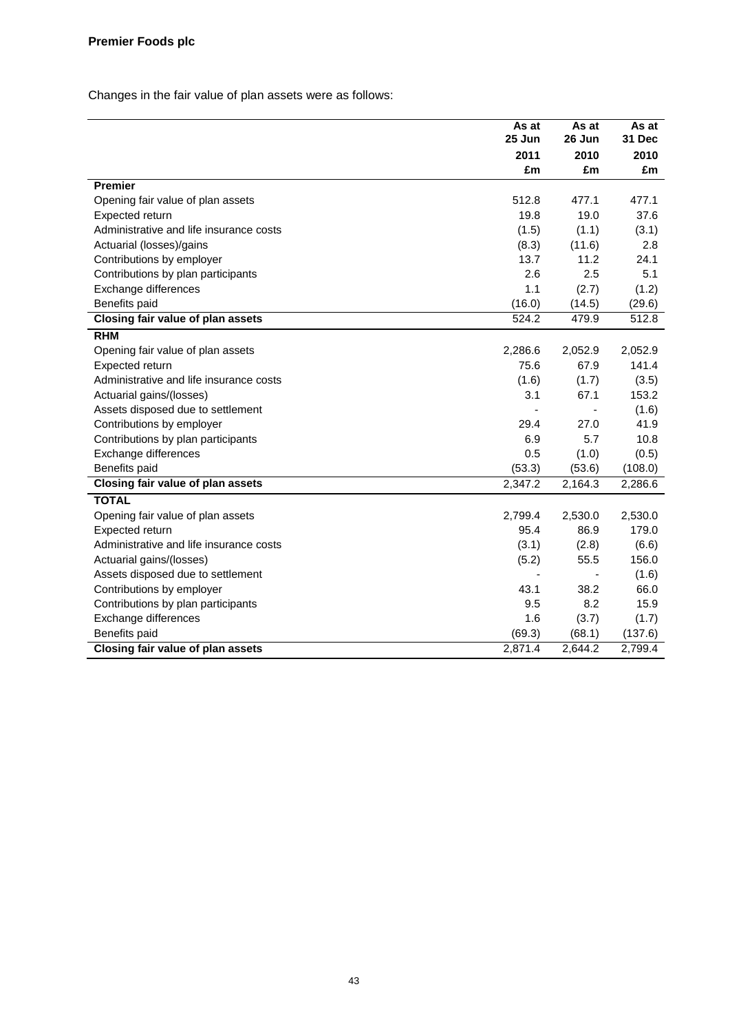**Premier Foods plc**

Changes in the fair value of plan assets were as follows:

| | As at 25 Jun 2011 £m | As at 26 Jun 2010 £m | As at 31 Dec 2010 £m |
|---|---|---|---|
| **Premier** | | | |
| Opening fair value of plan assets | 512.8 | 477.1 | 477.1 |
| Expected return | 19.8 | 19.0 | 37.6 |
| Administrative and life insurance costs | (1.5) | (1.1) | (3.1) |
| Actuarial (losses)/gains | (8.3) | (11.6) | 2.8 |
| Contributions by employer | 13.7 | 11.2 | 24.1 |
| Contributions by plan participants | 2.6 | 2.5 | 5.1 |
| Exchange differences | 1.1 | (2.7) | (1.2) |
| Benefits paid | (16.0) | (14.5) | (29.6) |
| **Closing fair value of plan assets** | 524.2 | 479.9 | 512.8 |
| **RHM** | | | |
| Opening fair value of plan assets | 2,286.6 | 2,052.9 | 2,052.9 |
| Expected return | 75.6 | 67.9 | 141.4 |
| Administrative and life insurance costs | (1.6) | (1.7) | (3.5) |
| Actuarial gains/(losses) | 3.1 | 67.1 | 153.2 |
| Assets disposed due to settlement | - | - | (1.6) |
| Contributions by employer | 29.4 | 27.0 | 41.9 |
| Contributions by plan participants | 6.9 | 5.7 | 10.8 |
| Exchange differences | 0.5 | (1.0) | (0.5) |
| Benefits paid | (53.3) | (53.6) | (108.0) |
| **Closing fair value of plan assets** | 2,347.2 | 2,164.3 | 2,286.6 |
| **TOTAL** | | | |
| Opening fair value of plan assets | 2,799.4 | 2,530.0 | 2,530.0 |
| Expected return | 95.4 | 86.9 | 179.0 |
| Administrative and life insurance costs | (3.1) | (2.8) | (6.6) |
| Actuarial gains/(losses) | (5.2) | 55.5 | 156.0 |
| Assets disposed due to settlement | - | - | (1.6) |
| Contributions by employer | 43.1 | 38.2 | 66.0 |
| Contributions by plan participants | 9.5 | 8.2 | 15.9 |
| Exchange differences | 1.6 | (3.7) | (1.7) |
| Benefits paid | (69.3) | (68.1) | (137.6) |
| **Closing fair value of plan assets** | 2,871.4 | 2,644.2 | 2,799.4 |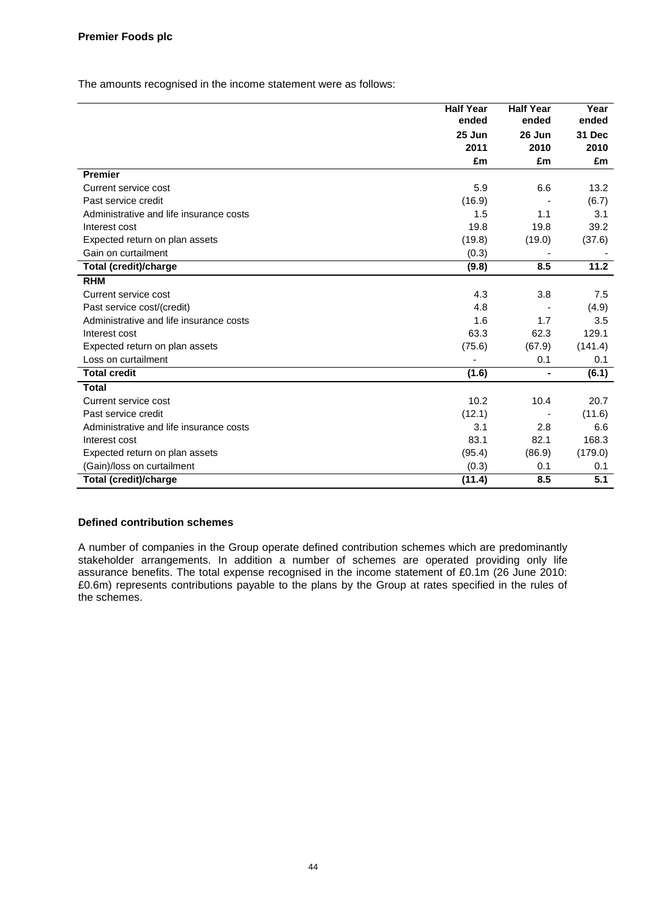The amounts recognised in the income statement were as follows:

| | Half Year ended 25 Jun 2011 £m | Half Year ended 26 Jun 2010 £m | Year ended 31 Dec 2010 £m |
|---|---|---|---|
| **Premier** | | | |
| Current service cost | 5.9 | 6.6 | 13.2 |
| Past service credit | (16.9) | - | (6.7) |
| Administrative and life insurance costs | 1.5 | 1.1 | 3.1 |
| Interest cost | 19.8 | 19.8 | 39.2 |
| Expected return on plan assets | (19.8) | (19.0) | (37.6) |
| Gain on curtailment | (0.3) | - | - |
| **Total (credit)/charge** | **(9.8)** | **8.5** | **11.2** |
| **RHM** | | | |
| Current service cost | 4.3 | 3.8 | 7.5 |
| Past service cost/(credit) | 4.8 | - | (4.9) |
| Administrative and life insurance costs | 1.6 | 1.7 | 3.5 |
| Interest cost | 63.3 | 62.3 | 129.1 |
| Expected return on plan assets | (75.6) | (67.9) | (141.4) |
| Loss on curtailment | - | 0.1 | 0.1 |
| **Total credit** | **(1.6)** | **-** | **(6.1)** |
| **Total** | | | |
| Current service cost | 10.2 | 10.4 | 20.7 |
| Past service credit | (12.1) | - | (11.6) |
| Administrative and life insurance costs | 3.1 | 2.8 | 6.6 |
| Interest cost | 83.1 | 82.1 | 168.3 |
| Expected return on plan assets | (95.4) | (86.9) | (179.0) |
| (Gain)/loss on curtailment | (0.3) | 0.1 | 0.1 |
| **Total (credit)/charge** | **(11.4)** | **8.5** | **5.1** |

**Defined contribution schemes**

A number of companies in the Group operate defined contribution schemes which are predominantly stakeholder arrangements. In addition a number of schemes are operated providing only life assurance benefits. The total expense recognised in the income statement of £0.1m (26 June 2010: £0.6m) represents contributions payable to the plans by the Group at rates specified in the rules of the schemes.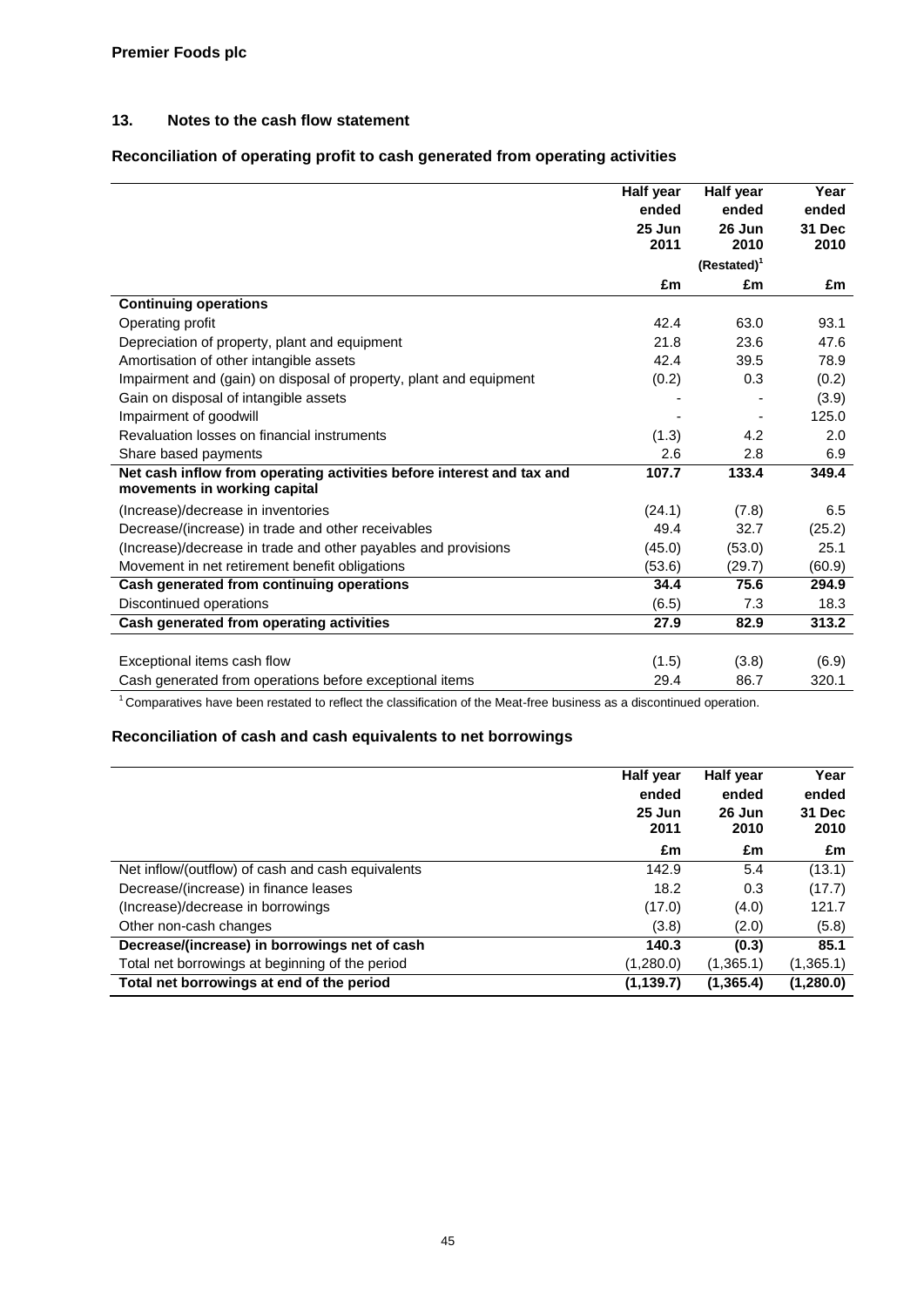**Premier Foods plc**

## 13. Notes to the cash flow statement

### Reconciliation of operating profit to cash generated from operating activities

| | Half year ended 25 Jun 2011 | Half year ended 26 Jun 2010 (Restated)[1] | Year ended 31 Dec 2010 |
|---|---|---|---|
| | £m | £m | £m |
| **Continuing operations** | | | |
| Operating profit | 42.4 | 63.0 | 93.1 |
| Depreciation of property, plant and equipment | 21.8 | 23.6 | 47.6 |
| Amortisation of other intangible assets | 42.4 | 39.5 | 78.9 |
| Impairment and (gain) on disposal of property, plant and equipment | (0.2) | 0.3 | (0.2) |
| Gain on disposal of intangible assets | - | - | (3.9) |
| Impairment of goodwill | - | - | 125.0 |
| Revaluation losses on financial instruments | (1.3) | 4.2 | 2.0 |
| Share based payments | 2.6 | 2.8 | 6.9 |
| **Net cash inflow from operating activities before interest and tax and movements in working capital** | **107.7** | **133.4** | **349.4** |
| (Increase)/decrease in inventories | (24.1) | (7.8) | 6.5 |
| Decrease/(increase) in trade and other receivables | 49.4 | 32.7 | (25.2) |
| (Increase)/decrease in trade and other payables and provisions | (45.0) | (53.0) | 25.1 |
| Movement in net retirement benefit obligations | (53.6) | (29.7) | (60.9) |
| **Cash generated from continuing operations** | **34.4** | **75.6** | **294.9** |
| Discontinued operations | (6.5) | 7.3 | 18.3 |
| **Cash generated from operating activities** | **27.9** | **82.9** | **313.2** |
| | | | |
| Exceptional items cash flow | (1.5) | (3.8) | (6.9) |
| Cash generated from operations before exceptional items | 29.4 | 86.7 | 320.1 |

[1] Comparatives have been restated to reflect the classification of the Meat-free business as a discontinued operation.

### Reconciliation of cash and cash equivalents to net borrowings

| | Half year ended 25 Jun 2011 | Half year ended 26 Jun 2010 | Year ended 31 Dec 2010 |
|---|---|---|---|
| | £m | £m | £m |
| Net inflow/(outflow) of cash and cash equivalents | 142.9 | 5.4 | (13.1) |
| Decrease/(increase) in finance leases | 18.2 | 0.3 | (17.7) |
| (Increase)/decrease in borrowings | (17.0) | (4.0) | 121.7 |
| Other non-cash changes | (3.8) | (2.0) | (5.8) |
| **Decrease/(increase) in borrowings net of cash** | **140.3** | **(0.3)** | **85.1** |
| Total net borrowings at beginning of the period | (1,280.0) | (1,365.1) | (1,365.1) |
| **Total net borrowings at end of the period** | **(1,139.7)** | **(1,365.4)** | **(1,280.0)** |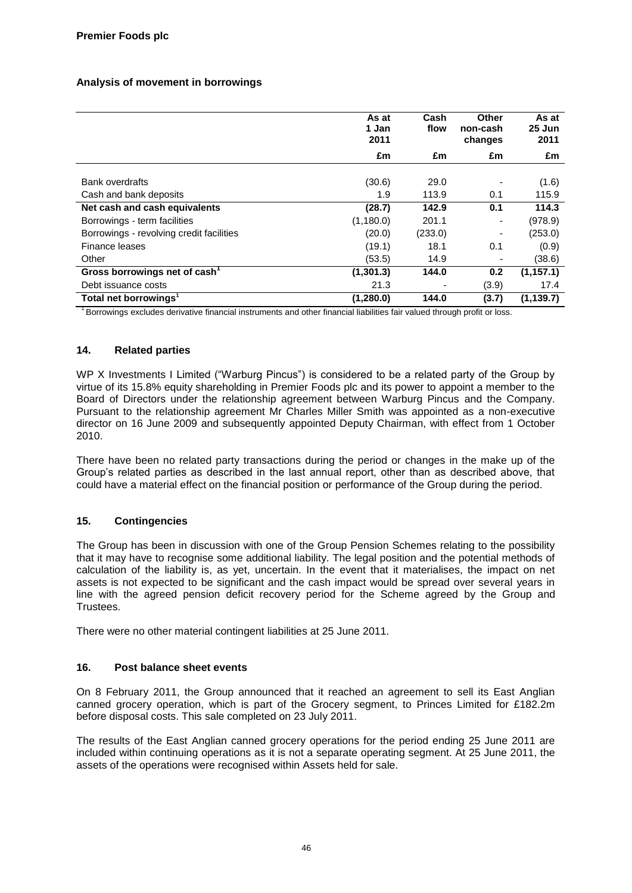**Premier Foods plc**

**Analysis of movement in borrowings**

| | As at 1 Jan 2011 | Cash flow | Other non-cash changes | As at 25 Jun 2011 |
|---|---|---|---|---|
| | £m | £m | £m | £m |
| Bank overdrafts | (30.6) | 29.0 | - | (1.6) |
| Cash and bank deposits | 1.9 | 113.9 | 0.1 | 115.9 |
| **Net cash and cash equivalents** | **(28.7)** | **142.9** | **0.1** | **114.3** |
| Borrowings - term facilities | (1,180.0) | 201.1 | - | (978.9) |
| Borrowings - revolving credit facilities | (20.0) | (233.0) | - | (253.0) |
| Finance leases | (19.1) | 18.1 | 0.1 | (0.9) |
| Other | (53.5) | 14.9 | - | (38.6) |
| **Gross borrowings net of cash**[1] | **(1,301.3)** | **144.0** | **0.2** | **(1,157.1)** |
| Debt issuance costs | 21.3 | - | (3.9) | 17.4 |
| **Total net borrowings**[1] | **(1,280.0)** | **144.0** | **(3.7)** | **(1,139.7)** |

[1] Borrowings excludes derivative financial instruments and other financial liabilities fair valued through profit or loss.

## 14. Related parties

WP X Investments I Limited ("Warburg Pincus") is considered to be a related party of the Group by virtue of its 15.8% equity shareholding in Premier Foods plc and its power to appoint a member to the Board of Directors under the relationship agreement between Warburg Pincus and the Company. Pursuant to the relationship agreement Mr Charles Miller Smith was appointed as a non-executive director on 16 June 2009 and subsequently appointed Deputy Chairman, with effect from 1 October 2010.

There have been no related party transactions during the period or changes in the make up of the Group's related parties as described in the last annual report, other than as described above, that could have a material effect on the financial position or performance of the Group during the period.

## 15. Contingencies

The Group has been in discussion with one of the Group Pension Schemes relating to the possibility that it may have to recognise some additional liability. The legal position and the potential methods of calculation of the liability is, as yet, uncertain. In the event that it materialises, the impact on net assets is not expected to be significant and the cash impact would be spread over several years in line with the agreed pension deficit recovery period for the Scheme agreed by the Group and Trustees.

There were no other material contingent liabilities at 25 June 2011.

## 16. Post balance sheet events

On 8 February 2011, the Group announced that it reached an agreement to sell its East Anglian canned grocery operation, which is part of the Grocery segment, to Princes Limited for £182.2m before disposal costs. This sale completed on 23 July 2011.

The results of the East Anglian canned grocery operations for the period ending 25 June 2011 are included within continuing operations as it is not a separate operating segment. At 25 June 2011, the assets of the operations were recognised within Assets held for sale.